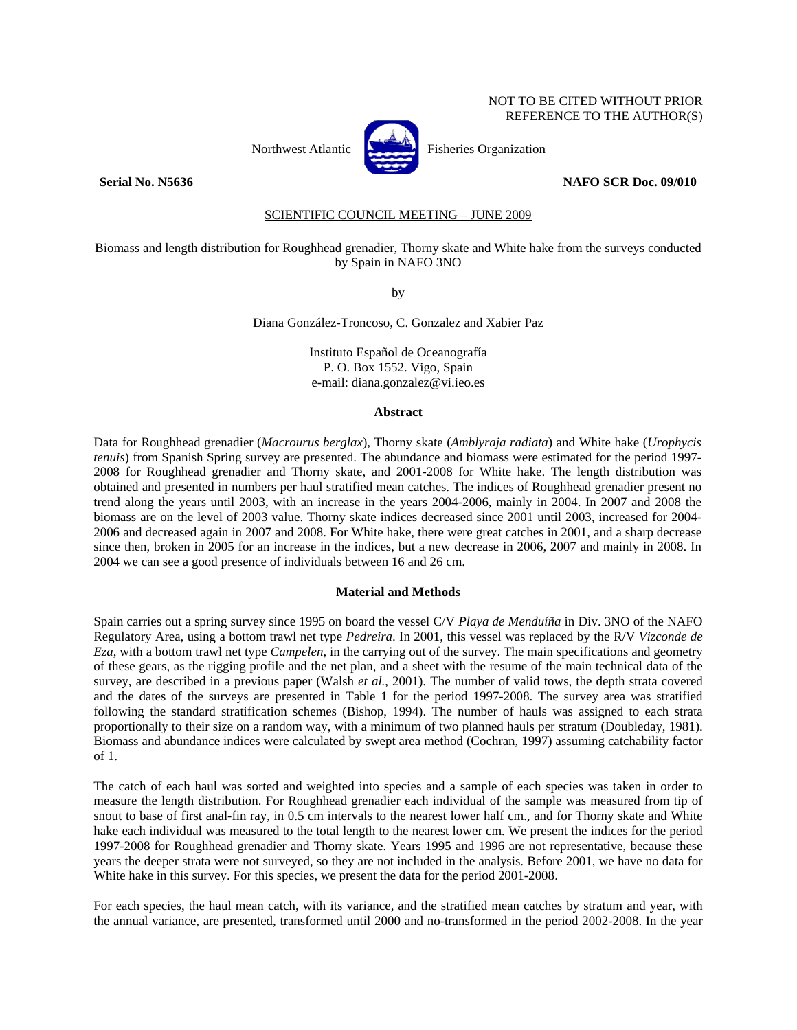NOT TO BE CITED WITHOUT PRIOR REFERENCE TO THE AUTHOR(S)

Northwest Atlantic Fisheries Organization

**Serial No. N5636** **NAFO SCR Doc. 09/010**

SCIENTIFIC COUNCIL MEETING – JUNE 2009

Biomass and length distribution for Roughhead grenadier, Thorny skate and White hake from the surveys conducted by Spain in NAFO 3NO

by

Diana González-Troncoso, C. Gonzalez and Xabier Paz

Instituto Español de Oceanografía
P. O. Box 1552. Vigo, Spain
e-mail: diana.gonzalez@vi.ieo.es

### Abstract

Data for Roughhead grenadier (*Macrourus berglax*), Thorny skate (*Amblyraja radiata*) and White hake (*Urophycis tenuis*) from Spanish Spring survey are presented. The abundance and biomass were estimated for the period 1997-2008 for Roughhead grenadier and Thorny skate, and 2001-2008 for White hake. The length distribution was obtained and presented in numbers per haul stratified mean catches. The indices of Roughhead grenadier present no trend along the years until 2003, with an increase in the years 2004-2006, mainly in 2004. In 2007 and 2008 the biomass are on the level of 2003 value. Thorny skate indices decreased since 2001 until 2003, increased for 2004-2006 and decreased again in 2007 and 2008. For White hake, there were great catches in 2001, and a sharp decrease since then, broken in 2005 for an increase in the indices, but a new decrease in 2006, 2007 and mainly in 2008. In 2004 we can see a good presence of individuals between 16 and 26 cm.

### Material and Methods

Spain carries out a spring survey since 1995 on board the vessel C/V *Playa de Menduíña* in Div. 3NO of the NAFO Regulatory Area, using a bottom trawl net type *Pedreira*. In 2001, this vessel was replaced by the R/V *Vizconde de Eza*, with a bottom trawl net type *Campelen*, in the carrying out of the survey. The main specifications and geometry of these gears, as the rigging profile and the net plan, and a sheet with the resume of the main technical data of the survey, are described in a previous paper (Walsh *et al.*, 2001). The number of valid tows, the depth strata covered and the dates of the surveys are presented in Table 1 for the period 1997-2008. The survey area was stratified following the standard stratification schemes (Bishop, 1994). The number of hauls was assigned to each strata proportionally to their size on a random way, with a minimum of two planned hauls per stratum (Doubleday, 1981). Biomass and abundance indices were calculated by swept area method (Cochran, 1997) assuming catchability factor of 1.

The catch of each haul was sorted and weighted into species and a sample of each species was taken in order to measure the length distribution. For Roughhead grenadier each individual of the sample was measured from tip of snout to base of first anal-fin ray, in 0.5 cm intervals to the nearest lower half cm., and for Thorny skate and White hake each individual was measured to the total length to the nearest lower cm. We present the indices for the period 1997-2008 for Roughhead grenadier and Thorny skate. Years 1995 and 1996 are not representative, because these years the deeper strata were not surveyed, so they are not included in the analysis. Before 2001, we have no data for White hake in this survey. For this species, we present the data for the period 2001-2008.

For each species, the haul mean catch, with its variance, and the stratified mean catches by stratum and year, with the annual variance, are presented, transformed until 2000 and no-transformed in the period 2002-2008. In the year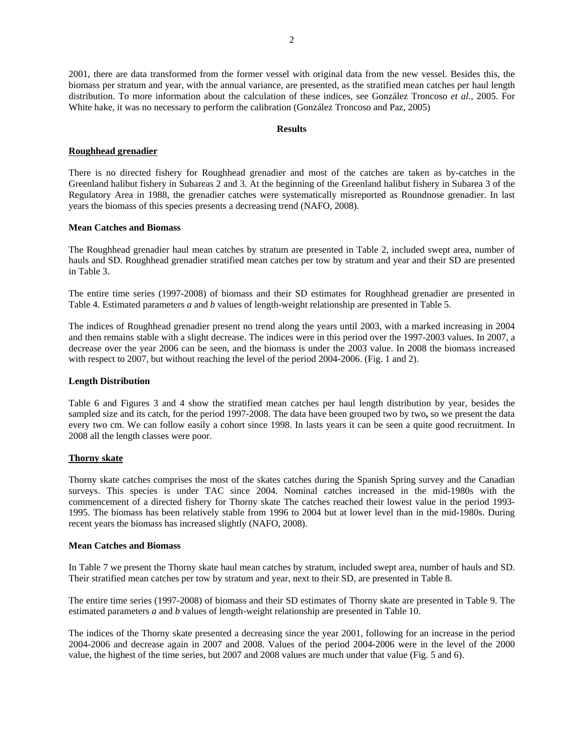2001, there are data transformed from the former vessel with original data from the new vessel. Besides this, the biomass per stratum and year, with the annual variance, are presented, as the stratified mean catches per haul length distribution. To more information about the calculation of these indices, see González Troncoso *et al.*, 2005. For White hake, it was no necessary to perform the calibration (González Troncoso and Paz, 2005)

## Results

### Roughhead grenadier

There is no directed fishery for Roughhead grenadier and most of the catches are taken as by-catches in the Greenland halibut fishery in Subareas 2 and 3. At the beginning of the Greenland halibut fishery in Subarea 3 of the Regulatory Area in 1988, the grenadier catches were systematically misreported as Roundnose grenadier. In last years the biomass of this species presents a decreasing trend (NAFO, 2008).

#### Mean Catches and Biomass

The Roughhead grenadier haul mean catches by stratum are presented in Table 2, included swept area, number of hauls and SD. Roughhead grenadier stratified mean catches per tow by stratum and year and their SD are presented in Table 3.

The entire time series (1997-2008) of biomass and their SD estimates for Roughhead grenadier are presented in Table 4. Estimated parameters *a* and *b* values of length-weight relationship are presented in Table 5.

The indices of Roughhead grenadier present no trend along the years until 2003, with a marked increasing in 2004 and then remains stable with a slight decrease. The indices were in this period over the 1997-2003 values. In 2007, a decrease over the year 2006 can be seen, and the biomass is under the 2003 value. In 2008 the biomass increased with respect to 2007, but without reaching the level of the period 2004-2006. (Fig. 1 and 2).

#### Length Distribution

Table 6 and Figures 3 and 4 show the stratified mean catches per haul length distribution by year, besides the sampled size and its catch, for the period 1997-2008. The data have been grouped two by two**,** so we present the data every two cm. We can follow easily a cohort since 1998. In lasts years it can be seen a quite good recruitment. In 2008 all the length classes were poor.

### Thorny skate

Thorny skate catches comprises the most of the skates catches during the Spanish Spring survey and the Canadian surveys. This species is under TAC since 2004. Nominal catches increased in the mid-1980s with the commencement of a directed fishery for Thorny skate The catches reached their lowest value in the period 1993-1995. The biomass has been relatively stable from 1996 to 2004 but at lower level than in the mid-1980s. During recent years the biomass has increased slightly (NAFO, 2008).

#### Mean Catches and Biomass

In Table 7 we present the Thorny skate haul mean catches by stratum, included swept area, number of hauls and SD. Their stratified mean catches per tow by stratum and year, next to their SD, are presented in Table 8.

The entire time series (1997-2008) of biomass and their SD estimates of Thorny skate are presented in Table 9. The estimated parameters *a* and *b* values of length-weight relationship are presented in Table 10.

The indices of the Thorny skate presented a decreasing since the year 2001, following for an increase in the period 2004-2006 and decrease again in 2007 and 2008. Values of the period 2004-2006 were in the level of the 2000 value, the highest of the time series, but 2007 and 2008 values are much under that value (Fig. 5 and 6).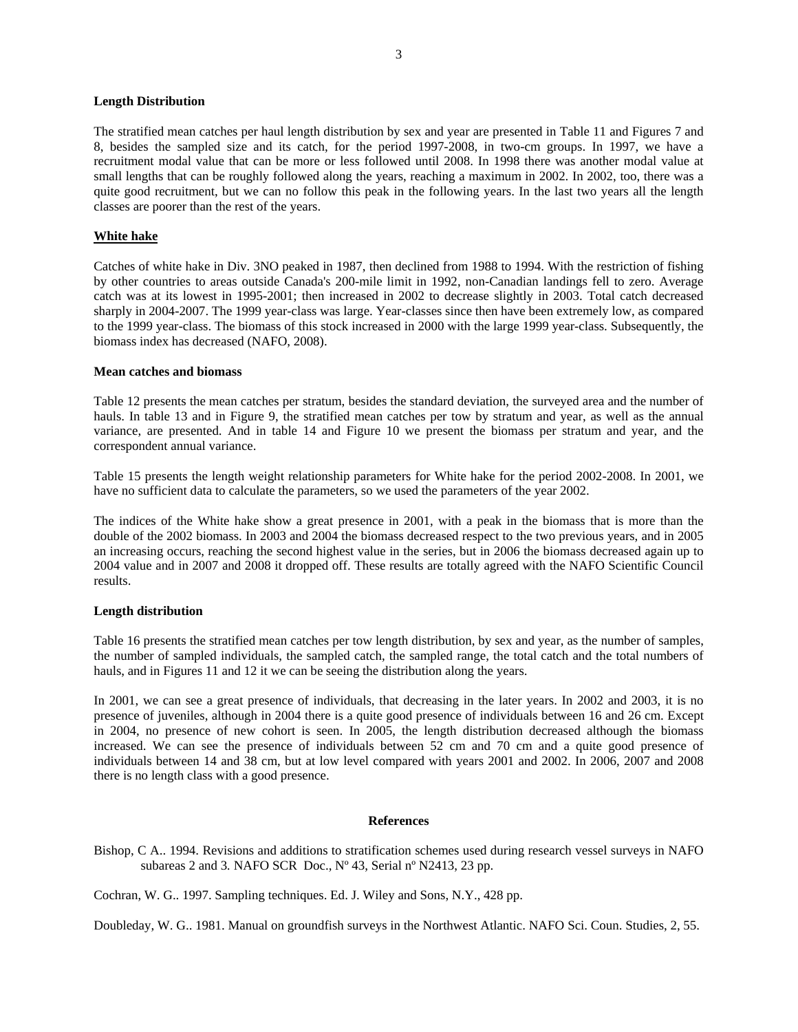### Length Distribution

The stratified mean catches per haul length distribution by sex and year are presented in Table 11 and Figures 7 and 8, besides the sampled size and its catch, for the period 1997-2008, in two-cm groups. In 1997, we have a recruitment modal value that can be more or less followed until 2008. In 1998 there was another modal value at small lengths that can be roughly followed along the years, reaching a maximum in 2002. In 2002, too, there was a quite good recruitment, but we can no follow this peak in the following years. In the last two years all the length classes are poorer than the rest of the years.

## White hake

Catches of white hake in Div. 3NO peaked in 1987, then declined from 1988 to 1994. With the restriction of fishing by other countries to areas outside Canada's 200-mile limit in 1992, non-Canadian landings fell to zero. Average catch was at its lowest in 1995-2001; then increased in 2002 to decrease slightly in 2003. Total catch decreased sharply in 2004-2007. The 1999 year-class was large. Year-classes since then have been extremely low, as compared to the 1999 year-class. The biomass of this stock increased in 2000 with the large 1999 year-class. Subsequently, the biomass index has decreased (NAFO, 2008).

### Mean catches and biomass

Table 12 presents the mean catches per stratum, besides the standard deviation, the surveyed area and the number of hauls. In table 13 and in Figure 9, the stratified mean catches per tow by stratum and year, as well as the annual variance, are presented. And in table 14 and Figure 10 we present the biomass per stratum and year, and the correspondent annual variance.

Table 15 presents the length weight relationship parameters for White hake for the period 2002-2008. In 2001, we have no sufficient data to calculate the parameters, so we used the parameters of the year 2002.

The indices of the White hake show a great presence in 2001, with a peak in the biomass that is more than the double of the 2002 biomass. In 2003 and 2004 the biomass decreased respect to the two previous years, and in 2005 an increasing occurs, reaching the second highest value in the series, but in 2006 the biomass decreased again up to 2004 value and in 2007 and 2008 it dropped off. These results are totally agreed with the NAFO Scientific Council results.

### Length distribution

Table 16 presents the stratified mean catches per tow length distribution, by sex and year, as the number of samples, the number of sampled individuals, the sampled catch, the sampled range, the total catch and the total numbers of hauls, and in Figures 11 and 12 it we can be seeing the distribution along the years.

In 2001, we can see a great presence of individuals, that decreasing in the later years. In 2002 and 2003, it is no presence of juveniles, although in 2004 there is a quite good presence of individuals between 16 and 26 cm. Except in 2004, no presence of new cohort is seen. In 2005, the length distribution decreased although the biomass increased. We can see the presence of individuals between 52 cm and 70 cm and a quite good presence of individuals between 14 and 38 cm, but at low level compared with years 2001 and 2002. In 2006, 2007 and 2008 there is no length class with a good presence.

## References

Bishop, C A.. 1994. Revisions and additions to stratification schemes used during research vessel surveys in NAFO subareas 2 and 3. NAFO SCR Doc., Nº 43, Serial nº N2413, 23 pp.

Cochran, W. G.. 1997. Sampling techniques. Ed. J. Wiley and Sons, N.Y., 428 pp.

Doubleday, W. G.. 1981. Manual on groundfish surveys in the Northwest Atlantic. NAFO Sci. Coun. Studies, 2, 55.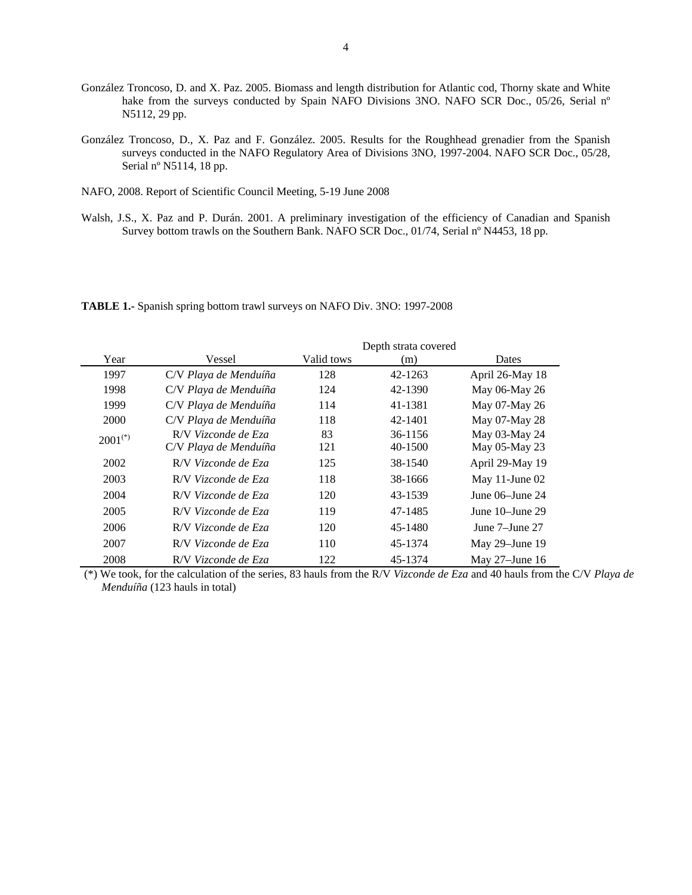González Troncoso, D. and X. Paz. 2005. Biomass and length distribution for Atlantic cod, Thorny skate and White hake from the surveys conducted by Spain NAFO Divisions 3NO. NAFO SCR Doc., 05/26, Serial nº N5112, 29 pp.

González Troncoso, D., X. Paz and F. González. 2005. Results for the Roughhead grenadier from the Spanish surveys conducted in the NAFO Regulatory Area of Divisions 3NO, 1997-2004. NAFO SCR Doc., 05/28, Serial nº N5114, 18 pp.

NAFO, 2008. Report of Scientific Council Meeting, 5-19 June 2008

Walsh, J.S., X. Paz and P. Durán. 2001. A preliminary investigation of the efficiency of Canadian and Spanish Survey bottom trawls on the Southern Bank. NAFO SCR Doc., 01/74, Serial nº N4453, 18 pp.

**TABLE 1.-** Spanish spring bottom trawl surveys on NAFO Div. 3NO: 1997-2008

| Year | Vessel | Valid tows | Depth strata covered (m) | Dates |
|---|---|---|---|---|
| 1997 | C/V *Playa de Menduíña* | 128 | 42-1263 | April 26-May 18 |
| 1998 | C/V *Playa de Menduíña* | 124 | 42-1390 | May 06-May 26 |
| 1999 | C/V *Playa de Menduíña* | 114 | 41-1381 | May 07-May 26 |
| 2000 | C/V *Playa de Menduíña* | 118 | 42-1401 | May 07-May 28 |
| 2001(*) | R/V *Vizconde de Eza* | 83 | 36-1156 | May 03-May 24 |
| | C/V *Playa de Menduíña* | 121 | 40-1500 | May 05-May 23 |
| 2002 | R/V *Vizconde de Eza* | 125 | 38-1540 | April 29-May 19 |
| 2003 | R/V *Vizconde de Eza* | 118 | 38-1666 | May 11-June 02 |
| 2004 | R/V *Vizconde de Eza* | 120 | 43-1539 | June 06–June 24 |
| 2005 | R/V *Vizconde de Eza* | 119 | 47-1485 | June 10–June 29 |
| 2006 | R/V *Vizconde de Eza* | 120 | 45-1480 | June 7–June 27 |
| 2007 | R/V *Vizconde de Eza* | 110 | 45-1374 | May 29–June 19 |
| 2008 | R/V *Vizconde de Eza* | 122 | 45-1374 | May 27–June 16 |

(*) We took, for the calculation of the series, 83 hauls from the R/V *Vizconde de Eza* and 40 hauls from the C/V *Playa de Menduíña* (123 hauls in total)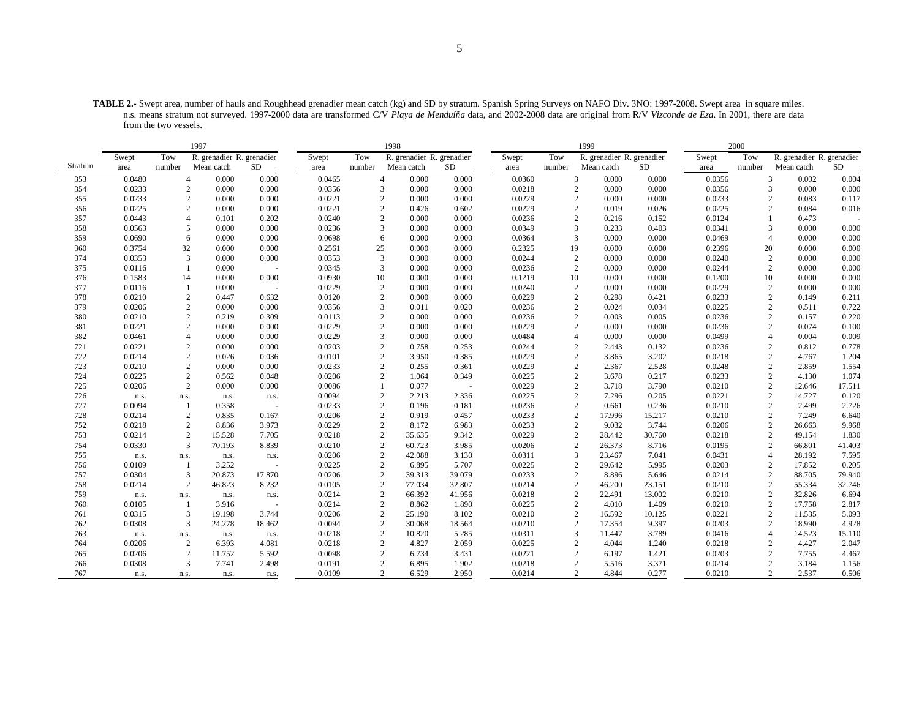**TABLE 2.-** Swept area, number of hauls and Roughhead grenadier mean catch (kg) and SD by stratum. Spanish Spring Surveys on NAFO Div. 3NO: 1997-2008. Swept area in square miles. n.s. means stratum not surveyed. 1997-2000 data are transformed C/V *Playa de Menduíña* data, and 2002-2008 data are original from R/V *Vizconde de Eza*. In 2001, there are data from the two vessels.

| | 1997 | | | | 1998 | | | | 1999 | | | | 2000 | | | |
|---|---|---|---|---|---|---|---|---|---|---|---|---|---|---|---|---|
| Stratum | Swept area | Tow number | R. grenadier Mean catch | R. grenadier SD | Swept area | Tow number | R. grenadier Mean catch | R. grenadier SD | Swept area | Tow number | R. grenadier Mean catch | R. grenadier SD | Swept area | Tow number | R. grenadier Mean catch | R. grenadier SD |
| 353 | 0.0480 | 4 | 0.000 | 0.000 | 0.0465 | 4 | 0.000 | 0.000 | 0.0360 | 3 | 0.000 | 0.000 | 0.0356 | 3 | 0.002 | 0.004 |
| 354 | 0.0233 | 2 | 0.000 | 0.000 | 0.0356 | 3 | 0.000 | 0.000 | 0.0218 | 2 | 0.000 | 0.000 | 0.0356 | 3 | 0.000 | 0.000 |
| 355 | 0.0233 | 2 | 0.000 | 0.000 | 0.0221 | 2 | 0.000 | 0.000 | 0.0229 | 2 | 0.000 | 0.000 | 0.0233 | 2 | 0.083 | 0.117 |
| 356 | 0.0225 | 2 | 0.000 | 0.000 | 0.0221 | 2 | 0.426 | 0.602 | 0.0229 | 2 | 0.019 | 0.026 | 0.0225 | 2 | 0.084 | 0.016 |
| 357 | 0.0443 | 4 | 0.101 | 0.202 | 0.0240 | 2 | 0.000 | 0.000 | 0.0236 | 2 | 0.216 | 0.152 | 0.0124 | 1 | 0.473 | - |
| 358 | 0.0563 | 5 | 0.000 | 0.000 | 0.0236 | 3 | 0.000 | 0.000 | 0.0349 | 3 | 0.233 | 0.403 | 0.0341 | 3 | 0.000 | 0.000 |
| 359 | 0.0690 | 6 | 0.000 | 0.000 | 0.0698 | 6 | 0.000 | 0.000 | 0.0364 | 3 | 0.000 | 0.000 | 0.0469 | 4 | 0.000 | 0.000 |
| 360 | 0.3754 | 32 | 0.000 | 0.000 | 0.2561 | 25 | 0.000 | 0.000 | 0.2325 | 19 | 0.000 | 0.000 | 0.2396 | 20 | 0.000 | 0.000 |
| 374 | 0.0353 | 3 | 0.000 | 0.000 | 0.0353 | 3 | 0.000 | 0.000 | 0.0244 | 2 | 0.000 | 0.000 | 0.0240 | 2 | 0.000 | 0.000 |
| 375 | 0.0116 | 1 | 0.000 | - | 0.0345 | 3 | 0.000 | 0.000 | 0.0236 | 2 | 0.000 | 0.000 | 0.0244 | 2 | 0.000 | 0.000 |
| 376 | 0.1583 | 14 | 0.000 | 0.000 | 0.0930 | 10 | 0.000 | 0.000 | 0.1219 | 10 | 0.000 | 0.000 | 0.1200 | 10 | 0.000 | 0.000 |
| 377 | 0.0116 | 1 | 0.000 | - | 0.0229 | 2 | 0.000 | 0.000 | 0.0240 | 2 | 0.000 | 0.000 | 0.0229 | 2 | 0.000 | 0.000 |
| 378 | 0.0210 | 2 | 0.447 | 0.632 | 0.0120 | 2 | 0.000 | 0.000 | 0.0229 | 2 | 0.298 | 0.421 | 0.0233 | 2 | 0.149 | 0.211 |
| 379 | 0.0206 | 2 | 0.000 | 0.000 | 0.0356 | 3 | 0.011 | 0.020 | 0.0236 | 2 | 0.024 | 0.034 | 0.0225 | 2 | 0.511 | 0.722 |
| 380 | 0.0210 | 2 | 0.219 | 0.309 | 0.0113 | 2 | 0.000 | 0.000 | 0.0236 | 2 | 0.003 | 0.005 | 0.0236 | 2 | 0.157 | 0.220 |
| 381 | 0.0221 | 2 | 0.000 | 0.000 | 0.0229 | 2 | 0.000 | 0.000 | 0.0229 | 2 | 0.000 | 0.000 | 0.0236 | 2 | 0.074 | 0.100 |
| 382 | 0.0461 | 4 | 0.000 | 0.000 | 0.0229 | 3 | 0.000 | 0.000 | 0.0484 | 4 | 0.000 | 0.000 | 0.0499 | 4 | 0.004 | 0.009 |
| 721 | 0.0221 | 2 | 0.000 | 0.000 | 0.0203 | 2 | 0.758 | 0.253 | 0.0244 | 2 | 2.443 | 0.132 | 0.0236 | 2 | 0.812 | 0.778 |
| 722 | 0.0214 | 2 | 0.026 | 0.036 | 0.0101 | 2 | 3.950 | 0.385 | 0.0229 | 2 | 3.865 | 3.202 | 0.0218 | 2 | 4.767 | 1.204 |
| 723 | 0.0210 | 2 | 0.000 | 0.000 | 0.0233 | 2 | 0.255 | 0.361 | 0.0229 | 2 | 2.367 | 2.528 | 0.0248 | 2 | 2.859 | 1.554 |
| 724 | 0.0225 | 2 | 0.562 | 0.048 | 0.0206 | 2 | 1.064 | 0.349 | 0.0225 | 2 | 3.678 | 0.217 | 0.0233 | 2 | 4.130 | 1.074 |
| 725 | 0.0206 | 2 | 0.000 | 0.000 | 0.0086 | 1 | 0.077 | - | 0.0229 | 2 | 3.718 | 3.790 | 0.0210 | 2 | 12.646 | 17.511 |
| 726 | n.s. | n.s. | n.s. | n.s. | 0.0094 | 2 | 2.213 | 2.336 | 0.0225 | 2 | 7.296 | 0.205 | 0.0221 | 2 | 14.727 | 0.120 |
| 727 | 0.0094 | 1 | 0.358 | - | 0.0233 | 2 | 0.196 | 0.181 | 0.0236 | 2 | 0.661 | 0.236 | 0.0210 | 2 | 2.499 | 2.726 |
| 728 | 0.0214 | 2 | 0.835 | 0.167 | 0.0206 | 2 | 0.919 | 0.457 | 0.0233 | 2 | 17.996 | 15.217 | 0.0210 | 2 | 7.249 | 6.640 |
| 752 | 0.0218 | 2 | 8.836 | 3.973 | 0.0229 | 2 | 8.172 | 6.983 | 0.0233 | 2 | 9.032 | 3.744 | 0.0206 | 2 | 26.663 | 9.968 |
| 753 | 0.0214 | 2 | 15.528 | 7.705 | 0.0218 | 2 | 35.635 | 9.342 | 0.0229 | 2 | 28.442 | 30.760 | 0.0218 | 2 | 49.154 | 1.830 |
| 754 | 0.0330 | 3 | 70.193 | 8.839 | 0.0210 | 2 | 60.723 | 3.985 | 0.0206 | 2 | 26.373 | 8.716 | 0.0195 | 2 | 66.801 | 41.403 |
| 755 | n.s. | n.s. | n.s. | n.s. | 0.0206 | 2 | 42.088 | 3.130 | 0.0311 | 3 | 23.467 | 7.041 | 0.0431 | 4 | 28.192 | 7.595 |
| 756 | 0.0109 | 1 | 3.252 | - | 0.0225 | 2 | 6.895 | 5.707 | 0.0225 | 2 | 29.642 | 5.995 | 0.0203 | 2 | 17.852 | 0.205 |
| 757 | 0.0304 | 3 | 20.873 | 17.870 | 0.0206 | 2 | 39.313 | 39.079 | 0.0233 | 2 | 8.896 | 5.646 | 0.0214 | 2 | 88.705 | 79.940 |
| 758 | 0.0214 | 2 | 46.823 | 8.232 | 0.0105 | 2 | 77.034 | 32.807 | 0.0214 | 2 | 46.200 | 23.151 | 0.0210 | 2 | 55.334 | 32.746 |
| 759 | n.s. | n.s. | n.s. | n.s. | 0.0214 | 2 | 66.392 | 41.956 | 0.0218 | 2 | 22.491 | 13.002 | 0.0210 | 2 | 32.826 | 6.694 |
| 760 | 0.0105 | 1 | 3.916 | - | 0.0214 | 2 | 8.862 | 1.890 | 0.0225 | 2 | 4.010 | 1.409 | 0.0210 | 2 | 17.758 | 2.817 |
| 761 | 0.0315 | 3 | 19.198 | 3.744 | 0.0206 | 2 | 25.190 | 8.102 | 0.0210 | 2 | 16.592 | 10.125 | 0.0221 | 2 | 11.535 | 5.093 |
| 762 | 0.0308 | 3 | 24.278 | 18.462 | 0.0094 | 2 | 30.068 | 18.564 | 0.0210 | 2 | 17.354 | 9.397 | 0.0203 | 2 | 18.990 | 4.928 |
| 763 | n.s. | n.s. | n.s. | n.s. | 0.0218 | 2 | 10.820 | 5.285 | 0.0311 | 3 | 11.447 | 3.789 | 0.0416 | 4 | 14.523 | 15.110 |
| 764 | 0.0206 | 2 | 6.393 | 4.081 | 0.0218 | 2 | 4.827 | 2.059 | 0.0225 | 2 | 4.044 | 1.240 | 0.0218 | 2 | 4.427 | 2.047 |
| 765 | 0.0206 | 2 | 11.752 | 5.592 | 0.0098 | 2 | 6.734 | 3.431 | 0.0221 | 2 | 6.197 | 1.421 | 0.0203 | 2 | 7.755 | 4.467 |
| 766 | 0.0308 | 3 | 7.741 | 2.498 | 0.0191 | 2 | 6.895 | 1.902 | 0.0218 | 2 | 5.516 | 3.371 | 0.0214 | 2 | 3.184 | 1.156 |
| 767 | n.s. | n.s. | n.s. | n.s. | 0.0109 | 2 | 6.529 | 2.950 | 0.0214 | 2 | 4.844 | 0.277 | 0.0210 | 2 | 2.537 | 0.506 |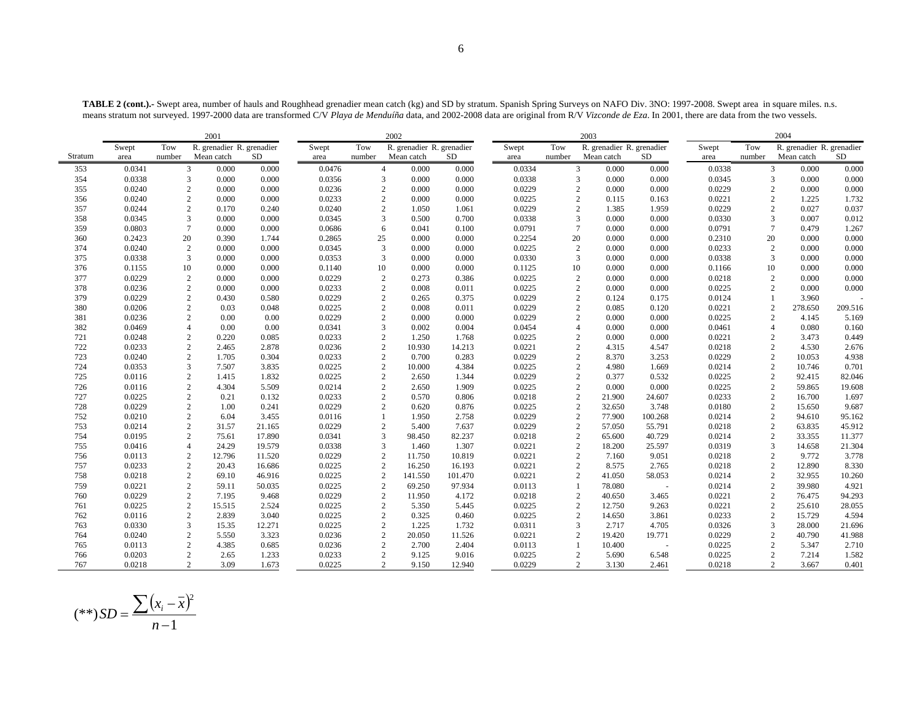**TABLE 2 (cont.).-** Swept area, number of hauls and Roughhead grenadier mean catch (kg) and SD by stratum. Spanish Spring Surveys on NAFO Div. 3NO: 1997-2008. Swept area in square miles. n.s. means stratum not surveyed. 1997-2000 data are transformed C/V *Playa de Menduíña* data, and 2002-2008 data are original from R/V *Vizconde de Eza*. In 2001, there are data from the two vessels.

| | 2001 | | | | 2002 | | | | 2003 | | | | 2004 | | | |
|---|---|---|---|---|---|---|---|---|---|---|---|---|---|---|---|---|
| Stratum | Swept area | Tow number | R. grenadier Mean catch | R. grenadier SD | Swept area | Tow number | R. grenadier Mean catch | R. grenadier SD | Swept area | Tow number | R. grenadier Mean catch | R. grenadier SD | Swept area | Tow number | R. grenadier Mean catch | R. grenadier SD |
| 353 | 0.0341 | 3 | 0.000 | 0.000 | 0.0476 | 4 | 0.000 | 0.000 | 0.0334 | 3 | 0.000 | 0.000 | 0.0338 | 3 | 0.000 | 0.000 |
| 354 | 0.0338 | 3 | 0.000 | 0.000 | 0.0356 | 3 | 0.000 | 0.000 | 0.0338 | 3 | 0.000 | 0.000 | 0.0345 | 3 | 0.000 | 0.000 |
| 355 | 0.0240 | 2 | 0.000 | 0.000 | 0.0236 | 2 | 0.000 | 0.000 | 0.0229 | 2 | 0.000 | 0.000 | 0.0229 | 2 | 0.000 | 0.000 |
| 356 | 0.0240 | 2 | 0.000 | 0.000 | 0.0233 | 2 | 0.000 | 0.000 | 0.0225 | 2 | 0.115 | 0.163 | 0.0221 | 2 | 1.225 | 1.732 |
| 357 | 0.0244 | 2 | 0.170 | 0.240 | 0.0240 | 2 | 1.050 | 1.061 | 0.0229 | 2 | 1.385 | 1.959 | 0.0229 | 2 | 0.027 | 0.037 |
| 358 | 0.0345 | 3 | 0.000 | 0.000 | 0.0345 | 3 | 0.500 | 0.700 | 0.0338 | 3 | 0.000 | 0.000 | 0.0330 | 3 | 0.007 | 0.012 |
| 359 | 0.0803 | 7 | 0.000 | 0.000 | 0.0686 | 6 | 0.041 | 0.100 | 0.0791 | 7 | 0.000 | 0.000 | 0.0791 | 7 | 0.479 | 1.267 |
| 360 | 0.2423 | 20 | 0.390 | 1.744 | 0.2865 | 25 | 0.000 | 0.000 | 0.2254 | 20 | 0.000 | 0.000 | 0.2310 | 20 | 0.000 | 0.000 |
| 374 | 0.0240 | 2 | 0.000 | 0.000 | 0.0345 | 3 | 0.000 | 0.000 | 0.0225 | 2 | 0.000 | 0.000 | 0.0233 | 2 | 0.000 | 0.000 |
| 375 | 0.0338 | 3 | 0.000 | 0.000 | 0.0353 | 3 | 0.000 | 0.000 | 0.0330 | 3 | 0.000 | 0.000 | 0.0338 | 3 | 0.000 | 0.000 |
| 376 | 0.1155 | 10 | 0.000 | 0.000 | 0.1140 | 10 | 0.000 | 0.000 | 0.1125 | 10 | 0.000 | 0.000 | 0.1166 | 10 | 0.000 | 0.000 |
| 377 | 0.0229 | 2 | 0.000 | 0.000 | 0.0229 | 2 | 0.273 | 0.386 | 0.0225 | 2 | 0.000 | 0.000 | 0.0218 | 2 | 0.000 | 0.000 |
| 378 | 0.0236 | 2 | 0.000 | 0.000 | 0.0233 | 2 | 0.008 | 0.011 | 0.0225 | 2 | 0.000 | 0.000 | 0.0225 | 2 | 0.000 | 0.000 |
| 379 | 0.0229 | 2 | 0.430 | 0.580 | 0.0229 | 2 | 0.265 | 0.375 | 0.0229 | 2 | 0.124 | 0.175 | 0.0124 | 1 | 3.960 | - |
| 380 | 0.0206 | 2 | 0.03 | 0.048 | 0.0225 | 2 | 0.008 | 0.011 | 0.0229 | 2 | 0.085 | 0.120 | 0.0221 | 2 | 278.650 | 209.516 |
| 381 | 0.0236 | 2 | 0.00 | 0.00 | 0.0229 | 2 | 0.000 | 0.000 | 0.0229 | 2 | 0.000 | 0.000 | 0.0225 | 2 | 4.145 | 5.169 |
| 382 | 0.0469 | 4 | 0.00 | 0.00 | 0.0341 | 3 | 0.002 | 0.004 | 0.0454 | 4 | 0.000 | 0.000 | 0.0461 | 4 | 0.080 | 0.160 |
| 721 | 0.0248 | 2 | 0.220 | 0.085 | 0.0233 | 2 | 1.250 | 1.768 | 0.0225 | 2 | 0.000 | 0.000 | 0.0221 | 2 | 3.473 | 0.449 |
| 722 | 0.0233 | 2 | 2.465 | 2.878 | 0.0236 | 2 | 10.930 | 14.213 | 0.0221 | 2 | 4.315 | 4.547 | 0.0218 | 2 | 4.530 | 2.676 |
| 723 | 0.0240 | 2 | 1.705 | 0.304 | 0.0233 | 2 | 0.700 | 0.283 | 0.0229 | 2 | 8.370 | 3.253 | 0.0229 | 2 | 10.053 | 4.938 |
| 724 | 0.0353 | 3 | 7.507 | 3.835 | 0.0225 | 2 | 10.000 | 4.384 | 0.0225 | 2 | 4.980 | 1.669 | 0.0214 | 2 | 10.746 | 0.701 |
| 725 | 0.0116 | 2 | 1.415 | 1.832 | 0.0225 | 2 | 2.650 | 1.344 | 0.0229 | 2 | 0.377 | 0.532 | 0.0225 | 2 | 92.415 | 82.046 |
| 726 | 0.0116 | 2 | 4.304 | 5.509 | 0.0214 | 2 | 2.650 | 1.909 | 0.0225 | 2 | 0.000 | 0.000 | 0.0225 | 2 | 59.865 | 19.608 |
| 727 | 0.0225 | 2 | 0.21 | 0.132 | 0.0233 | 2 | 0.570 | 0.806 | 0.0218 | 2 | 21.900 | 24.607 | 0.0233 | 2 | 16.700 | 1.697 |
| 728 | 0.0229 | 2 | 1.00 | 0.241 | 0.0229 | 2 | 0.620 | 0.876 | 0.0225 | 2 | 32.650 | 3.748 | 0.0180 | 2 | 15.650 | 9.687 |
| 752 | 0.0210 | 2 | 6.04 | 3.455 | 0.0116 | 1 | 1.950 | 2.758 | 0.0229 | 2 | 77.900 | 100.268 | 0.0214 | 2 | 94.610 | 95.162 |
| 753 | 0.0214 | 2 | 31.57 | 21.165 | 0.0229 | 2 | 5.400 | 7.637 | 0.0229 | 2 | 57.050 | 55.791 | 0.0218 | 2 | 63.835 | 45.912 |
| 754 | 0.0195 | 2 | 75.61 | 17.890 | 0.0341 | 3 | 98.450 | 82.237 | 0.0218 | 2 | 65.600 | 40.729 | 0.0214 | 2 | 33.355 | 11.377 |
| 755 | 0.0416 | 4 | 24.29 | 19.579 | 0.0338 | 3 | 1.460 | 1.307 | 0.0221 | 2 | 18.200 | 25.597 | 0.0319 | 3 | 14.658 | 21.304 |
| 756 | 0.0113 | 2 | 12.796 | 11.520 | 0.0229 | 2 | 11.750 | 10.819 | 0.0221 | 2 | 7.160 | 9.051 | 0.0218 | 2 | 9.772 | 3.778 |
| 757 | 0.0233 | 2 | 20.43 | 16.686 | 0.0225 | 2 | 16.250 | 16.193 | 0.0221 | 2 | 8.575 | 2.765 | 0.0218 | 2 | 12.890 | 8.330 |
| 758 | 0.0218 | 2 | 69.10 | 46.916 | 0.0225 | 2 | 141.550 | 101.470 | 0.0221 | 2 | 41.050 | 58.053 | 0.0214 | 2 | 32.955 | 10.260 |
| 759 | 0.0221 | 2 | 59.11 | 50.035 | 0.0225 | 2 | 69.250 | 97.934 | 0.0113 | 1 | 78.080 | - | 0.0214 | 2 | 39.980 | 4.921 |
| 760 | 0.0229 | 2 | 7.195 | 9.468 | 0.0229 | 2 | 11.950 | 4.172 | 0.0218 | 2 | 40.650 | 3.465 | 0.0221 | 2 | 76.475 | 94.293 |
| 761 | 0.0225 | 2 | 15.515 | 2.524 | 0.0225 | 2 | 5.350 | 5.445 | 0.0225 | 2 | 12.750 | 9.263 | 0.0221 | 2 | 25.610 | 28.055 |
| 762 | 0.0116 | 2 | 2.839 | 3.040 | 0.0225 | 2 | 0.325 | 0.460 | 0.0225 | 2 | 14.650 | 3.861 | 0.0233 | 2 | 15.729 | 4.594 |
| 763 | 0.0330 | 3 | 15.35 | 12.271 | 0.0225 | 2 | 1.225 | 1.732 | 0.0311 | 3 | 2.717 | 4.705 | 0.0326 | 3 | 28.000 | 21.696 |
| 764 | 0.0240 | 2 | 5.550 | 3.323 | 0.0236 | 2 | 20.050 | 11.526 | 0.0221 | 2 | 19.420 | 19.771 | 0.0229 | 2 | 40.790 | 41.988 |
| 765 | 0.0113 | 2 | 4.385 | 0.685 | 0.0236 | 2 | 2.700 | 2.404 | 0.0113 | 1 | 10.400 | - | 0.0225 | 2 | 5.347 | 2.710 |
| 766 | 0.0203 | 2 | 2.65 | 1.233 | 0.0233 | 2 | 9.125 | 9.016 | 0.0225 | 2 | 5.690 | 6.548 | 0.0225 | 2 | 7.214 | 1.582 |
| 767 | 0.0218 | 2 | 3.09 | 1.673 | 0.0225 | 2 | 9.150 | 12.940 | 0.0229 | 2 | 3.130 | 2.461 | 0.0218 | 2 | 3.667 | 0.401 |

$$(**)\, SD = \frac{\sum (x_i - \bar{x})^2}{n-1}$$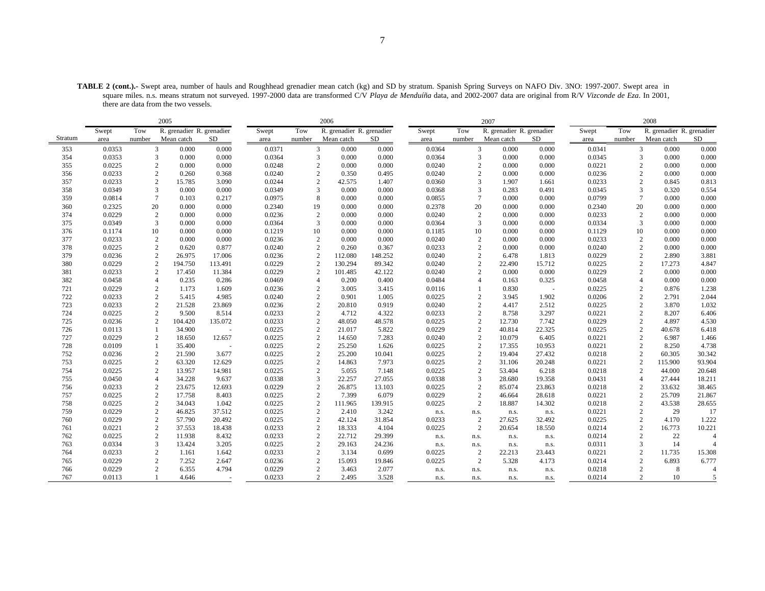**TABLE 2 (cont.).-** Swept area, number of hauls and Roughhead grenadier mean catch (kg) and SD by stratum. Spanish Spring Surveys on NAFO Div. 3NO: 1997-2007. Swept area in square miles. n.s. means stratum not surveyed. 1997-2000 data are transformed C/V *Playa de Menduíña* data, and 2002-2007 data are original from R/V *Vizconde de Eza*. In 2001, there are data from the two vessels.

| | 2005 | | | | 2006 | | | | 2007 | | | | 2008 | | | |
|---|---|---|---|---|---|---|---|---|---|---|---|---|---|---|---|---|
| Stratum | Swept area | Tow number | R. grenadier Mean catch | R. grenadier SD | Swept area | Tow number | R. grenadier Mean catch | R. grenadier SD | Swept area | Tow number | R. grenadier Mean catch | R. grenadier SD | Swept area | Tow number | R. grenadier Mean catch | R. grenadier SD |
| 353 | 0.0353 | 3 | 0.000 | 0.000 | 0.0371 | 3 | 0.000 | 0.000 | 0.0364 | 3 | 0.000 | 0.000 | 0.0341 | 3 | 0.000 | 0.000 |
| 354 | 0.0353 | 3 | 0.000 | 0.000 | 0.0364 | 3 | 0.000 | 0.000 | 0.0364 | 3 | 0.000 | 0.000 | 0.0345 | 3 | 0.000 | 0.000 |
| 355 | 0.0225 | 2 | 0.000 | 0.000 | 0.0248 | 2 | 0.000 | 0.000 | 0.0240 | 2 | 0.000 | 0.000 | 0.0221 | 2 | 0.000 | 0.000 |
| 356 | 0.0233 | 2 | 0.260 | 0.368 | 0.0240 | 2 | 0.350 | 0.495 | 0.0240 | 2 | 0.000 | 0.000 | 0.0236 | 2 | 0.000 | 0.000 |
| 357 | 0.0233 | 2 | 15.785 | 3.090 | 0.0244 | 2 | 42.575 | 1.407 | 0.0360 | 3 | 1.907 | 1.661 | 0.0233 | 2 | 0.845 | 0.813 |
| 358 | 0.0349 | 3 | 0.000 | 0.000 | 0.0349 | 3 | 0.000 | 0.000 | 0.0368 | 3 | 0.283 | 0.491 | 0.0345 | 3 | 0.320 | 0.554 |
| 359 | 0.0814 | 7 | 0.103 | 0.217 | 0.0975 | 8 | 0.000 | 0.000 | 0.0855 | 7 | 0.000 | 0.000 | 0.0799 | 7 | 0.000 | 0.000 |
| 360 | 0.2325 | 20 | 0.000 | 0.000 | 0.2340 | 19 | 0.000 | 0.000 | 0.2378 | 20 | 0.000 | 0.000 | 0.2340 | 20 | 0.000 | 0.000 |
| 374 | 0.0229 | 2 | 0.000 | 0.000 | 0.0236 | 2 | 0.000 | 0.000 | 0.0240 | 2 | 0.000 | 0.000 | 0.0233 | 2 | 0.000 | 0.000 |
| 375 | 0.0349 | 3 | 0.000 | 0.000 | 0.0364 | 3 | 0.000 | 0.000 | 0.0364 | 3 | 0.000 | 0.000 | 0.0334 | 3 | 0.000 | 0.000 |
| 376 | 0.1174 | 10 | 0.000 | 0.000 | 0.1219 | 10 | 0.000 | 0.000 | 0.1185 | 10 | 0.000 | 0.000 | 0.1129 | 10 | 0.000 | 0.000 |
| 377 | 0.0233 | 2 | 0.000 | 0.000 | 0.0236 | 2 | 0.000 | 0.000 | 0.0240 | 2 | 0.000 | 0.000 | 0.0233 | 2 | 0.000 | 0.000 |
| 378 | 0.0225 | 2 | 0.620 | 0.877 | 0.0240 | 2 | 0.260 | 0.367 | 0.0233 | 2 | 0.000 | 0.000 | 0.0240 | 2 | 0.000 | 0.000 |
| 379 | 0.0236 | 2 | 26.975 | 17.006 | 0.0236 | 2 | 112.080 | 148.252 | 0.0240 | 2 | 6.478 | 1.813 | 0.0229 | 2 | 2.890 | 3.881 |
| 380 | 0.0229 | 2 | 194.750 | 113.491 | 0.0229 | 2 | 130.294 | 89.342 | 0.0240 | 2 | 22.490 | 15.712 | 0.0225 | 2 | 17.273 | 4.847 |
| 381 | 0.0233 | 2 | 17.450 | 11.384 | 0.0229 | 2 | 101.485 | 42.122 | 0.0240 | 2 | 0.000 | 0.000 | 0.0229 | 2 | 0.000 | 0.000 |
| 382 | 0.0458 | 4 | 0.235 | 0.286 | 0.0469 | 4 | 0.200 | 0.400 | 0.0484 | 4 | 0.163 | 0.325 | 0.0458 | 4 | 0.000 | 0.000 |
| 721 | 0.0229 | 2 | 1.173 | 1.609 | 0.0236 | 2 | 3.005 | 3.415 | 0.0116 | 1 | 0.830 | - | 0.0225 | 2 | 0.876 | 1.238 |
| 722 | 0.0233 | 2 | 5.415 | 4.985 | 0.0240 | 2 | 0.901 | 1.005 | 0.0225 | 2 | 3.945 | 1.902 | 0.0206 | 2 | 2.791 | 2.044 |
| 723 | 0.0233 | 2 | 21.528 | 23.869 | 0.0236 | 2 | 20.810 | 0.919 | 0.0240 | 2 | 4.417 | 2.512 | 0.0225 | 2 | 3.870 | 1.032 |
| 724 | 0.0225 | 2 | 9.500 | 8.514 | 0.0233 | 2 | 4.712 | 4.322 | 0.0233 | 2 | 8.758 | 3.297 | 0.0221 | 2 | 8.207 | 6.406 |
| 725 | 0.0236 | 2 | 104.420 | 135.072 | 0.0233 | 2 | 48.050 | 48.578 | 0.0225 | 2 | 12.730 | 7.742 | 0.0229 | 2 | 4.897 | 4.530 |
| 726 | 0.0113 | 1 | 34.900 | - | 0.0225 | 2 | 21.017 | 5.822 | 0.0229 | 2 | 40.814 | 22.325 | 0.0225 | 2 | 40.678 | 6.418 |
| 727 | 0.0229 | 2 | 18.650 | 12.657 | 0.0225 | 2 | 14.650 | 7.283 | 0.0240 | 2 | 10.079 | 6.405 | 0.0221 | 2 | 6.987 | 1.466 |
| 728 | 0.0109 | 1 | 35.400 | - | 0.0225 | 2 | 25.250 | 1.626 | 0.0225 | 2 | 17.355 | 10.953 | 0.0221 | 2 | 8.250 | 4.738 |
| 752 | 0.0236 | 2 | 21.590 | 3.677 | 0.0225 | 2 | 25.200 | 10.041 | 0.0225 | 2 | 19.404 | 27.432 | 0.0218 | 2 | 60.305 | 30.342 |
| 753 | 0.0225 | 2 | 63.320 | 12.629 | 0.0225 | 2 | 14.863 | 7.973 | 0.0225 | 2 | 31.106 | 20.248 | 0.0221 | 2 | 115.900 | 93.904 |
| 754 | 0.0225 | 2 | 13.957 | 14.981 | 0.0225 | 2 | 5.055 | 7.148 | 0.0225 | 2 | 53.404 | 6.218 | 0.0218 | 2 | 44.000 | 20.648 |
| 755 | 0.0450 | 4 | 34.228 | 9.637 | 0.0338 | 3 | 22.257 | 27.055 | 0.0338 | 3 | 28.680 | 19.358 | 0.0431 | 4 | 27.444 | 18.211 |
| 756 | 0.0233 | 2 | 23.675 | 12.693 | 0.0229 | 2 | 26.875 | 13.103 | 0.0225 | 2 | 85.074 | 23.863 | 0.0218 | 2 | 33.632 | 38.465 |
| 757 | 0.0225 | 2 | 17.758 | 8.403 | 0.0225 | 2 | 7.399 | 6.079 | 0.0229 | 2 | 46.664 | 28.618 | 0.0221 | 2 | 25.709 | 21.867 |
| 758 | 0.0225 | 2 | 34.043 | 1.042 | 0.0225 | 2 | 111.965 | 139.915 | 0.0225 | 2 | 18.887 | 14.302 | 0.0218 | 2 | 43.538 | 28.655 |
| 759 | 0.0229 | 2 | 46.825 | 37.512 | 0.0225 | 2 | 2.410 | 3.242 | n.s. | n.s. | n.s. | n.s. | 0.0221 | 2 | 29 | 17 |
| 760 | 0.0229 | 2 | 57.790 | 20.492 | 0.0225 | 2 | 42.124 | 31.854 | 0.0233 | 2 | 27.625 | 32.492 | 0.0225 | 2 | 4.170 | 1.222 |
| 761 | 0.0221 | 2 | 37.553 | 18.438 | 0.0233 | 2 | 18.333 | 4.104 | 0.0225 | 2 | 20.654 | 18.550 | 0.0214 | 2 | 16.773 | 10.221 |
| 762 | 0.0225 | 2 | 11.938 | 8.432 | 0.0233 | 2 | 22.712 | 29.399 | n.s. | n.s. | n.s. | n.s. | 0.0214 | 2 | 22 | 4 |
| 763 | 0.0334 | 3 | 13.424 | 3.205 | 0.0225 | 2 | 29.163 | 24.236 | n.s. | n.s. | n.s. | n.s. | 0.0311 | 3 | 14 | 4 |
| 764 | 0.0233 | 2 | 1.161 | 1.642 | 0.0233 | 2 | 3.134 | 0.699 | 0.0225 | 2 | 22.213 | 23.443 | 0.0221 | 2 | 11.735 | 15.308 |
| 765 | 0.0229 | 2 | 7.252 | 2.647 | 0.0236 | 2 | 15.093 | 19.846 | 0.0225 | 2 | 5.328 | 4.173 | 0.0214 | 2 | 6.893 | 6.777 |
| 766 | 0.0229 | 2 | 6.355 | 4.794 | 0.0229 | 2 | 3.463 | 2.077 | n.s. | n.s. | n.s. | n.s. | 0.0218 | 2 | 8 | 4 |
| 767 | 0.0113 | 1 | 4.646 | - | 0.0233 | 2 | 2.495 | 3.528 | n.s. | n.s. | n.s. | n.s. | 0.0214 | 2 | 10 | 5 |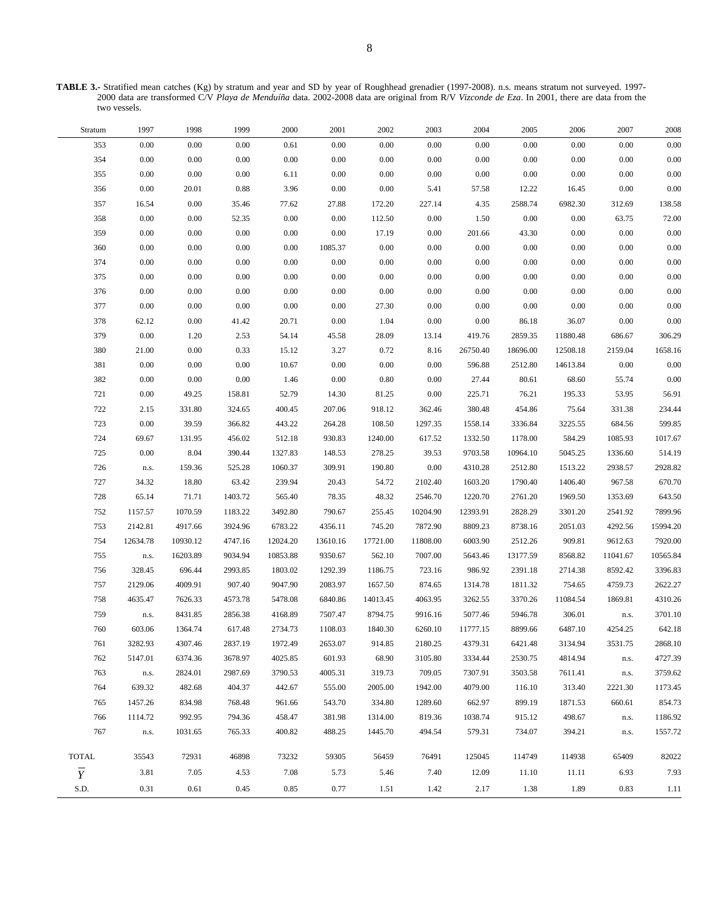**TABLE 3.-** Stratified mean catches (Kg) by stratum and year and SD by year of Roughhead grenadier (1997-2008). n.s. means stratum not surveyed. 1997-2000 data are transformed C/V *Playa de Menduíña* data. 2002-2008 data are original from R/V *Vizconde de Eza*. In 2001, there are data from the two vessels.

| Stratum | 1997 | 1998 | 1999 | 2000 | 2001 | 2002 | 2003 | 2004 | 2005 | 2006 | 2007 | 2008 |
|---|---|---|---|---|---|---|---|---|---|---|---|---|
| 353 | 0.00 | 0.00 | 0.00 | 0.61 | 0.00 | 0.00 | 0.00 | 0.00 | 0.00 | 0.00 | 0.00 | 0.00 |
| 354 | 0.00 | 0.00 | 0.00 | 0.00 | 0.00 | 0.00 | 0.00 | 0.00 | 0.00 | 0.00 | 0.00 | 0.00 |
| 355 | 0.00 | 0.00 | 0.00 | 6.11 | 0.00 | 0.00 | 0.00 | 0.00 | 0.00 | 0.00 | 0.00 | 0.00 |
| 356 | 0.00 | 20.01 | 0.88 | 3.96 | 0.00 | 0.00 | 5.41 | 57.58 | 12.22 | 16.45 | 0.00 | 0.00 |
| 357 | 16.54 | 0.00 | 35.46 | 77.62 | 27.88 | 172.20 | 227.14 | 4.35 | 2588.74 | 6982.30 | 312.69 | 138.58 |
| 358 | 0.00 | 0.00 | 52.35 | 0.00 | 0.00 | 112.50 | 0.00 | 1.50 | 0.00 | 0.00 | 63.75 | 72.00 |
| 359 | 0.00 | 0.00 | 0.00 | 0.00 | 0.00 | 17.19 | 0.00 | 201.66 | 43.30 | 0.00 | 0.00 | 0.00 |
| 360 | 0.00 | 0.00 | 0.00 | 0.00 | 1085.37 | 0.00 | 0.00 | 0.00 | 0.00 | 0.00 | 0.00 | 0.00 |
| 374 | 0.00 | 0.00 | 0.00 | 0.00 | 0.00 | 0.00 | 0.00 | 0.00 | 0.00 | 0.00 | 0.00 | 0.00 |
| 375 | 0.00 | 0.00 | 0.00 | 0.00 | 0.00 | 0.00 | 0.00 | 0.00 | 0.00 | 0.00 | 0.00 | 0.00 |
| 376 | 0.00 | 0.00 | 0.00 | 0.00 | 0.00 | 0.00 | 0.00 | 0.00 | 0.00 | 0.00 | 0.00 | 0.00 |
| 377 | 0.00 | 0.00 | 0.00 | 0.00 | 0.00 | 27.30 | 0.00 | 0.00 | 0.00 | 0.00 | 0.00 | 0.00 |
| 378 | 62.12 | 0.00 | 41.42 | 20.71 | 0.00 | 1.04 | 0.00 | 0.00 | 86.18 | 36.07 | 0.00 | 0.00 |
| 379 | 0.00 | 1.20 | 2.53 | 54.14 | 45.58 | 28.09 | 13.14 | 419.76 | 2859.35 | 11880.48 | 686.67 | 306.29 |
| 380 | 21.00 | 0.00 | 0.33 | 15.12 | 3.27 | 0.72 | 8.16 | 26750.40 | 18696.00 | 12508.18 | 2159.04 | 1658.16 |
| 381 | 0.00 | 0.00 | 0.00 | 10.67 | 0.00 | 0.00 | 0.00 | 596.88 | 2512.80 | 14613.84 | 0.00 | 0.00 |
| 382 | 0.00 | 0.00 | 0.00 | 1.46 | 0.00 | 0.80 | 0.00 | 27.44 | 80.61 | 68.60 | 55.74 | 0.00 |
| 721 | 0.00 | 49.25 | 158.81 | 52.79 | 14.30 | 81.25 | 0.00 | 225.71 | 76.21 | 195.33 | 53.95 | 56.91 |
| 722 | 2.15 | 331.80 | 324.65 | 400.45 | 207.06 | 918.12 | 362.46 | 380.48 | 454.86 | 75.64 | 331.38 | 234.44 |
| 723 | 0.00 | 39.59 | 366.82 | 443.22 | 264.28 | 108.50 | 1297.35 | 1558.14 | 3336.84 | 3225.55 | 684.56 | 599.85 |
| 724 | 69.67 | 131.95 | 456.02 | 512.18 | 930.83 | 1240.00 | 617.52 | 1332.50 | 1178.00 | 584.29 | 1085.93 | 1017.67 |
| 725 | 0.00 | 8.04 | 390.44 | 1327.83 | 148.53 | 278.25 | 39.53 | 9703.58 | 10964.10 | 5045.25 | 1336.60 | 514.19 |
| 726 | n.s. | 159.36 | 525.28 | 1060.37 | 309.91 | 190.80 | 0.00 | 4310.28 | 2512.80 | 1513.22 | 2938.57 | 2928.82 |
| 727 | 34.32 | 18.80 | 63.42 | 239.94 | 20.43 | 54.72 | 2102.40 | 1603.20 | 1790.40 | 1406.40 | 967.58 | 670.70 |
| 728 | 65.14 | 71.71 | 1403.72 | 565.40 | 78.35 | 48.32 | 2546.70 | 1220.70 | 2761.20 | 1969.50 | 1353.69 | 643.50 |
| 752 | 1157.57 | 1070.59 | 1183.22 | 3492.80 | 790.67 | 255.45 | 10204.90 | 12393.91 | 2828.29 | 3301.20 | 2541.92 | 7899.96 |
| 753 | 2142.81 | 4917.66 | 3924.96 | 6783.22 | 4356.11 | 745.20 | 7872.90 | 8809.23 | 8738.16 | 2051.03 | 4292.56 | 15994.20 |
| 754 | 12634.78 | 10930.12 | 4747.16 | 12024.20 | 13610.16 | 17721.00 | 11808.00 | 6003.90 | 2512.26 | 909.81 | 9612.63 | 7920.00 |
| 755 | n.s. | 16203.89 | 9034.94 | 10853.88 | 9350.67 | 562.10 | 7007.00 | 5643.46 | 13177.59 | 8568.82 | 11041.67 | 10565.84 |
| 756 | 328.45 | 696.44 | 2993.85 | 1803.02 | 1292.39 | 1186.75 | 723.16 | 986.92 | 2391.18 | 2714.38 | 8592.42 | 3396.83 |
| 757 | 2129.06 | 4009.91 | 907.40 | 9047.90 | 2083.97 | 1657.50 | 874.65 | 1314.78 | 1811.32 | 754.65 | 4759.73 | 2622.27 |
| 758 | 4635.47 | 7626.33 | 4573.78 | 5478.08 | 6840.86 | 14013.45 | 4063.95 | 3262.55 | 3370.26 | 11084.54 | 1869.81 | 4310.26 |
| 759 | n.s. | 8431.85 | 2856.38 | 4168.89 | 7507.47 | 8794.75 | 9916.16 | 5077.46 | 5946.78 | 306.01 | n.s. | 3701.10 |
| 760 | 603.06 | 1364.74 | 617.48 | 2734.73 | 1108.03 | 1840.30 | 6260.10 | 11777.15 | 8899.66 | 6487.10 | 4254.25 | 642.18 |
| 761 | 3282.93 | 4307.46 | 2837.19 | 1972.49 | 2653.07 | 914.85 | 2180.25 | 4379.31 | 6421.48 | 3134.94 | 3531.75 | 2868.10 |
| 762 | 5147.01 | 6374.36 | 3678.97 | 4025.85 | 601.93 | 68.90 | 3105.80 | 3334.44 | 2530.75 | 4814.94 | n.s. | 4727.39 |
| 763 | n.s. | 2824.01 | 2987.69 | 3790.53 | 4005.31 | 319.73 | 709.05 | 7307.91 | 3503.58 | 7611.41 | n.s. | 3759.62 |
| 764 | 639.32 | 482.68 | 404.37 | 442.67 | 555.00 | 2005.00 | 1942.00 | 4079.00 | 116.10 | 313.40 | 2221.30 | 1173.45 |
| 765 | 1457.26 | 834.98 | 768.48 | 961.66 | 543.70 | 334.80 | 1289.60 | 662.97 | 899.19 | 1871.53 | 660.61 | 854.73 |
| 766 | 1114.72 | 992.95 | 794.36 | 458.47 | 381.98 | 1314.00 | 819.36 | 1038.74 | 915.12 | 498.67 | n.s. | 1186.92 |
| 767 | n.s. | 1031.65 | 765.33 | 400.82 | 488.25 | 1445.70 | 494.54 | 579.31 | 734.07 | 394.21 | n.s. | 1557.72 |
| TOTAL | 35543 | 72931 | 46898 | 73232 | 59305 | 56459 | 76491 | 125045 | 114749 | 114938 | 65409 | 82022 |
| $\bar{Y}$ | 3.81 | 7.05 | 4.53 | 7.08 | 5.73 | 5.46 | 7.40 | 12.09 | 11.10 | 11.11 | 6.93 | 7.93 |
| S.D. | 0.31 | 0.61 | 0.45 | 0.85 | 0.77 | 1.51 | 1.42 | 2.17 | 1.38 | 1.89 | 0.83 | 1.11 |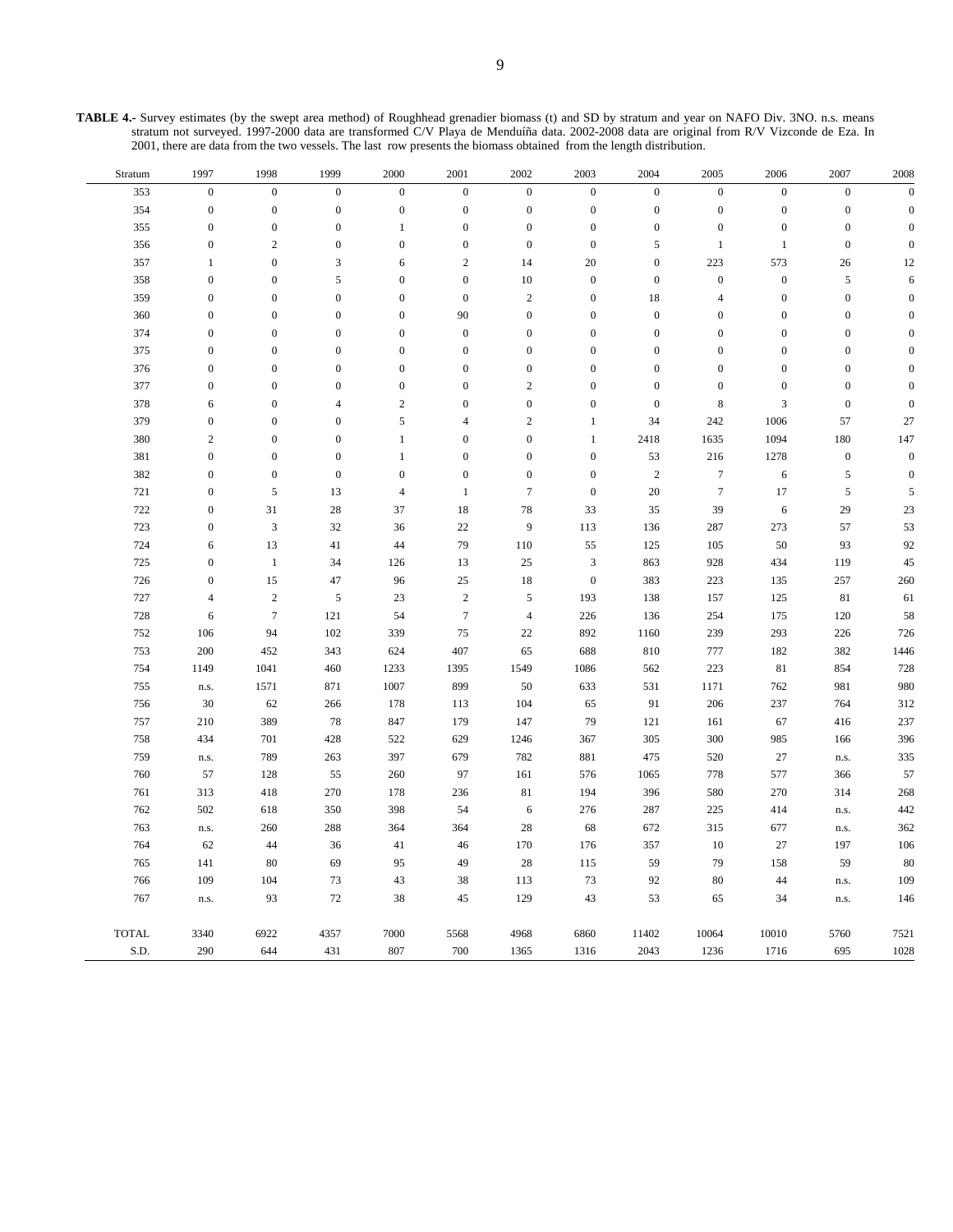**TABLE 4.-** Survey estimates (by the swept area method) of Roughhead grenadier biomass (t) and SD by stratum and year on NAFO Div. 3NO. n.s. means stratum not surveyed. 1997-2000 data are transformed C/V Playa de Menduíña data. 2002-2008 data are original from R/V Vizconde de Eza. In 2001, there are data from the two vessels. The last row presents the biomass obtained from the length distribution.

| Stratum | 1997 | 1998 | 1999 | 2000 | 2001 | 2002 | 2003 | 2004 | 2005 | 2006 | 2007 | 2008 |
|---|---|---|---|---|---|---|---|---|---|---|---|---|
| 353 | 0 | 0 | 0 | 0 | 0 | 0 | 0 | 0 | 0 | 0 | 0 | 0 |
| 354 | 0 | 0 | 0 | 0 | 0 | 0 | 0 | 0 | 0 | 0 | 0 | 0 |
| 355 | 0 | 0 | 0 | 1 | 0 | 0 | 0 | 0 | 0 | 0 | 0 | 0 |
| 356 | 0 | 2 | 0 | 0 | 0 | 0 | 0 | 5 | 1 | 1 | 0 | 0 |
| 357 | 1 | 0 | 3 | 6 | 2 | 14 | 20 | 0 | 223 | 573 | 26 | 12 |
| 358 | 0 | 0 | 5 | 0 | 0 | 10 | 0 | 0 | 0 | 0 | 5 | 6 |
| 359 | 0 | 0 | 0 | 0 | 0 | 2 | 0 | 18 | 4 | 0 | 0 | 0 |
| 360 | 0 | 0 | 0 | 0 | 90 | 0 | 0 | 0 | 0 | 0 | 0 | 0 |
| 374 | 0 | 0 | 0 | 0 | 0 | 0 | 0 | 0 | 0 | 0 | 0 | 0 |
| 375 | 0 | 0 | 0 | 0 | 0 | 0 | 0 | 0 | 0 | 0 | 0 | 0 |
| 376 | 0 | 0 | 0 | 0 | 0 | 0 | 0 | 0 | 0 | 0 | 0 | 0 |
| 377 | 0 | 0 | 0 | 0 | 0 | 2 | 0 | 0 | 0 | 0 | 0 | 0 |
| 378 | 6 | 0 | 4 | 2 | 0 | 0 | 0 | 0 | 8 | 3 | 0 | 0 |
| 379 | 0 | 0 | 0 | 5 | 4 | 2 | 1 | 34 | 242 | 1006 | 57 | 27 |
| 380 | 2 | 0 | 0 | 1 | 0 | 0 | 1 | 2418 | 1635 | 1094 | 180 | 147 |
| 381 | 0 | 0 | 0 | 1 | 0 | 0 | 0 | 53 | 216 | 1278 | 0 | 0 |
| 382 | 0 | 0 | 0 | 0 | 0 | 0 | 0 | 2 | 7 | 6 | 5 | 0 |
| 721 | 0 | 5 | 13 | 4 | 1 | 7 | 0 | 20 | 7 | 17 | 5 | 5 |
| 722 | 0 | 31 | 28 | 37 | 18 | 78 | 33 | 35 | 39 | 6 | 29 | 23 |
| 723 | 0 | 3 | 32 | 36 | 22 | 9 | 113 | 136 | 287 | 273 | 57 | 53 |
| 724 | 6 | 13 | 41 | 44 | 79 | 110 | 55 | 125 | 105 | 50 | 93 | 92 |
| 725 | 0 | 1 | 34 | 126 | 13 | 25 | 3 | 863 | 928 | 434 | 119 | 45 |
| 726 | 0 | 15 | 47 | 96 | 25 | 18 | 0 | 383 | 223 | 135 | 257 | 260 |
| 727 | 4 | 2 | 5 | 23 | 2 | 5 | 193 | 138 | 157 | 125 | 81 | 61 |
| 728 | 6 | 7 | 121 | 54 | 7 | 4 | 226 | 136 | 254 | 175 | 120 | 58 |
| 752 | 106 | 94 | 102 | 339 | 75 | 22 | 892 | 1160 | 239 | 293 | 226 | 726 |
| 753 | 200 | 452 | 343 | 624 | 407 | 65 | 688 | 810 | 777 | 182 | 382 | 1446 |
| 754 | 1149 | 1041 | 460 | 1233 | 1395 | 1549 | 1086 | 562 | 223 | 81 | 854 | 728 |
| 755 | n.s. | 1571 | 871 | 1007 | 899 | 50 | 633 | 531 | 1171 | 762 | 981 | 980 |
| 756 | 30 | 62 | 266 | 178 | 113 | 104 | 65 | 91 | 206 | 237 | 764 | 312 |
| 757 | 210 | 389 | 78 | 847 | 179 | 147 | 79 | 121 | 161 | 67 | 416 | 237 |
| 758 | 434 | 701 | 428 | 522 | 629 | 1246 | 367 | 305 | 300 | 985 | 166 | 396 |
| 759 | n.s. | 789 | 263 | 397 | 679 | 782 | 881 | 475 | 520 | 27 | n.s. | 335 |
| 760 | 57 | 128 | 55 | 260 | 97 | 161 | 576 | 1065 | 778 | 577 | 366 | 57 |
| 761 | 313 | 418 | 270 | 178 | 236 | 81 | 194 | 396 | 580 | 270 | 314 | 268 |
| 762 | 502 | 618 | 350 | 398 | 54 | 6 | 276 | 287 | 225 | 414 | n.s. | 442 |
| 763 | n.s. | 260 | 288 | 364 | 364 | 28 | 68 | 672 | 315 | 677 | n.s. | 362 |
| 764 | 62 | 44 | 36 | 41 | 46 | 170 | 176 | 357 | 10 | 27 | 197 | 106 |
| 765 | 141 | 80 | 69 | 95 | 49 | 28 | 115 | 59 | 79 | 158 | 59 | 80 |
| 766 | 109 | 104 | 73 | 43 | 38 | 113 | 73 | 92 | 80 | 44 | n.s. | 109 |
| 767 | n.s. | 93 | 72 | 38 | 45 | 129 | 43 | 53 | 65 | 34 | n.s. | 146 |
| TOTAL | 3340 | 6922 | 4357 | 7000 | 5568 | 4968 | 6860 | 11402 | 10064 | 10010 | 5760 | 7521 |
| S.D. | 290 | 644 | 431 | 807 | 700 | 1365 | 1316 | 2043 | 1236 | 1716 | 695 | 1028 |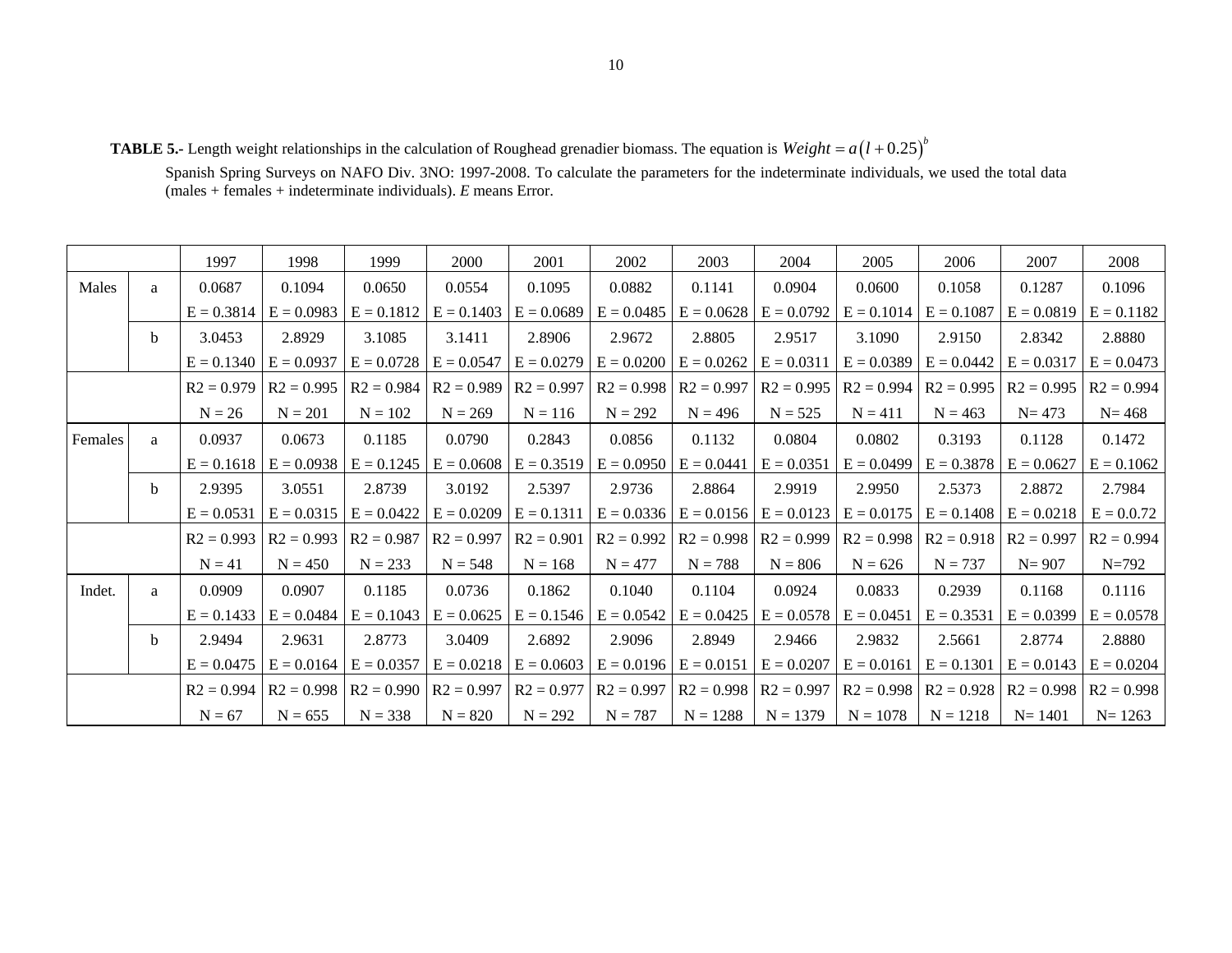**TABLE 5.-** Length weight relationships in the calculation of Roughead grenadier biomass. The equation is $Weight = a(l + 0.25)^b$

Spanish Spring Surveys on NAFO Div. 3NO: 1997-2008. To calculate the parameters for the indeterminate individuals, we used the total data (males + females + indeterminate individuals). *E* means Error.

| | | 1997 | 1998 | 1999 | 2000 | 2001 | 2002 | 2003 | 2004 | 2005 | 2006 | 2007 | 2008 |
|---|---|---|---|---|---|---|---|---|---|---|---|---|---|
| Males | a | 0.0687 | 0.1094 | 0.0650 | 0.0554 | 0.1095 | 0.0882 | 0.1141 | 0.0904 | 0.0600 | 0.1058 | 0.1287 | 0.1096 |
| | | E = 0.3814 | E = 0.0983 | E = 0.1812 | E = 0.1403 | E = 0.0689 | E = 0.0485 | E = 0.0628 | E = 0.0792 | E = 0.1014 | E = 0.1087 | E = 0.0819 | E = 0.1182 |
| | b | 3.0453 | 2.8929 | 3.1085 | 3.1411 | 2.8906 | 2.9672 | 2.8805 | 2.9517 | 3.1090 | 2.9150 | 2.8342 | 2.8880 |
| | | E = 0.1340 | E = 0.0937 | E = 0.0728 | E = 0.0547 | E = 0.0279 | E = 0.0200 | E = 0.0262 | E = 0.0311 | E = 0.0389 | E = 0.0442 | E = 0.0317 | E = 0.0473 |
| | | R2 = 0.979 | R2 = 0.995 | R2 = 0.984 | R2 = 0.989 | R2 = 0.997 | R2 = 0.998 | R2 = 0.997 | R2 = 0.995 | R2 = 0.994 | R2 = 0.995 | R2 = 0.995 | R2 = 0.994 |
| | | N = 26 | N = 201 | N = 102 | N = 269 | N = 116 | N = 292 | N = 496 | N = 525 | N = 411 | N = 463 | N= 473 | N= 468 |
| Females | a | 0.0937 | 0.0673 | 0.1185 | 0.0790 | 0.2843 | 0.0856 | 0.1132 | 0.0804 | 0.0802 | 0.3193 | 0.1128 | 0.1472 |
| | | E = 0.1618 | E = 0.0938 | E = 0.1245 | E = 0.0608 | E = 0.3519 | E = 0.0950 | E = 0.0441 | E = 0.0351 | E = 0.0499 | E = 0.3878 | E = 0.0627 | E = 0.1062 |
| | b | 2.9395 | 3.0551 | 2.8739 | 3.0192 | 2.5397 | 2.9736 | 2.8864 | 2.9919 | 2.9950 | 2.5373 | 2.8872 | 2.7984 |
| | | E = 0.0531 | E = 0.0315 | E = 0.0422 | E = 0.0209 | E = 0.1311 | E = 0.0336 | E = 0.0156 | E = 0.0123 | E = 0.0175 | E = 0.1408 | E = 0.0218 | E = 0.0.72 |
| | | R2 = 0.993 | R2 = 0.993 | R2 = 0.987 | R2 = 0.997 | R2 = 0.901 | R2 = 0.992 | R2 = 0.998 | R2 = 0.999 | R2 = 0.998 | R2 = 0.918 | R2 = 0.997 | R2 = 0.994 |
| | | N = 41 | N = 450 | N = 233 | N = 548 | N = 168 | N = 477 | N = 788 | N = 806 | N = 626 | N = 737 | N= 907 | N=792 |
| Indet. | a | 0.0909 | 0.0907 | 0.1185 | 0.0736 | 0.1862 | 0.1040 | 0.1104 | 0.0924 | 0.0833 | 0.2939 | 0.1168 | 0.1116 |
| | | E = 0.1433 | E = 0.0484 | E = 0.1043 | E = 0.0625 | E = 0.1546 | E = 0.0542 | E = 0.0425 | E = 0.0578 | E = 0.0451 | E = 0.3531 | E = 0.0399 | E = 0.0578 |
| | b | 2.9494 | 2.9631 | 2.8773 | 3.0409 | 2.6892 | 2.9096 | 2.8949 | 2.9466 | 2.9832 | 2.5661 | 2.8774 | 2.8880 |
| | | E = 0.0475 | E = 0.0164 | E = 0.0357 | E = 0.0218 | E = 0.0603 | E = 0.0196 | E = 0.0151 | E = 0.0207 | E = 0.0161 | E = 0.1301 | E = 0.0143 | E = 0.0204 |
| | | R2 = 0.994 | R2 = 0.998 | R2 = 0.990 | R2 = 0.997 | R2 = 0.977 | R2 = 0.997 | R2 = 0.998 | R2 = 0.997 | R2 = 0.998 | R2 = 0.928 | R2 = 0.998 | R2 = 0.998 |
| | | N = 67 | N = 655 | N = 338 | N = 820 | N = 292 | N = 787 | N = 1288 | N = 1379 | N = 1078 | N = 1218 | N= 1401 | N= 1263 |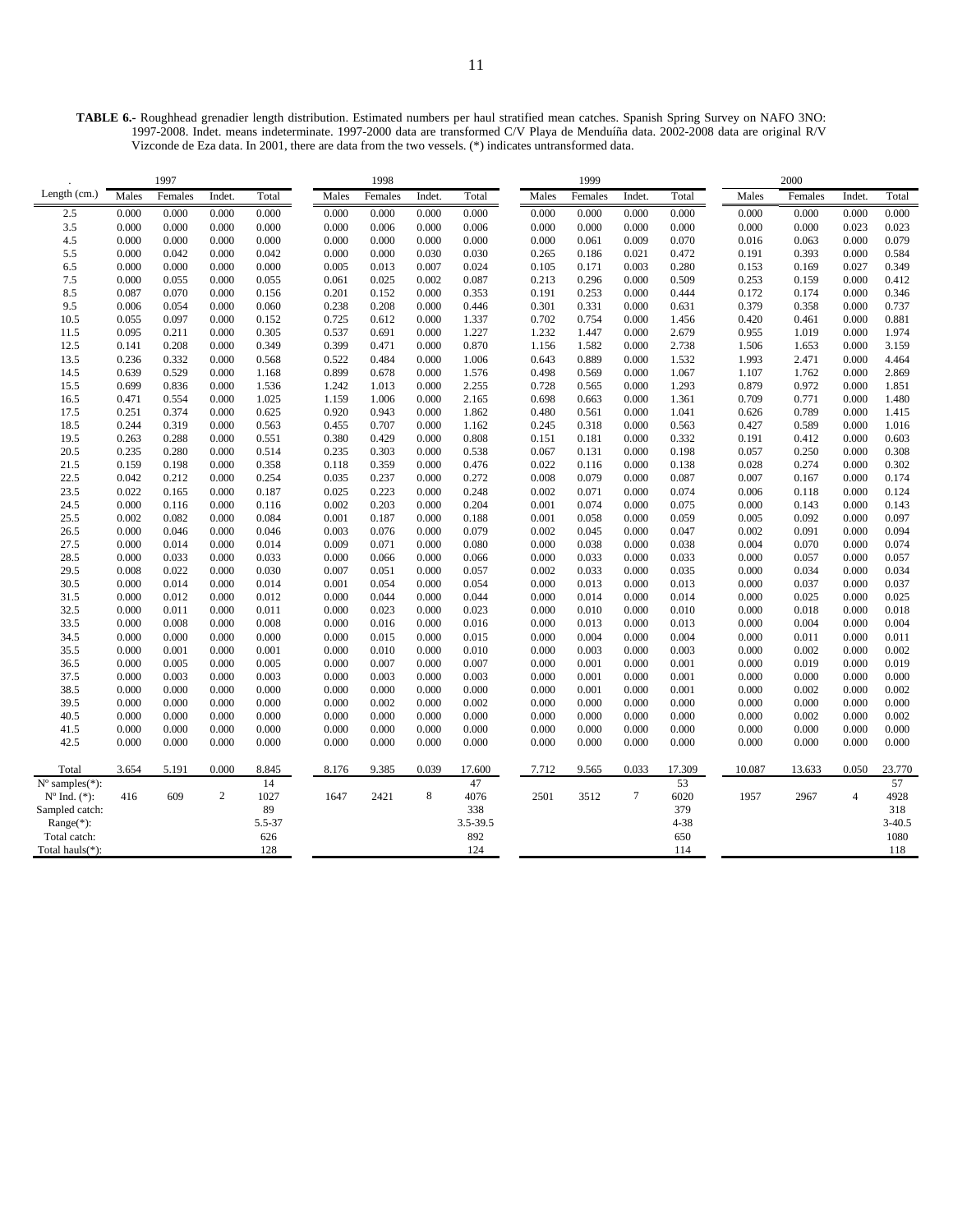**TABLE 6.-** Roughhead grenadier length distribution. Estimated numbers per haul stratified mean catches. Spanish Spring Survey on NAFO 3NO: 1997-2008. Indet. means indeterminate. 1997-2000 data are transformed C/V Playa de Menduíña data. 2002-2008 data are original R/V Vizconde de Eza data. In 2001, there are data from the two vessels. (*) indicates untransformed data.

| . | 1997 | | | | 1998 | | | | 1999 | | | | 2000 | | | |
|---|---|---|---|---|---|---|---|---|---|---|---|---|---|---|---|---|
| Length (cm.) | Males | Females | Indet. | Total | Males | Females | Indet. | Total | Males | Females | Indet. | Total | Males | Females | Indet. | Total |
| 2.5 | 0.000 | 0.000 | 0.000 | 0.000 | 0.000 | 0.000 | 0.000 | 0.000 | 0.000 | 0.000 | 0.000 | 0.000 | 0.000 | 0.000 | 0.000 | 0.000 |
| 3.5 | 0.000 | 0.000 | 0.000 | 0.000 | 0.000 | 0.006 | 0.000 | 0.006 | 0.000 | 0.000 | 0.000 | 0.000 | 0.000 | 0.000 | 0.023 | 0.023 |
| 4.5 | 0.000 | 0.000 | 0.000 | 0.000 | 0.000 | 0.000 | 0.000 | 0.000 | 0.000 | 0.061 | 0.009 | 0.070 | 0.016 | 0.063 | 0.000 | 0.079 |
| 5.5 | 0.000 | 0.042 | 0.000 | 0.042 | 0.000 | 0.000 | 0.030 | 0.030 | 0.265 | 0.186 | 0.021 | 0.472 | 0.191 | 0.393 | 0.000 | 0.584 |
| 6.5 | 0.000 | 0.000 | 0.000 | 0.000 | 0.005 | 0.013 | 0.007 | 0.024 | 0.105 | 0.171 | 0.003 | 0.280 | 0.153 | 0.169 | 0.027 | 0.349 |
| 7.5 | 0.000 | 0.055 | 0.000 | 0.055 | 0.061 | 0.025 | 0.002 | 0.087 | 0.213 | 0.296 | 0.000 | 0.509 | 0.253 | 0.159 | 0.000 | 0.412 |
| 8.5 | 0.087 | 0.070 | 0.000 | 0.156 | 0.201 | 0.152 | 0.000 | 0.353 | 0.191 | 0.253 | 0.000 | 0.444 | 0.172 | 0.174 | 0.000 | 0.346 |
| 9.5 | 0.006 | 0.054 | 0.000 | 0.060 | 0.238 | 0.208 | 0.000 | 0.446 | 0.301 | 0.331 | 0.000 | 0.631 | 0.379 | 0.358 | 0.000 | 0.737 |
| 10.5 | 0.055 | 0.097 | 0.000 | 0.152 | 0.725 | 0.612 | 0.000 | 1.337 | 0.702 | 0.754 | 0.000 | 1.456 | 0.420 | 0.461 | 0.000 | 0.881 |
| 11.5 | 0.095 | 0.211 | 0.000 | 0.305 | 0.537 | 0.691 | 0.000 | 1.227 | 1.232 | 1.447 | 0.000 | 2.679 | 0.955 | 1.019 | 0.000 | 1.974 |
| 12.5 | 0.141 | 0.208 | 0.000 | 0.349 | 0.399 | 0.471 | 0.000 | 0.870 | 1.156 | 1.582 | 0.000 | 2.738 | 1.506 | 1.653 | 0.000 | 3.159 |
| 13.5 | 0.236 | 0.332 | 0.000 | 0.568 | 0.522 | 0.484 | 0.000 | 1.006 | 0.643 | 0.889 | 0.000 | 1.532 | 1.993 | 2.471 | 0.000 | 4.464 |
| 14.5 | 0.639 | 0.529 | 0.000 | 1.168 | 0.899 | 0.678 | 0.000 | 1.576 | 0.498 | 0.569 | 0.000 | 1.067 | 1.107 | 1.762 | 0.000 | 2.869 |
| 15.5 | 0.699 | 0.836 | 0.000 | 1.536 | 1.242 | 1.013 | 0.000 | 2.255 | 0.728 | 0.565 | 0.000 | 1.293 | 0.879 | 0.972 | 0.000 | 1.851 |
| 16.5 | 0.471 | 0.554 | 0.000 | 1.025 | 1.159 | 1.006 | 0.000 | 2.165 | 0.698 | 0.663 | 0.000 | 1.361 | 0.709 | 0.771 | 0.000 | 1.480 |
| 17.5 | 0.251 | 0.374 | 0.000 | 0.625 | 0.920 | 0.943 | 0.000 | 1.862 | 0.480 | 0.561 | 0.000 | 1.041 | 0.626 | 0.789 | 0.000 | 1.415 |
| 18.5 | 0.244 | 0.319 | 0.000 | 0.563 | 0.455 | 0.707 | 0.000 | 1.162 | 0.245 | 0.318 | 0.000 | 0.563 | 0.427 | 0.589 | 0.000 | 1.016 |
| 19.5 | 0.263 | 0.288 | 0.000 | 0.551 | 0.380 | 0.429 | 0.000 | 0.808 | 0.151 | 0.181 | 0.000 | 0.332 | 0.191 | 0.412 | 0.000 | 0.603 |
| 20.5 | 0.235 | 0.280 | 0.000 | 0.514 | 0.235 | 0.303 | 0.000 | 0.538 | 0.067 | 0.131 | 0.000 | 0.198 | 0.057 | 0.250 | 0.000 | 0.308 |
| 21.5 | 0.159 | 0.198 | 0.000 | 0.358 | 0.118 | 0.359 | 0.000 | 0.476 | 0.022 | 0.116 | 0.000 | 0.138 | 0.028 | 0.274 | 0.000 | 0.302 |
| 22.5 | 0.042 | 0.212 | 0.000 | 0.254 | 0.035 | 0.237 | 0.000 | 0.272 | 0.008 | 0.079 | 0.000 | 0.087 | 0.007 | 0.167 | 0.000 | 0.174 |
| 23.5 | 0.022 | 0.165 | 0.000 | 0.187 | 0.025 | 0.223 | 0.000 | 0.248 | 0.002 | 0.071 | 0.000 | 0.074 | 0.006 | 0.118 | 0.000 | 0.124 |
| 24.5 | 0.000 | 0.116 | 0.000 | 0.116 | 0.002 | 0.203 | 0.000 | 0.204 | 0.001 | 0.074 | 0.000 | 0.075 | 0.000 | 0.143 | 0.000 | 0.143 |
| 25.5 | 0.002 | 0.082 | 0.000 | 0.084 | 0.001 | 0.187 | 0.000 | 0.188 | 0.001 | 0.058 | 0.000 | 0.059 | 0.005 | 0.092 | 0.000 | 0.097 |
| 26.5 | 0.000 | 0.046 | 0.000 | 0.046 | 0.003 | 0.076 | 0.000 | 0.079 | 0.002 | 0.045 | 0.000 | 0.047 | 0.002 | 0.091 | 0.000 | 0.094 |
| 27.5 | 0.000 | 0.014 | 0.000 | 0.014 | 0.009 | 0.071 | 0.000 | 0.080 | 0.000 | 0.038 | 0.000 | 0.038 | 0.004 | 0.070 | 0.000 | 0.074 |
| 28.5 | 0.000 | 0.033 | 0.000 | 0.033 | 0.000 | 0.066 | 0.000 | 0.066 | 0.000 | 0.033 | 0.000 | 0.033 | 0.000 | 0.057 | 0.000 | 0.057 |
| 29.5 | 0.008 | 0.022 | 0.000 | 0.030 | 0.007 | 0.051 | 0.000 | 0.057 | 0.002 | 0.033 | 0.000 | 0.035 | 0.000 | 0.034 | 0.000 | 0.034 |
| 30.5 | 0.000 | 0.014 | 0.000 | 0.014 | 0.001 | 0.054 | 0.000 | 0.054 | 0.000 | 0.013 | 0.000 | 0.013 | 0.000 | 0.037 | 0.000 | 0.037 |
| 31.5 | 0.000 | 0.012 | 0.000 | 0.012 | 0.000 | 0.044 | 0.000 | 0.044 | 0.000 | 0.014 | 0.000 | 0.014 | 0.000 | 0.025 | 0.000 | 0.025 |
| 32.5 | 0.000 | 0.011 | 0.000 | 0.011 | 0.000 | 0.023 | 0.000 | 0.023 | 0.000 | 0.010 | 0.000 | 0.010 | 0.000 | 0.018 | 0.000 | 0.018 |
| 33.5 | 0.000 | 0.008 | 0.000 | 0.008 | 0.000 | 0.016 | 0.000 | 0.016 | 0.000 | 0.013 | 0.000 | 0.013 | 0.000 | 0.004 | 0.000 | 0.004 |
| 34.5 | 0.000 | 0.000 | 0.000 | 0.000 | 0.000 | 0.015 | 0.000 | 0.015 | 0.000 | 0.004 | 0.000 | 0.004 | 0.000 | 0.011 | 0.000 | 0.011 |
| 35.5 | 0.000 | 0.001 | 0.000 | 0.001 | 0.000 | 0.010 | 0.000 | 0.010 | 0.000 | 0.003 | 0.000 | 0.003 | 0.000 | 0.002 | 0.000 | 0.002 |
| 36.5 | 0.000 | 0.005 | 0.000 | 0.005 | 0.000 | 0.007 | 0.000 | 0.007 | 0.000 | 0.001 | 0.000 | 0.001 | 0.000 | 0.019 | 0.000 | 0.019 |
| 37.5 | 0.000 | 0.003 | 0.000 | 0.003 | 0.000 | 0.003 | 0.000 | 0.003 | 0.000 | 0.001 | 0.000 | 0.001 | 0.000 | 0.000 | 0.000 | 0.000 |
| 38.5 | 0.000 | 0.000 | 0.000 | 0.000 | 0.000 | 0.000 | 0.000 | 0.000 | 0.000 | 0.001 | 0.000 | 0.001 | 0.000 | 0.002 | 0.000 | 0.002 |
| 39.5 | 0.000 | 0.000 | 0.000 | 0.000 | 0.000 | 0.002 | 0.000 | 0.002 | 0.000 | 0.000 | 0.000 | 0.000 | 0.000 | 0.000 | 0.000 | 0.000 |
| 40.5 | 0.000 | 0.000 | 0.000 | 0.000 | 0.000 | 0.000 | 0.000 | 0.000 | 0.000 | 0.000 | 0.000 | 0.000 | 0.000 | 0.002 | 0.000 | 0.002 |
| 41.5 | 0.000 | 0.000 | 0.000 | 0.000 | 0.000 | 0.000 | 0.000 | 0.000 | 0.000 | 0.000 | 0.000 | 0.000 | 0.000 | 0.000 | 0.000 | 0.000 |
| 42.5 | 0.000 | 0.000 | 0.000 | 0.000 | 0.000 | 0.000 | 0.000 | 0.000 | 0.000 | 0.000 | 0.000 | 0.000 | 0.000 | 0.000 | 0.000 | 0.000 |
| Total | 3.654 | 5.191 | 0.000 | 8.845 | 8.176 | 9.385 | 0.039 | 17.600 | 7.712 | 9.565 | 0.033 | 17.309 | 10.087 | 13.633 | 0.050 | 23.770 |
| Nº samples(*): | | | | 14 | | | | 47 | | | | 53 | | | | 57 |
| Nº Ind. (*): | 416 | 609 | 2 | 1027 | 1647 | 2421 | 8 | 4076 | 2501 | 3512 | 7 | 6020 | 1957 | 2967 | 4 | 4928 |
| Sampled catch: | | | | 89 | | | | 338 | | | | 379 | | | | 318 |
| Range(*): | | | | 5.5-37 | | | | 3.5-39.5 | | | | 4-38 | | | | 3-40.5 |
| Total catch: | | | | 626 | | | | 892 | | | | 650 | | | | 1080 |
| Total hauls(*): | | | | 128 | | | | 124 | | | | 114 | | | | 118 |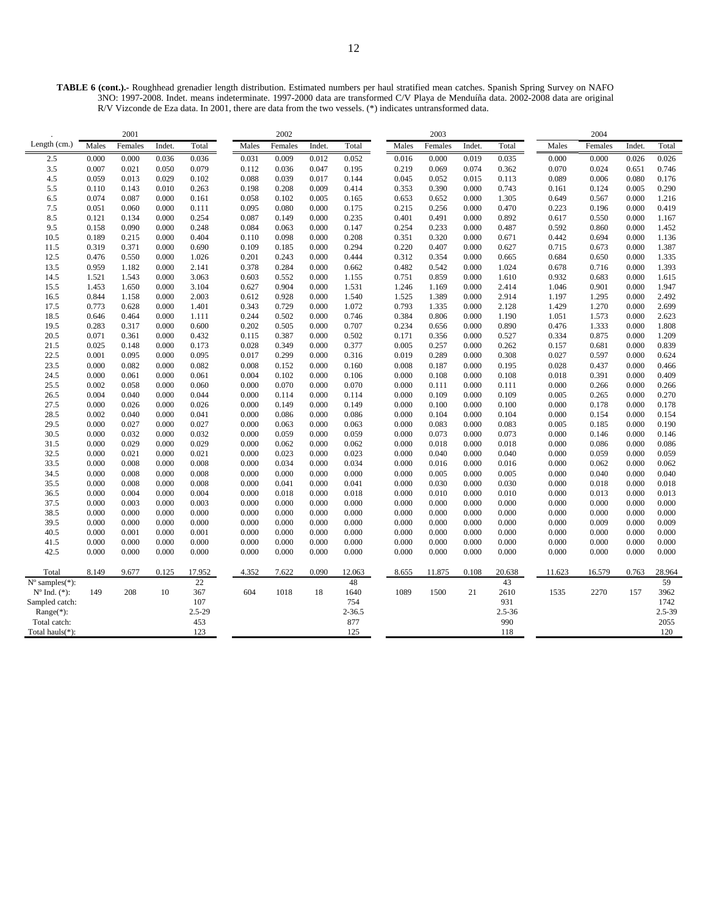**TABLE 6 (cont.).-** Roughhead grenadier length distribution. Estimated numbers per haul stratified mean catches. Spanish Spring Survey on NAFO 3NO: 1997-2008. Indet. means indeterminate. 1997-2000 data are transformed C/V Playa de Menduíña data. 2002-2008 data are original R/V Vizconde de Eza data. In 2001, there are data from the two vessels. (*) indicates untransformed data.

| . | 2001 | | | | 2002 | | | | 2003 | | | | 2004 | | | |
|---|---|---|---|---|---|---|---|---|---|---|---|---|---|---|---|---|
| Length (cm.) | Males | Females | Indet. | Total | Males | Females | Indet. | Total | Males | Females | Indet. | Total | Males | Females | Indet. | Total |
| 2.5 | 0.000 | 0.000 | 0.036 | 0.036 | 0.031 | 0.009 | 0.012 | 0.052 | 0.016 | 0.000 | 0.019 | 0.035 | 0.000 | 0.000 | 0.026 | 0.026 |
| 3.5 | 0.007 | 0.021 | 0.050 | 0.079 | 0.112 | 0.036 | 0.047 | 0.195 | 0.219 | 0.069 | 0.074 | 0.362 | 0.070 | 0.024 | 0.651 | 0.746 |
| 4.5 | 0.059 | 0.013 | 0.029 | 0.102 | 0.088 | 0.039 | 0.017 | 0.144 | 0.045 | 0.052 | 0.015 | 0.113 | 0.089 | 0.006 | 0.080 | 0.176 |
| 5.5 | 0.110 | 0.143 | 0.010 | 0.263 | 0.198 | 0.208 | 0.009 | 0.414 | 0.353 | 0.390 | 0.000 | 0.743 | 0.161 | 0.124 | 0.005 | 0.290 |
| 6.5 | 0.074 | 0.087 | 0.000 | 0.161 | 0.058 | 0.102 | 0.005 | 0.165 | 0.653 | 0.652 | 0.000 | 1.305 | 0.649 | 0.567 | 0.000 | 1.216 |
| 7.5 | 0.051 | 0.060 | 0.000 | 0.111 | 0.095 | 0.080 | 0.000 | 0.175 | 0.215 | 0.256 | 0.000 | 0.470 | 0.223 | 0.196 | 0.000 | 0.419 |
| 8.5 | 0.121 | 0.134 | 0.000 | 0.254 | 0.087 | 0.149 | 0.000 | 0.235 | 0.401 | 0.491 | 0.000 | 0.892 | 0.617 | 0.550 | 0.000 | 1.167 |
| 9.5 | 0.158 | 0.090 | 0.000 | 0.248 | 0.084 | 0.063 | 0.000 | 0.147 | 0.254 | 0.233 | 0.000 | 0.487 | 0.592 | 0.860 | 0.000 | 1.452 |
| 10.5 | 0.189 | 0.215 | 0.000 | 0.404 | 0.110 | 0.098 | 0.000 | 0.208 | 0.351 | 0.320 | 0.000 | 0.671 | 0.442 | 0.694 | 0.000 | 1.136 |
| 11.5 | 0.319 | 0.371 | 0.000 | 0.690 | 0.109 | 0.185 | 0.000 | 0.294 | 0.220 | 0.407 | 0.000 | 0.627 | 0.715 | 0.673 | 0.000 | 1.387 |
| 12.5 | 0.476 | 0.550 | 0.000 | 1.026 | 0.201 | 0.243 | 0.000 | 0.444 | 0.312 | 0.354 | 0.000 | 0.665 | 0.684 | 0.650 | 0.000 | 1.335 |
| 13.5 | 0.959 | 1.182 | 0.000 | 2.141 | 0.378 | 0.284 | 0.000 | 0.662 | 0.482 | 0.542 | 0.000 | 1.024 | 0.678 | 0.716 | 0.000 | 1.393 |
| 14.5 | 1.521 | 1.543 | 0.000 | 3.063 | 0.603 | 0.552 | 0.000 | 1.155 | 0.751 | 0.859 | 0.000 | 1.610 | 0.932 | 0.683 | 0.000 | 1.615 |
| 15.5 | 1.453 | 1.650 | 0.000 | 3.104 | 0.627 | 0.904 | 0.000 | 1.531 | 1.246 | 1.169 | 0.000 | 2.414 | 1.046 | 0.901 | 0.000 | 1.947 |
| 16.5 | 0.844 | 1.158 | 0.000 | 2.003 | 0.612 | 0.928 | 0.000 | 1.540 | 1.525 | 1.389 | 0.000 | 2.914 | 1.197 | 1.295 | 0.000 | 2.492 |
| 17.5 | 0.773 | 0.628 | 0.000 | 1.401 | 0.343 | 0.729 | 0.000 | 1.072 | 0.793 | 1.335 | 0.000 | 2.128 | 1.429 | 1.270 | 0.000 | 2.699 |
| 18.5 | 0.646 | 0.464 | 0.000 | 1.111 | 0.244 | 0.502 | 0.000 | 0.746 | 0.384 | 0.806 | 0.000 | 1.190 | 1.051 | 1.573 | 0.000 | 2.623 |
| 19.5 | 0.283 | 0.317 | 0.000 | 0.600 | 0.202 | 0.505 | 0.000 | 0.707 | 0.234 | 0.656 | 0.000 | 0.890 | 0.476 | 1.333 | 0.000 | 1.808 |
| 20.5 | 0.071 | 0.361 | 0.000 | 0.432 | 0.115 | 0.387 | 0.000 | 0.502 | 0.171 | 0.356 | 0.000 | 0.527 | 0.334 | 0.875 | 0.000 | 1.209 |
| 21.5 | 0.025 | 0.148 | 0.000 | 0.173 | 0.028 | 0.349 | 0.000 | 0.377 | 0.005 | 0.257 | 0.000 | 0.262 | 0.157 | 0.681 | 0.000 | 0.839 |
| 22.5 | 0.001 | 0.095 | 0.000 | 0.095 | 0.017 | 0.299 | 0.000 | 0.316 | 0.019 | 0.289 | 0.000 | 0.308 | 0.027 | 0.597 | 0.000 | 0.624 |
| 23.5 | 0.000 | 0.082 | 0.000 | 0.082 | 0.008 | 0.152 | 0.000 | 0.160 | 0.008 | 0.187 | 0.000 | 0.195 | 0.028 | 0.437 | 0.000 | 0.466 |
| 24.5 | 0.000 | 0.061 | 0.000 | 0.061 | 0.004 | 0.102 | 0.000 | 0.106 | 0.000 | 0.108 | 0.000 | 0.108 | 0.018 | 0.391 | 0.000 | 0.409 |
| 25.5 | 0.002 | 0.058 | 0.000 | 0.060 | 0.000 | 0.070 | 0.000 | 0.070 | 0.000 | 0.111 | 0.000 | 0.111 | 0.000 | 0.266 | 0.000 | 0.266 |
| 26.5 | 0.004 | 0.040 | 0.000 | 0.044 | 0.000 | 0.114 | 0.000 | 0.114 | 0.000 | 0.109 | 0.000 | 0.109 | 0.005 | 0.265 | 0.000 | 0.270 |
| 27.5 | 0.000 | 0.026 | 0.000 | 0.026 | 0.000 | 0.149 | 0.000 | 0.149 | 0.000 | 0.100 | 0.000 | 0.100 | 0.000 | 0.178 | 0.000 | 0.178 |
| 28.5 | 0.002 | 0.040 | 0.000 | 0.041 | 0.000 | 0.086 | 0.000 | 0.086 | 0.000 | 0.104 | 0.000 | 0.104 | 0.000 | 0.154 | 0.000 | 0.154 |
| 29.5 | 0.000 | 0.027 | 0.000 | 0.027 | 0.000 | 0.063 | 0.000 | 0.063 | 0.000 | 0.083 | 0.000 | 0.083 | 0.005 | 0.185 | 0.000 | 0.190 |
| 30.5 | 0.000 | 0.032 | 0.000 | 0.032 | 0.000 | 0.059 | 0.000 | 0.059 | 0.000 | 0.073 | 0.000 | 0.073 | 0.000 | 0.146 | 0.000 | 0.146 |
| 31.5 | 0.000 | 0.029 | 0.000 | 0.029 | 0.000 | 0.062 | 0.000 | 0.062 | 0.000 | 0.018 | 0.000 | 0.018 | 0.000 | 0.086 | 0.000 | 0.086 |
| 32.5 | 0.000 | 0.021 | 0.000 | 0.021 | 0.000 | 0.023 | 0.000 | 0.023 | 0.000 | 0.040 | 0.000 | 0.040 | 0.000 | 0.059 | 0.000 | 0.059 |
| 33.5 | 0.000 | 0.008 | 0.000 | 0.008 | 0.000 | 0.034 | 0.000 | 0.034 | 0.000 | 0.016 | 0.000 | 0.016 | 0.000 | 0.062 | 0.000 | 0.062 |
| 34.5 | 0.000 | 0.008 | 0.000 | 0.008 | 0.000 | 0.000 | 0.000 | 0.000 | 0.000 | 0.005 | 0.000 | 0.005 | 0.000 | 0.040 | 0.000 | 0.040 |
| 35.5 | 0.000 | 0.008 | 0.000 | 0.008 | 0.000 | 0.041 | 0.000 | 0.041 | 0.000 | 0.030 | 0.000 | 0.030 | 0.000 | 0.018 | 0.000 | 0.018 |
| 36.5 | 0.000 | 0.004 | 0.000 | 0.004 | 0.000 | 0.018 | 0.000 | 0.018 | 0.000 | 0.010 | 0.000 | 0.010 | 0.000 | 0.013 | 0.000 | 0.013 |
| 37.5 | 0.000 | 0.003 | 0.000 | 0.003 | 0.000 | 0.000 | 0.000 | 0.000 | 0.000 | 0.000 | 0.000 | 0.000 | 0.000 | 0.000 | 0.000 | 0.000 |
| 38.5 | 0.000 | 0.000 | 0.000 | 0.000 | 0.000 | 0.000 | 0.000 | 0.000 | 0.000 | 0.000 | 0.000 | 0.000 | 0.000 | 0.000 | 0.000 | 0.000 |
| 39.5 | 0.000 | 0.000 | 0.000 | 0.000 | 0.000 | 0.000 | 0.000 | 0.000 | 0.000 | 0.000 | 0.000 | 0.000 | 0.000 | 0.009 | 0.000 | 0.009 |
| 40.5 | 0.000 | 0.001 | 0.000 | 0.001 | 0.000 | 0.000 | 0.000 | 0.000 | 0.000 | 0.000 | 0.000 | 0.000 | 0.000 | 0.000 | 0.000 | 0.000 |
| 41.5 | 0.000 | 0.000 | 0.000 | 0.000 | 0.000 | 0.000 | 0.000 | 0.000 | 0.000 | 0.000 | 0.000 | 0.000 | 0.000 | 0.000 | 0.000 | 0.000 |
| 42.5 | 0.000 | 0.000 | 0.000 | 0.000 | 0.000 | 0.000 | 0.000 | 0.000 | 0.000 | 0.000 | 0.000 | 0.000 | 0.000 | 0.000 | 0.000 | 0.000 |
| Total | 8.149 | 9.677 | 0.125 | 17.952 | 4.352 | 7.622 | 0.090 | 12.063 | 8.655 | 11.875 | 0.108 | 20.638 | 11.623 | 16.579 | 0.763 | 28.964 |
| Nº samples(*): | | | | 22 | | | | 48 | | | | 43 | | | | 59 |
| Nº Ind. (*): | 149 | 208 | 10 | 367 | 604 | 1018 | 18 | 1640 | 1089 | 1500 | 21 | 2610 | 1535 | 2270 | 157 | 3962 |
| Sampled catch: | | | | 107 | | | | 754 | | | | 931 | | | | 1742 |
| Range(*): | | | | 2.5-29 | | | | 2-36.5 | | | | 2.5-36 | | | | 2.5-39 |
| Total catch: | | | | 453 | | | | 877 | | | | 990 | | | | 2055 |
| Total hauls(*): | | | | 123 | | | | 125 | | | | 118 | | | | 120 |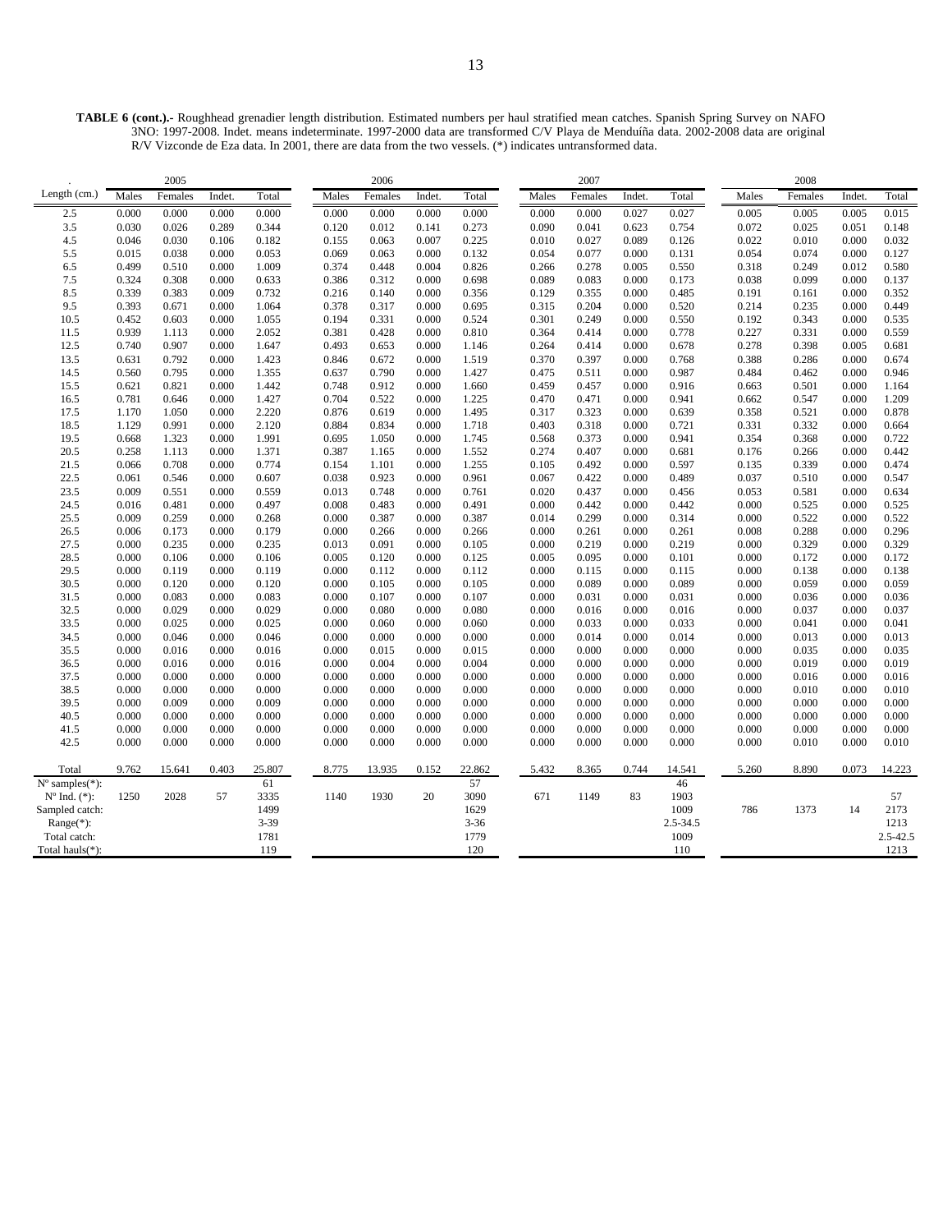**TABLE 6 (cont.).-** Roughhead grenadier length distribution. Estimated numbers per haul stratified mean catches. Spanish Spring Survey on NAFO 3NO: 1997-2008. Indet. means indeterminate. 1997-2000 data are transformed C/V Playa de Menduíña data. 2002-2008 data are original R/V Vizconde de Eza data. In 2001, there are data from the two vessels. (*) indicates untransformed data.

| . | 2005 | | | | 2006 | | | | 2007 | | | | 2008 | | | |
|---|---|---|---|---|---|---|---|---|---|---|---|---|---|---|---|---|
| Length (cm.) | Males | Females | Indet. | Total | Males | Females | Indet. | Total | Males | Females | Indet. | Total | Males | Females | Indet. | Total |
| 2.5 | 0.000 | 0.000 | 0.000 | 0.000 | 0.000 | 0.000 | 0.000 | 0.000 | 0.000 | 0.000 | 0.027 | 0.027 | 0.005 | 0.005 | 0.005 | 0.015 |
| 3.5 | 0.030 | 0.026 | 0.289 | 0.344 | 0.120 | 0.012 | 0.141 | 0.273 | 0.090 | 0.041 | 0.623 | 0.754 | 0.072 | 0.025 | 0.051 | 0.148 |
| 4.5 | 0.046 | 0.030 | 0.106 | 0.182 | 0.155 | 0.063 | 0.007 | 0.225 | 0.010 | 0.027 | 0.089 | 0.126 | 0.022 | 0.010 | 0.000 | 0.032 |
| 5.5 | 0.015 | 0.038 | 0.000 | 0.053 | 0.069 | 0.063 | 0.000 | 0.132 | 0.054 | 0.077 | 0.000 | 0.131 | 0.054 | 0.074 | 0.000 | 0.127 |
| 6.5 | 0.499 | 0.510 | 0.000 | 1.009 | 0.374 | 0.448 | 0.004 | 0.826 | 0.266 | 0.278 | 0.005 | 0.550 | 0.318 | 0.249 | 0.012 | 0.580 |
| 7.5 | 0.324 | 0.308 | 0.000 | 0.633 | 0.386 | 0.312 | 0.000 | 0.698 | 0.089 | 0.083 | 0.000 | 0.173 | 0.038 | 0.099 | 0.000 | 0.137 |
| 8.5 | 0.339 | 0.383 | 0.009 | 0.732 | 0.216 | 0.140 | 0.000 | 0.356 | 0.129 | 0.355 | 0.000 | 0.485 | 0.191 | 0.161 | 0.000 | 0.352 |
| 9.5 | 0.393 | 0.671 | 0.000 | 1.064 | 0.378 | 0.317 | 0.000 | 0.695 | 0.315 | 0.204 | 0.000 | 0.520 | 0.214 | 0.235 | 0.000 | 0.449 |
| 10.5 | 0.452 | 0.603 | 0.000 | 1.055 | 0.194 | 0.331 | 0.000 | 0.524 | 0.301 | 0.249 | 0.000 | 0.550 | 0.192 | 0.343 | 0.000 | 0.535 |
| 11.5 | 0.939 | 1.113 | 0.000 | 2.052 | 0.381 | 0.428 | 0.000 | 0.810 | 0.364 | 0.414 | 0.000 | 0.778 | 0.227 | 0.331 | 0.000 | 0.559 |
| 12.5 | 0.740 | 0.907 | 0.000 | 1.647 | 0.493 | 0.653 | 0.000 | 1.146 | 0.264 | 0.414 | 0.000 | 0.678 | 0.278 | 0.398 | 0.005 | 0.681 |
| 13.5 | 0.631 | 0.792 | 0.000 | 1.423 | 0.846 | 0.672 | 0.000 | 1.519 | 0.370 | 0.397 | 0.000 | 0.768 | 0.388 | 0.286 | 0.000 | 0.674 |
| 14.5 | 0.560 | 0.795 | 0.000 | 1.355 | 0.637 | 0.790 | 0.000 | 1.427 | 0.475 | 0.511 | 0.000 | 0.987 | 0.484 | 0.462 | 0.000 | 0.946 |
| 15.5 | 0.621 | 0.821 | 0.000 | 1.442 | 0.748 | 0.912 | 0.000 | 1.660 | 0.459 | 0.457 | 0.000 | 0.916 | 0.663 | 0.501 | 0.000 | 1.164 |
| 16.5 | 0.781 | 0.646 | 0.000 | 1.427 | 0.704 | 0.522 | 0.000 | 1.225 | 0.470 | 0.471 | 0.000 | 0.941 | 0.662 | 0.547 | 0.000 | 1.209 |
| 17.5 | 1.170 | 1.050 | 0.000 | 2.220 | 0.876 | 0.619 | 0.000 | 1.495 | 0.317 | 0.323 | 0.000 | 0.639 | 0.358 | 0.521 | 0.000 | 0.878 |
| 18.5 | 1.129 | 0.991 | 0.000 | 2.120 | 0.884 | 0.834 | 0.000 | 1.718 | 0.403 | 0.318 | 0.000 | 0.721 | 0.331 | 0.332 | 0.000 | 0.664 |
| 19.5 | 0.668 | 1.323 | 0.000 | 1.991 | 0.695 | 1.050 | 0.000 | 1.745 | 0.568 | 0.373 | 0.000 | 0.941 | 0.354 | 0.368 | 0.000 | 0.722 |
| 20.5 | 0.258 | 1.113 | 0.000 | 1.371 | 0.387 | 1.165 | 0.000 | 1.552 | 0.274 | 0.407 | 0.000 | 0.681 | 0.176 | 0.266 | 0.000 | 0.442 |
| 21.5 | 0.066 | 0.708 | 0.000 | 0.774 | 0.154 | 1.101 | 0.000 | 1.255 | 0.105 | 0.492 | 0.000 | 0.597 | 0.135 | 0.339 | 0.000 | 0.474 |
| 22.5 | 0.061 | 0.546 | 0.000 | 0.607 | 0.038 | 0.923 | 0.000 | 0.961 | 0.067 | 0.422 | 0.000 | 0.489 | 0.037 | 0.510 | 0.000 | 0.547 |
| 23.5 | 0.009 | 0.551 | 0.000 | 0.559 | 0.013 | 0.748 | 0.000 | 0.761 | 0.020 | 0.437 | 0.000 | 0.456 | 0.053 | 0.581 | 0.000 | 0.634 |
| 24.5 | 0.016 | 0.481 | 0.000 | 0.497 | 0.008 | 0.483 | 0.000 | 0.491 | 0.000 | 0.442 | 0.000 | 0.442 | 0.000 | 0.525 | 0.000 | 0.525 |
| 25.5 | 0.009 | 0.259 | 0.000 | 0.268 | 0.000 | 0.387 | 0.000 | 0.387 | 0.014 | 0.299 | 0.000 | 0.314 | 0.000 | 0.522 | 0.000 | 0.522 |
| 26.5 | 0.006 | 0.173 | 0.000 | 0.179 | 0.000 | 0.266 | 0.000 | 0.266 | 0.000 | 0.261 | 0.000 | 0.261 | 0.008 | 0.288 | 0.000 | 0.296 |
| 27.5 | 0.000 | 0.235 | 0.000 | 0.235 | 0.013 | 0.091 | 0.000 | 0.105 | 0.000 | 0.219 | 0.000 | 0.219 | 0.000 | 0.329 | 0.000 | 0.329 |
| 28.5 | 0.000 | 0.106 | 0.000 | 0.106 | 0.005 | 0.120 | 0.000 | 0.125 | 0.005 | 0.095 | 0.000 | 0.101 | 0.000 | 0.172 | 0.000 | 0.172 |
| 29.5 | 0.000 | 0.119 | 0.000 | 0.119 | 0.000 | 0.112 | 0.000 | 0.112 | 0.000 | 0.115 | 0.000 | 0.115 | 0.000 | 0.138 | 0.000 | 0.138 |
| 30.5 | 0.000 | 0.120 | 0.000 | 0.120 | 0.000 | 0.105 | 0.000 | 0.105 | 0.000 | 0.089 | 0.000 | 0.089 | 0.000 | 0.059 | 0.000 | 0.059 |
| 31.5 | 0.000 | 0.083 | 0.000 | 0.083 | 0.000 | 0.107 | 0.000 | 0.107 | 0.000 | 0.031 | 0.000 | 0.031 | 0.000 | 0.036 | 0.000 | 0.036 |
| 32.5 | 0.000 | 0.029 | 0.000 | 0.029 | 0.000 | 0.080 | 0.000 | 0.080 | 0.000 | 0.016 | 0.000 | 0.016 | 0.000 | 0.037 | 0.000 | 0.037 |
| 33.5 | 0.000 | 0.025 | 0.000 | 0.025 | 0.000 | 0.060 | 0.000 | 0.060 | 0.000 | 0.033 | 0.000 | 0.033 | 0.000 | 0.041 | 0.000 | 0.041 |
| 34.5 | 0.000 | 0.046 | 0.000 | 0.046 | 0.000 | 0.000 | 0.000 | 0.000 | 0.000 | 0.014 | 0.000 | 0.014 | 0.000 | 0.013 | 0.000 | 0.013 |
| 35.5 | 0.000 | 0.016 | 0.000 | 0.016 | 0.000 | 0.015 | 0.000 | 0.015 | 0.000 | 0.000 | 0.000 | 0.000 | 0.000 | 0.035 | 0.000 | 0.035 |
| 36.5 | 0.000 | 0.016 | 0.000 | 0.016 | 0.000 | 0.004 | 0.000 | 0.004 | 0.000 | 0.000 | 0.000 | 0.000 | 0.000 | 0.019 | 0.000 | 0.019 |
| 37.5 | 0.000 | 0.000 | 0.000 | 0.000 | 0.000 | 0.000 | 0.000 | 0.000 | 0.000 | 0.000 | 0.000 | 0.000 | 0.000 | 0.016 | 0.000 | 0.016 |
| 38.5 | 0.000 | 0.000 | 0.000 | 0.000 | 0.000 | 0.000 | 0.000 | 0.000 | 0.000 | 0.000 | 0.000 | 0.000 | 0.000 | 0.010 | 0.000 | 0.010 |
| 39.5 | 0.000 | 0.009 | 0.000 | 0.009 | 0.000 | 0.000 | 0.000 | 0.000 | 0.000 | 0.000 | 0.000 | 0.000 | 0.000 | 0.000 | 0.000 | 0.000 |
| 40.5 | 0.000 | 0.000 | 0.000 | 0.000 | 0.000 | 0.000 | 0.000 | 0.000 | 0.000 | 0.000 | 0.000 | 0.000 | 0.000 | 0.000 | 0.000 | 0.000 |
| 41.5 | 0.000 | 0.000 | 0.000 | 0.000 | 0.000 | 0.000 | 0.000 | 0.000 | 0.000 | 0.000 | 0.000 | 0.000 | 0.000 | 0.000 | 0.000 | 0.000 |
| 42.5 | 0.000 | 0.000 | 0.000 | 0.000 | 0.000 | 0.000 | 0.000 | 0.000 | 0.000 | 0.000 | 0.000 | 0.000 | 0.000 | 0.010 | 0.000 | 0.010 |
| Total | 9.762 | 15.641 | 0.403 | 25.807 | 8.775 | 13.935 | 0.152 | 22.862 | 5.432 | 8.365 | 0.744 | 14.541 | 5.260 | 8.890 | 0.073 | 14.223 |
| Nº samples(*): | | | | 61 | | | | 57 | | | | 46 | | | | |
| Nº Ind. (*): | 1250 | 2028 | 57 | 3335 | 1140 | 1930 | 20 | 3090 | 671 | 1149 | 83 | 1903 | | | | 57 |
| Sampled catch: | | | | 1499 | | | | 1629 | | | | 1009 | 786 | 1373 | 14 | 2173 |
| Range(*): | | | | 3-39 | | | | 3-36 | | | | 2.5-34.5 | | | | 1213 |
| Total catch: | | | | 1781 | | | | 1779 | | | | 1009 | | | | 2.5-42.5 |
| Total hauls(*): | | | | 119 | | | | 120 | | | | 110 | | | | 1213 |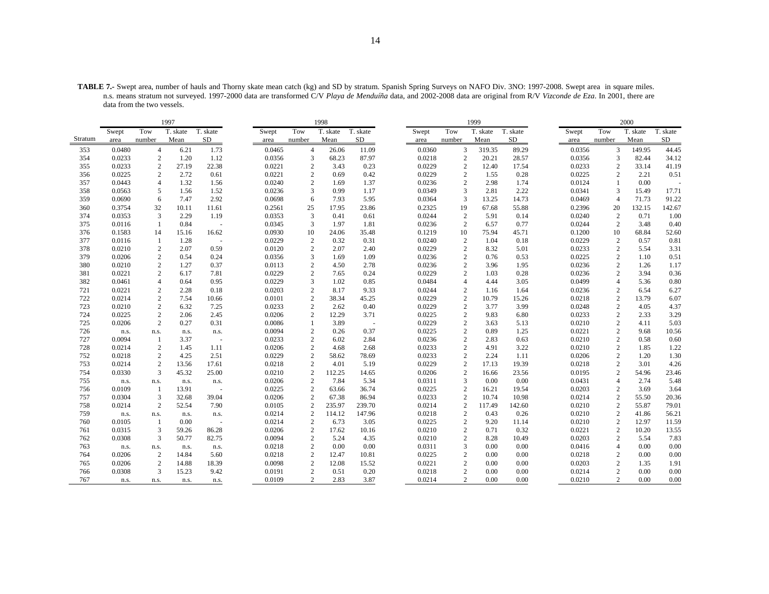**TABLE 7.-** Swept area, number of hauls and Thorny skate mean catch (kg) and SD by stratum. Spanish Spring Surveys on NAFO Div. 3NO: 1997-2008. Swept area in square miles. n.s. means stratum not surveyed. 1997-2000 data are transformed C/V *Playa de Menduíña* data, and 2002-2008 data are original from R/V *Vizconde de Eza*. In 2001, there are data from the two vessels.

| | 1997 | | | | 1998 | | | | 1999 | | | | 2000 | | | |
|---|---|---|---|---|---|---|---|---|---|---|---|---|---|---|---|---|
| Stratum | Swept area | Tow number | T. skate Mean | T. skate SD | Swept area | Tow number | T. skate Mean | T. skate SD | Swept area | Tow number | T. skate Mean | T. skate SD | Swept area | Tow number | T. skate Mean | T. skate SD |
| 353 | 0.0480 | 4 | 6.21 | 1.73 | 0.0465 | 4 | 26.06 | 11.09 | 0.0360 | 3 | 319.35 | 89.29 | 0.0356 | 3 | 149.95 | 44.45 |
| 354 | 0.0233 | 2 | 1.20 | 1.12 | 0.0356 | 3 | 68.23 | 87.97 | 0.0218 | 2 | 20.21 | 28.57 | 0.0356 | 3 | 82.44 | 34.12 |
| 355 | 0.0233 | 2 | 27.19 | 22.38 | 0.0221 | 2 | 3.43 | 0.23 | 0.0229 | 2 | 12.40 | 17.54 | 0.0233 | 2 | 33.14 | 41.19 |
| 356 | 0.0225 | 2 | 2.72 | 0.61 | 0.0221 | 2 | 0.69 | 0.42 | 0.0229 | 2 | 1.55 | 0.28 | 0.0225 | 2 | 2.21 | 0.51 |
| 357 | 0.0443 | 4 | 1.32 | 1.56 | 0.0240 | 2 | 1.69 | 1.37 | 0.0236 | 2 | 2.98 | 1.74 | 0.0124 | 1 | 0.00 | - |
| 358 | 0.0563 | 5 | 1.56 | 1.52 | 0.0236 | 3 | 0.99 | 1.17 | 0.0349 | 3 | 2.81 | 2.22 | 0.0341 | 3 | 15.49 | 17.71 |
| 359 | 0.0690 | 6 | 7.47 | 2.92 | 0.0698 | 6 | 7.93 | 5.95 | 0.0364 | 3 | 13.25 | 14.73 | 0.0469 | 4 | 71.73 | 91.22 |
| 360 | 0.3754 | 32 | 10.11 | 11.61 | 0.2561 | 25 | 17.95 | 23.86 | 0.2325 | 19 | 67.68 | 55.88 | 0.2396 | 20 | 132.15 | 142.67 |
| 374 | 0.0353 | 3 | 2.29 | 1.19 | 0.0353 | 3 | 0.41 | 0.61 | 0.0244 | 2 | 5.91 | 0.14 | 0.0240 | 2 | 0.71 | 1.00 |
| 375 | 0.0116 | 1 | 0.84 | - | 0.0345 | 3 | 1.97 | 1.81 | 0.0236 | 2 | 6.57 | 0.77 | 0.0244 | 2 | 3.48 | 0.40 |
| 376 | 0.1583 | 14 | 15.16 | 16.62 | 0.0930 | 10 | 24.06 | 35.48 | 0.1219 | 10 | 75.94 | 45.71 | 0.1200 | 10 | 68.84 | 52.60 |
| 377 | 0.0116 | 1 | 1.28 | - | 0.0229 | 2 | 0.32 | 0.31 | 0.0240 | 2 | 1.04 | 0.18 | 0.0229 | 2 | 0.57 | 0.81 |
| 378 | 0.0210 | 2 | 2.07 | 0.59 | 0.0120 | 2 | 2.07 | 2.40 | 0.0229 | 2 | 8.32 | 5.01 | 0.0233 | 2 | 5.54 | 3.31 |
| 379 | 0.0206 | 2 | 0.54 | 0.24 | 0.0356 | 3 | 1.69 | 1.09 | 0.0236 | 2 | 0.76 | 0.53 | 0.0225 | 2 | 1.10 | 0.51 |
| 380 | 0.0210 | 2 | 1.27 | 0.37 | 0.0113 | 2 | 4.50 | 2.78 | 0.0236 | 2 | 3.96 | 1.95 | 0.0236 | 2 | 1.26 | 1.17 |
| 381 | 0.0221 | 2 | 6.17 | 7.81 | 0.0229 | 2 | 7.65 | 0.24 | 0.0229 | 2 | 1.03 | 0.28 | 0.0236 | 2 | 3.94 | 0.36 |
| 382 | 0.0461 | 4 | 0.64 | 0.95 | 0.0229 | 3 | 1.02 | 0.85 | 0.0484 | 4 | 4.44 | 3.05 | 0.0499 | 4 | 5.36 | 0.80 |
| 721 | 0.0221 | 2 | 2.28 | 0.18 | 0.0203 | 2 | 8.17 | 9.33 | 0.0244 | 2 | 1.16 | 1.64 | 0.0236 | 2 | 6.54 | 6.27 |
| 722 | 0.0214 | 2 | 7.54 | 10.66 | 0.0101 | 2 | 38.34 | 45.25 | 0.0229 | 2 | 10.79 | 15.26 | 0.0218 | 2 | 13.79 | 6.07 |
| 723 | 0.0210 | 2 | 6.32 | 7.25 | 0.0233 | 2 | 2.62 | 0.40 | 0.0229 | 2 | 3.77 | 3.99 | 0.0248 | 2 | 4.05 | 4.37 |
| 724 | 0.0225 | 2 | 2.06 | 2.45 | 0.0206 | 2 | 12.29 | 3.71 | 0.0225 | 2 | 9.83 | 6.80 | 0.0233 | 2 | 2.33 | 3.29 |
| 725 | 0.0206 | 2 | 0.27 | 0.31 | 0.0086 | 1 | 3.89 | - | 0.0229 | 2 | 3.63 | 5.13 | 0.0210 | 2 | 4.11 | 5.03 |
| 726 | n.s. | n.s. | n.s. | n.s. | 0.0094 | 2 | 0.26 | 0.37 | 0.0225 | 2 | 0.89 | 1.25 | 0.0221 | 2 | 9.68 | 10.56 |
| 727 | 0.0094 | 1 | 3.37 | - | 0.0233 | 2 | 6.02 | 2.84 | 0.0236 | 2 | 2.83 | 0.63 | 0.0210 | 2 | 0.58 | 0.60 |
| 728 | 0.0214 | 2 | 1.45 | 1.11 | 0.0206 | 2 | 4.68 | 2.68 | 0.0233 | 2 | 4.91 | 3.22 | 0.0210 | 2 | 1.85 | 1.22 |
| 752 | 0.0218 | 2 | 4.25 | 2.51 | 0.0229 | 2 | 58.62 | 78.69 | 0.0233 | 2 | 2.24 | 1.11 | 0.0206 | 2 | 1.20 | 1.30 |
| 753 | 0.0214 | 2 | 13.56 | 17.61 | 0.0218 | 2 | 4.01 | 5.19 | 0.0229 | 2 | 17.13 | 19.39 | 0.0218 | 2 | 3.01 | 4.26 |
| 754 | 0.0330 | 3 | 45.32 | 25.00 | 0.0210 | 2 | 112.25 | 14.65 | 0.0206 | 2 | 16.66 | 23.56 | 0.0195 | 2 | 54.96 | 23.46 |
| 755 | n.s. | n.s. | n.s. | n.s. | 0.0206 | 2 | 7.84 | 5.34 | 0.0311 | 3 | 0.00 | 0.00 | 0.0431 | 4 | 2.74 | 5.48 |
| 756 | 0.0109 | 1 | 13.91 | - | 0.0225 | 2 | 63.66 | 36.74 | 0.0225 | 2 | 16.21 | 19.54 | 0.0203 | 2 | 3.69 | 3.64 |
| 757 | 0.0304 | 3 | 32.68 | 39.04 | 0.0206 | 2 | 67.38 | 86.94 | 0.0233 | 2 | 10.74 | 10.98 | 0.0214 | 2 | 55.50 | 20.36 |
| 758 | 0.0214 | 2 | 52.54 | 7.90 | 0.0105 | 2 | 235.97 | 239.70 | 0.0214 | 2 | 117.49 | 142.60 | 0.0210 | 2 | 55.87 | 79.01 |
| 759 | n.s. | n.s. | n.s. | n.s. | 0.0214 | 2 | 114.12 | 147.96 | 0.0218 | 2 | 0.43 | 0.26 | 0.0210 | 2 | 41.86 | 56.21 |
| 760 | 0.0105 | 1 | 0.00 | - | 0.0214 | 2 | 6.73 | 3.05 | 0.0225 | 2 | 9.20 | 11.14 | 0.0210 | 2 | 12.97 | 11.59 |
| 761 | 0.0315 | 3 | 59.26 | 86.28 | 0.0206 | 2 | 17.62 | 10.16 | 0.0210 | 2 | 0.71 | 0.32 | 0.0221 | 2 | 10.20 | 13.55 |
| 762 | 0.0308 | 3 | 50.77 | 82.75 | 0.0094 | 2 | 5.24 | 4.35 | 0.0210 | 2 | 8.28 | 10.49 | 0.0203 | 2 | 5.54 | 7.83 |
| 763 | n.s. | n.s. | n.s. | n.s. | 0.0218 | 2 | 0.00 | 0.00 | 0.0311 | 3 | 0.00 | 0.00 | 0.0416 | 4 | 0.00 | 0.00 |
| 764 | 0.0206 | 2 | 14.84 | 5.60 | 0.0218 | 2 | 12.47 | 10.81 | 0.0225 | 2 | 0.00 | 0.00 | 0.0218 | 2 | 0.00 | 0.00 |
| 765 | 0.0206 | 2 | 14.88 | 18.39 | 0.0098 | 2 | 12.08 | 15.52 | 0.0221 | 2 | 0.00 | 0.00 | 0.0203 | 2 | 1.35 | 1.91 |
| 766 | 0.0308 | 3 | 15.23 | 9.42 | 0.0191 | 2 | 0.51 | 0.20 | 0.0218 | 2 | 0.00 | 0.00 | 0.0214 | 2 | 0.00 | 0.00 |
| 767 | n.s. | n.s. | n.s. | n.s. | 0.0109 | 2 | 2.83 | 3.87 | 0.0214 | 2 | 0.00 | 0.00 | 0.0210 | 2 | 0.00 | 0.00 |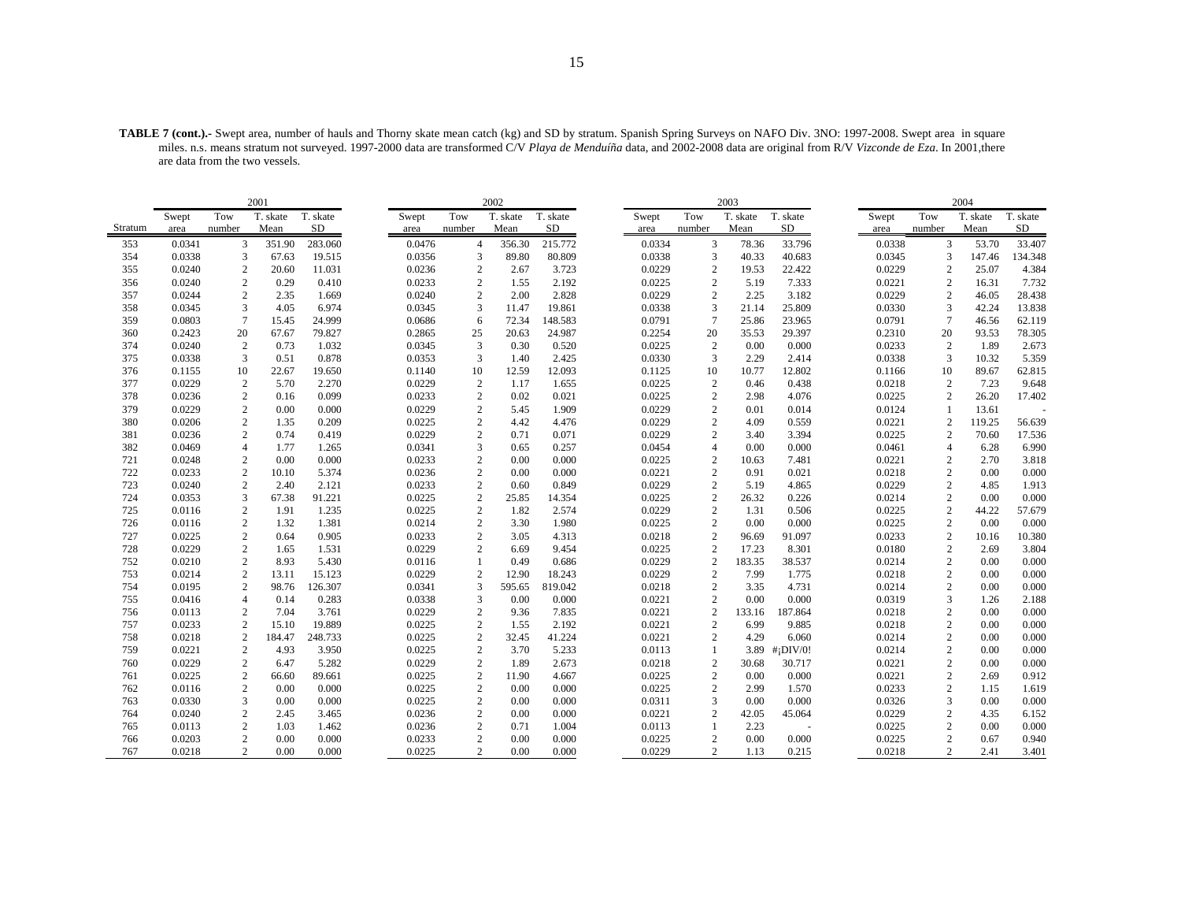**TABLE 7 (cont.).-** Swept area, number of hauls and Thorny skate mean catch (kg) and SD by stratum. Spanish Spring Surveys on NAFO Div. 3NO: 1997-2008. Swept area in square miles. n.s. means stratum not surveyed. 1997-2000 data are transformed C/V *Playa de Menduíña* data, and 2002-2008 data are original from R/V *Vizconde de Eza*. In 2001,there are data from the two vessels.

| | 2001 | | | | 2002 | | | | 2003 | | | | 2004 | | | |
|---|---|---|---|---|---|---|---|---|---|---|---|---|---|---|---|---|
| Stratum | Swept area | Tow number | T. skate Mean | T. skate SD | Swept area | Tow number | T. skate Mean | T. skate SD | Swept area | Tow number | T. skate Mean | T. skate SD | Swept area | Tow number | T. skate Mean | T. skate SD |
| 353 | 0.0341 | 3 | 351.90 | 283.060 | 0.0476 | 4 | 356.30 | 215.772 | 0.0334 | 3 | 78.36 | 33.796 | 0.0338 | 3 | 53.70 | 33.407 |
| 354 | 0.0338 | 3 | 67.63 | 19.515 | 0.0356 | 3 | 89.80 | 80.809 | 0.0338 | 3 | 40.33 | 40.683 | 0.0345 | 3 | 147.46 | 134.348 |
| 355 | 0.0240 | 2 | 20.60 | 11.031 | 0.0236 | 2 | 2.67 | 3.723 | 0.0229 | 2 | 19.53 | 22.422 | 0.0229 | 2 | 25.07 | 4.384 |
| 356 | 0.0240 | 2 | 0.29 | 0.410 | 0.0233 | 2 | 1.55 | 2.192 | 0.0225 | 2 | 5.19 | 7.333 | 0.0221 | 2 | 16.31 | 7.732 |
| 357 | 0.0244 | 2 | 2.35 | 1.669 | 0.0240 | 2 | 2.00 | 2.828 | 0.0229 | 2 | 2.25 | 3.182 | 0.0229 | 2 | 46.05 | 28.438 |
| 358 | 0.0345 | 3 | 4.05 | 6.974 | 0.0345 | 3 | 11.47 | 19.861 | 0.0338 | 3 | 21.14 | 25.809 | 0.0330 | 3 | 42.24 | 13.838 |
| 359 | 0.0803 | 7 | 15.45 | 24.999 | 0.0686 | 6 | 72.34 | 148.583 | 0.0791 | 7 | 25.86 | 23.965 | 0.0791 | 7 | 46.56 | 62.119 |
| 360 | 0.2423 | 20 | 67.67 | 79.827 | 0.2865 | 25 | 20.63 | 24.987 | 0.2254 | 20 | 35.53 | 29.397 | 0.2310 | 20 | 93.53 | 78.305 |
| 374 | 0.0240 | 2 | 0.73 | 1.032 | 0.0345 | 3 | 0.30 | 0.520 | 0.0225 | 2 | 0.00 | 0.000 | 0.0233 | 2 | 1.89 | 2.673 |
| 375 | 0.0338 | 3 | 0.51 | 0.878 | 0.0353 | 3 | 1.40 | 2.425 | 0.0330 | 3 | 2.29 | 2.414 | 0.0338 | 3 | 10.32 | 5.359 |
| 376 | 0.1155 | 10 | 22.67 | 19.650 | 0.1140 | 10 | 12.59 | 12.093 | 0.1125 | 10 | 10.77 | 12.802 | 0.1166 | 10 | 89.67 | 62.815 |
| 377 | 0.0229 | 2 | 5.70 | 2.270 | 0.0229 | 2 | 1.17 | 1.655 | 0.0225 | 2 | 0.46 | 0.438 | 0.0218 | 2 | 7.23 | 9.648 |
| 378 | 0.0236 | 2 | 0.16 | 0.099 | 0.0233 | 2 | 0.02 | 0.021 | 0.0225 | 2 | 2.98 | 4.076 | 0.0225 | 2 | 26.20 | 17.402 |
| 379 | 0.0229 | 2 | 0.00 | 0.000 | 0.0229 | 2 | 5.45 | 1.909 | 0.0229 | 2 | 0.01 | 0.014 | 0.0124 | 1 | 13.61 | - |
| 380 | 0.0206 | 2 | 1.35 | 0.209 | 0.0225 | 2 | 4.42 | 4.476 | 0.0229 | 2 | 4.09 | 0.559 | 0.0221 | 2 | 119.25 | 56.639 |
| 381 | 0.0236 | 2 | 0.74 | 0.419 | 0.0229 | 2 | 0.71 | 0.071 | 0.0229 | 2 | 3.40 | 3.394 | 0.0225 | 2 | 70.60 | 17.536 |
| 382 | 0.0469 | 4 | 1.77 | 1.265 | 0.0341 | 3 | 0.65 | 0.257 | 0.0454 | 4 | 0.00 | 0.000 | 0.0461 | 4 | 6.28 | 6.990 |
| 721 | 0.0248 | 2 | 0.00 | 0.000 | 0.0233 | 2 | 0.00 | 0.000 | 0.0225 | 2 | 10.63 | 7.481 | 0.0221 | 2 | 2.70 | 3.818 |
| 722 | 0.0233 | 2 | 10.10 | 5.374 | 0.0236 | 2 | 0.00 | 0.000 | 0.0221 | 2 | 0.91 | 0.021 | 0.0218 | 2 | 0.00 | 0.000 |
| 723 | 0.0240 | 2 | 2.40 | 2.121 | 0.0233 | 2 | 0.60 | 0.849 | 0.0229 | 2 | 5.19 | 4.865 | 0.0229 | 2 | 4.85 | 1.913 |
| 724 | 0.0353 | 3 | 67.38 | 91.221 | 0.0225 | 2 | 25.85 | 14.354 | 0.0225 | 2 | 26.32 | 0.226 | 0.0214 | 2 | 0.00 | 0.000 |
| 725 | 0.0116 | 2 | 1.91 | 1.235 | 0.0225 | 2 | 1.82 | 2.574 | 0.0229 | 2 | 1.31 | 0.506 | 0.0225 | 2 | 44.22 | 57.679 |
| 726 | 0.0116 | 2 | 1.32 | 1.381 | 0.0214 | 2 | 3.30 | 1.980 | 0.0225 | 2 | 0.00 | 0.000 | 0.0225 | 2 | 0.00 | 0.000 |
| 727 | 0.0225 | 2 | 0.64 | 0.905 | 0.0233 | 2 | 3.05 | 4.313 | 0.0218 | 2 | 96.69 | 91.097 | 0.0233 | 2 | 10.16 | 10.380 |
| 728 | 0.0229 | 2 | 1.65 | 1.531 | 0.0229 | 2 | 6.69 | 9.454 | 0.0225 | 2 | 17.23 | 8.301 | 0.0180 | 2 | 2.69 | 3.804 |
| 752 | 0.0210 | 2 | 8.93 | 5.430 | 0.0116 | 1 | 0.49 | 0.686 | 0.0229 | 2 | 183.35 | 38.537 | 0.0214 | 2 | 0.00 | 0.000 |
| 753 | 0.0214 | 2 | 13.11 | 15.123 | 0.0229 | 2 | 12.90 | 18.243 | 0.0229 | 2 | 7.99 | 1.775 | 0.0218 | 2 | 0.00 | 0.000 |
| 754 | 0.0195 | 2 | 98.76 | 126.307 | 0.0341 | 3 | 595.65 | 819.042 | 0.0218 | 2 | 3.35 | 4.731 | 0.0214 | 2 | 0.00 | 0.000 |
| 755 | 0.0416 | 4 | 0.14 | 0.283 | 0.0338 | 3 | 0.00 | 0.000 | 0.0221 | 2 | 0.00 | 0.000 | 0.0319 | 3 | 1.26 | 2.188 |
| 756 | 0.0113 | 2 | 7.04 | 3.761 | 0.0229 | 2 | 9.36 | 7.835 | 0.0221 | 2 | 133.16 | 187.864 | 0.0218 | 2 | 0.00 | 0.000 |
| 757 | 0.0233 | 2 | 15.10 | 19.889 | 0.0225 | 2 | 1.55 | 2.192 | 0.0221 | 2 | 6.99 | 9.885 | 0.0218 | 2 | 0.00 | 0.000 |
| 758 | 0.0218 | 2 | 184.47 | 248.733 | 0.0225 | 2 | 32.45 | 41.224 | 0.0221 | 2 | 4.29 | 6.060 | 0.0214 | 2 | 0.00 | 0.000 |
| 759 | 0.0221 | 2 | 4.93 | 3.950 | 0.0225 | 2 | 3.70 | 5.233 | 0.0113 | 1 | 3.89 | #¡DIV/0! | 0.0214 | 2 | 0.00 | 0.000 |
| 760 | 0.0229 | 2 | 6.47 | 5.282 | 0.0229 | 2 | 1.89 | 2.673 | 0.0218 | 2 | 30.68 | 30.717 | 0.0221 | 2 | 0.00 | 0.000 |
| 761 | 0.0225 | 2 | 66.60 | 89.661 | 0.0225 | 2 | 11.90 | 4.667 | 0.0225 | 2 | 0.00 | 0.000 | 0.0221 | 2 | 2.69 | 0.912 |
| 762 | 0.0116 | 2 | 0.00 | 0.000 | 0.0225 | 2 | 0.00 | 0.000 | 0.0225 | 2 | 2.99 | 1.570 | 0.0233 | 2 | 1.15 | 1.619 |
| 763 | 0.0330 | 3 | 0.00 | 0.000 | 0.0225 | 2 | 0.00 | 0.000 | 0.0311 | 3 | 0.00 | 0.000 | 0.0326 | 3 | 0.00 | 0.000 |
| 764 | 0.0240 | 2 | 2.45 | 3.465 | 0.0236 | 2 | 0.00 | 0.000 | 0.0221 | 2 | 42.05 | 45.064 | 0.0229 | 2 | 4.35 | 6.152 |
| 765 | 0.0113 | 2 | 1.03 | 1.462 | 0.0236 | 2 | 0.71 | 1.004 | 0.0113 | 1 | 2.23 | - | 0.0225 | 2 | 0.00 | 0.000 |
| 766 | 0.0203 | 2 | 0.00 | 0.000 | 0.0233 | 2 | 0.00 | 0.000 | 0.0225 | 2 | 0.00 | 0.000 | 0.0225 | 2 | 0.67 | 0.940 |
| 767 | 0.0218 | 2 | 0.00 | 0.000 | 0.0225 | 2 | 0.00 | 0.000 | 0.0229 | 2 | 1.13 | 0.215 | 0.0218 | 2 | 2.41 | 3.401 |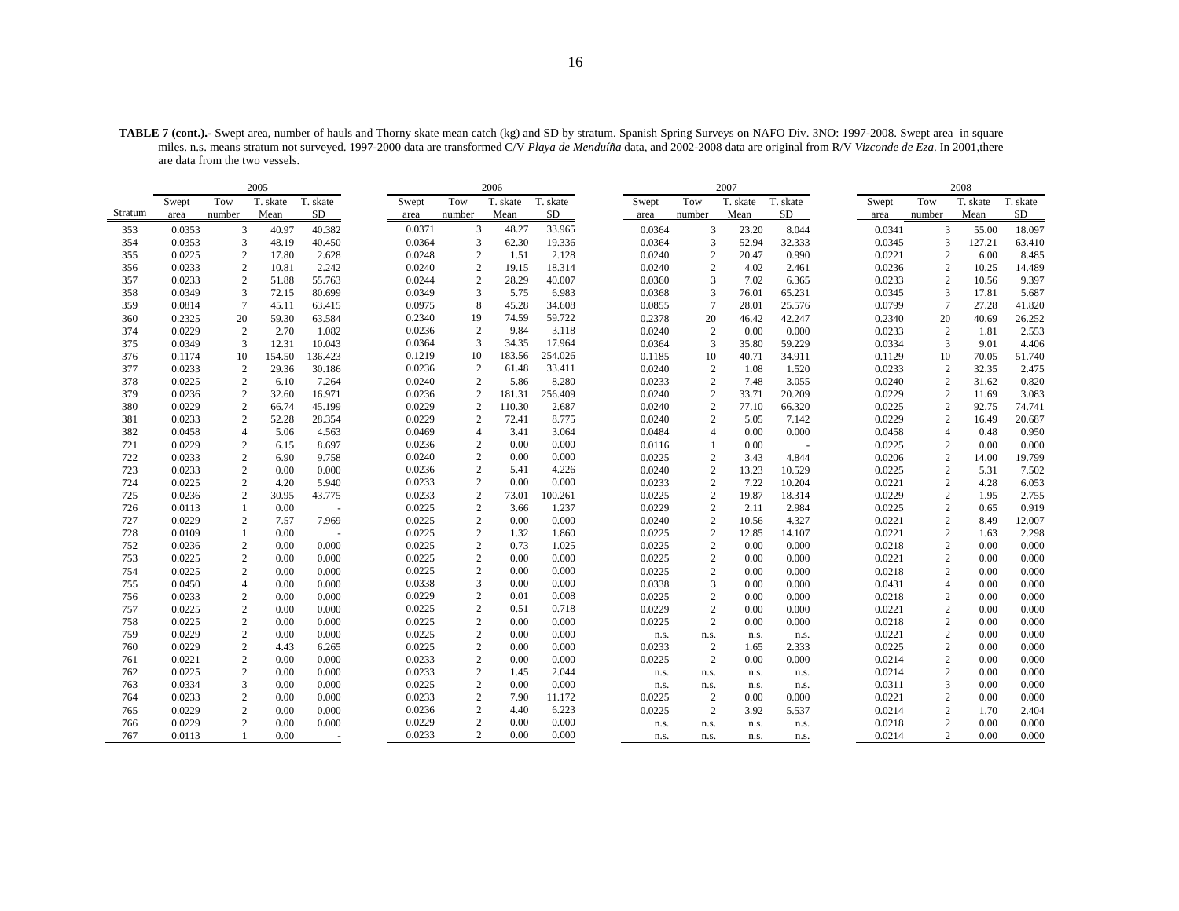**TABLE 7 (cont.).-** Swept area, number of hauls and Thorny skate mean catch (kg) and SD by stratum. Spanish Spring Surveys on NAFO Div. 3NO: 1997-2008. Swept area in square miles. n.s. means stratum not surveyed. 1997-2000 data are transformed C/V *Playa de Menduíña* data, and 2002-2008 data are original from R/V *Vizconde de Eza*. In 2001,there are data from the two vessels.

| | 2005 | | | | 2006 | | | | 2007 | | | | 2008 | | | |
|---|---|---|---|---|---|---|---|---|---|---|---|---|---|---|---|---|
| Stratum | Swept area | Tow number | T. skate Mean | T. skate SD | Swept area | Tow number | T. skate Mean | T. skate SD | Swept area | Tow number | T. skate Mean | T. skate SD | Swept area | Tow number | T. skate Mean | T. skate SD |
| 353 | 0.0353 | 3 | 40.97 | 40.382 | 0.0371 | 3 | 48.27 | 33.965 | 0.0364 | 3 | 23.20 | 8.044 | 0.0341 | 3 | 55.00 | 18.097 |
| 354 | 0.0353 | 3 | 48.19 | 40.450 | 0.0364 | 3 | 62.30 | 19.336 | 0.0364 | 3 | 52.94 | 32.333 | 0.0345 | 3 | 127.21 | 63.410 |
| 355 | 0.0225 | 2 | 17.80 | 2.628 | 0.0248 | 2 | 1.51 | 2.128 | 0.0240 | 2 | 20.47 | 0.990 | 0.0221 | 2 | 6.00 | 8.485 |
| 356 | 0.0233 | 2 | 10.81 | 2.242 | 0.0240 | 2 | 19.15 | 18.314 | 0.0240 | 2 | 4.02 | 2.461 | 0.0236 | 2 | 10.25 | 14.489 |
| 357 | 0.0233 | 2 | 51.88 | 55.763 | 0.0244 | 2 | 28.29 | 40.007 | 0.0360 | 3 | 7.02 | 6.365 | 0.0233 | 2 | 10.56 | 9.397 |
| 358 | 0.0349 | 3 | 72.15 | 80.699 | 0.0349 | 3 | 5.75 | 6.983 | 0.0368 | 3 | 76.01 | 65.231 | 0.0345 | 3 | 17.81 | 5.687 |
| 359 | 0.0814 | 7 | 45.11 | 63.415 | 0.0975 | 8 | 45.28 | 34.608 | 0.0855 | 7 | 28.01 | 25.576 | 0.0799 | 7 | 27.28 | 41.820 |
| 360 | 0.2325 | 20 | 59.30 | 63.584 | 0.2340 | 19 | 74.59 | 59.722 | 0.2378 | 20 | 46.42 | 42.247 | 0.2340 | 20 | 40.69 | 26.252 |
| 374 | 0.0229 | 2 | 2.70 | 1.082 | 0.0236 | 2 | 9.84 | 3.118 | 0.0240 | 2 | 0.00 | 0.000 | 0.0233 | 2 | 1.81 | 2.553 |
| 375 | 0.0349 | 3 | 12.31 | 10.043 | 0.0364 | 3 | 34.35 | 17.964 | 0.0364 | 3 | 35.80 | 59.229 | 0.0334 | 3 | 9.01 | 4.406 |
| 376 | 0.1174 | 10 | 154.50 | 136.423 | 0.1219 | 10 | 183.56 | 254.026 | 0.1185 | 10 | 40.71 | 34.911 | 0.1129 | 10 | 70.05 | 51.740 |
| 377 | 0.0233 | 2 | 29.36 | 30.186 | 0.0236 | 2 | 61.48 | 33.411 | 0.0240 | 2 | 1.08 | 1.520 | 0.0233 | 2 | 32.35 | 2.475 |
| 378 | 0.0225 | 2 | 6.10 | 7.264 | 0.0240 | 2 | 5.86 | 8.280 | 0.0233 | 2 | 7.48 | 3.055 | 0.0240 | 2 | 31.62 | 0.820 |
| 379 | 0.0236 | 2 | 32.60 | 16.971 | 0.0236 | 2 | 181.31 | 256.409 | 0.0240 | 2 | 33.71 | 20.209 | 0.0229 | 2 | 11.69 | 3.083 |
| 380 | 0.0229 | 2 | 66.74 | 45.199 | 0.0229 | 2 | 110.30 | 2.687 | 0.0240 | 2 | 77.10 | 66.320 | 0.0225 | 2 | 92.75 | 74.741 |
| 381 | 0.0233 | 2 | 52.28 | 28.354 | 0.0229 | 2 | 72.41 | 8.775 | 0.0240 | 2 | 5.05 | 7.142 | 0.0229 | 2 | 16.49 | 20.687 |
| 382 | 0.0458 | 4 | 5.06 | 4.563 | 0.0469 | 4 | 3.41 | 3.064 | 0.0484 | 4 | 0.00 | 0.000 | 0.0458 | 4 | 0.48 | 0.950 |
| 721 | 0.0229 | 2 | 6.15 | 8.697 | 0.0236 | 2 | 0.00 | 0.000 | 0.0116 | 1 | 0.00 | - | 0.0225 | 2 | 0.00 | 0.000 |
| 722 | 0.0233 | 2 | 6.90 | 9.758 | 0.0240 | 2 | 0.00 | 0.000 | 0.0225 | 2 | 3.43 | 4.844 | 0.0206 | 2 | 14.00 | 19.799 |
| 723 | 0.0233 | 2 | 0.00 | 0.000 | 0.0236 | 2 | 5.41 | 4.226 | 0.0240 | 2 | 13.23 | 10.529 | 0.0225 | 2 | 5.31 | 7.502 |
| 724 | 0.0225 | 2 | 4.20 | 5.940 | 0.0233 | 2 | 0.00 | 0.000 | 0.0233 | 2 | 7.22 | 10.204 | 0.0221 | 2 | 4.28 | 6.053 |
| 725 | 0.0236 | 2 | 30.95 | 43.775 | 0.0233 | 2 | 73.01 | 100.261 | 0.0225 | 2 | 19.87 | 18.314 | 0.0229 | 2 | 1.95 | 2.755 |
| 726 | 0.0113 | 1 | 0.00 | - | 0.0225 | 2 | 3.66 | 1.237 | 0.0229 | 2 | 2.11 | 2.984 | 0.0225 | 2 | 0.65 | 0.919 |
| 727 | 0.0229 | 2 | 7.57 | 7.969 | 0.0225 | 2 | 0.00 | 0.000 | 0.0240 | 2 | 10.56 | 4.327 | 0.0221 | 2 | 8.49 | 12.007 |
| 728 | 0.0109 | 1 | 0.00 | - | 0.0225 | 2 | 1.32 | 1.860 | 0.0225 | 2 | 12.85 | 14.107 | 0.0221 | 2 | 1.63 | 2.298 |
| 752 | 0.0236 | 2 | 0.00 | 0.000 | 0.0225 | 2 | 0.73 | 1.025 | 0.0225 | 2 | 0.00 | 0.000 | 0.0218 | 2 | 0.00 | 0.000 |
| 753 | 0.0225 | 2 | 0.00 | 0.000 | 0.0225 | 2 | 0.00 | 0.000 | 0.0225 | 2 | 0.00 | 0.000 | 0.0221 | 2 | 0.00 | 0.000 |
| 754 | 0.0225 | 2 | 0.00 | 0.000 | 0.0225 | 2 | 0.00 | 0.000 | 0.0225 | 2 | 0.00 | 0.000 | 0.0218 | 2 | 0.00 | 0.000 |
| 755 | 0.0450 | 4 | 0.00 | 0.000 | 0.0338 | 3 | 0.00 | 0.000 | 0.0338 | 3 | 0.00 | 0.000 | 0.0431 | 4 | 0.00 | 0.000 |
| 756 | 0.0233 | 2 | 0.00 | 0.000 | 0.0229 | 2 | 0.01 | 0.008 | 0.0225 | 2 | 0.00 | 0.000 | 0.0218 | 2 | 0.00 | 0.000 |
| 757 | 0.0225 | 2 | 0.00 | 0.000 | 0.0225 | 2 | 0.51 | 0.718 | 0.0229 | 2 | 0.00 | 0.000 | 0.0221 | 2 | 0.00 | 0.000 |
| 758 | 0.0225 | 2 | 0.00 | 0.000 | 0.0225 | 2 | 0.00 | 0.000 | 0.0225 | 2 | 0.00 | 0.000 | 0.0218 | 2 | 0.00 | 0.000 |
| 759 | 0.0229 | 2 | 0.00 | 0.000 | 0.0225 | 2 | 0.00 | 0.000 | n.s. | n.s. | n.s. | n.s. | 0.0221 | 2 | 0.00 | 0.000 |
| 760 | 0.0229 | 2 | 4.43 | 6.265 | 0.0225 | 2 | 0.00 | 0.000 | 0.0233 | 2 | 1.65 | 2.333 | 0.0225 | 2 | 0.00 | 0.000 |
| 761 | 0.0221 | 2 | 0.00 | 0.000 | 0.0233 | 2 | 0.00 | 0.000 | 0.0225 | 2 | 0.00 | 0.000 | 0.0214 | 2 | 0.00 | 0.000 |
| 762 | 0.0225 | 2 | 0.00 | 0.000 | 0.0233 | 2 | 1.45 | 2.044 | n.s. | n.s. | n.s. | n.s. | 0.0214 | 2 | 0.00 | 0.000 |
| 763 | 0.0334 | 3 | 0.00 | 0.000 | 0.0225 | 2 | 0.00 | 0.000 | n.s. | n.s. | n.s. | n.s. | 0.0311 | 3 | 0.00 | 0.000 |
| 764 | 0.0233 | 2 | 0.00 | 0.000 | 0.0233 | 2 | 7.90 | 11.172 | 0.0225 | 2 | 0.00 | 0.000 | 0.0221 | 2 | 0.00 | 0.000 |
| 765 | 0.0229 | 2 | 0.00 | 0.000 | 0.0236 | 2 | 4.40 | 6.223 | 0.0225 | 2 | 3.92 | 5.537 | 0.0214 | 2 | 1.70 | 2.404 |
| 766 | 0.0229 | 2 | 0.00 | 0.000 | 0.0229 | 2 | 0.00 | 0.000 | n.s. | n.s. | n.s. | n.s. | 0.0218 | 2 | 0.00 | 0.000 |
| 767 | 0.0113 | 1 | 0.00 | - | 0.0233 | 2 | 0.00 | 0.000 | n.s. | n.s. | n.s. | n.s. | 0.0214 | 2 | 0.00 | 0.000 |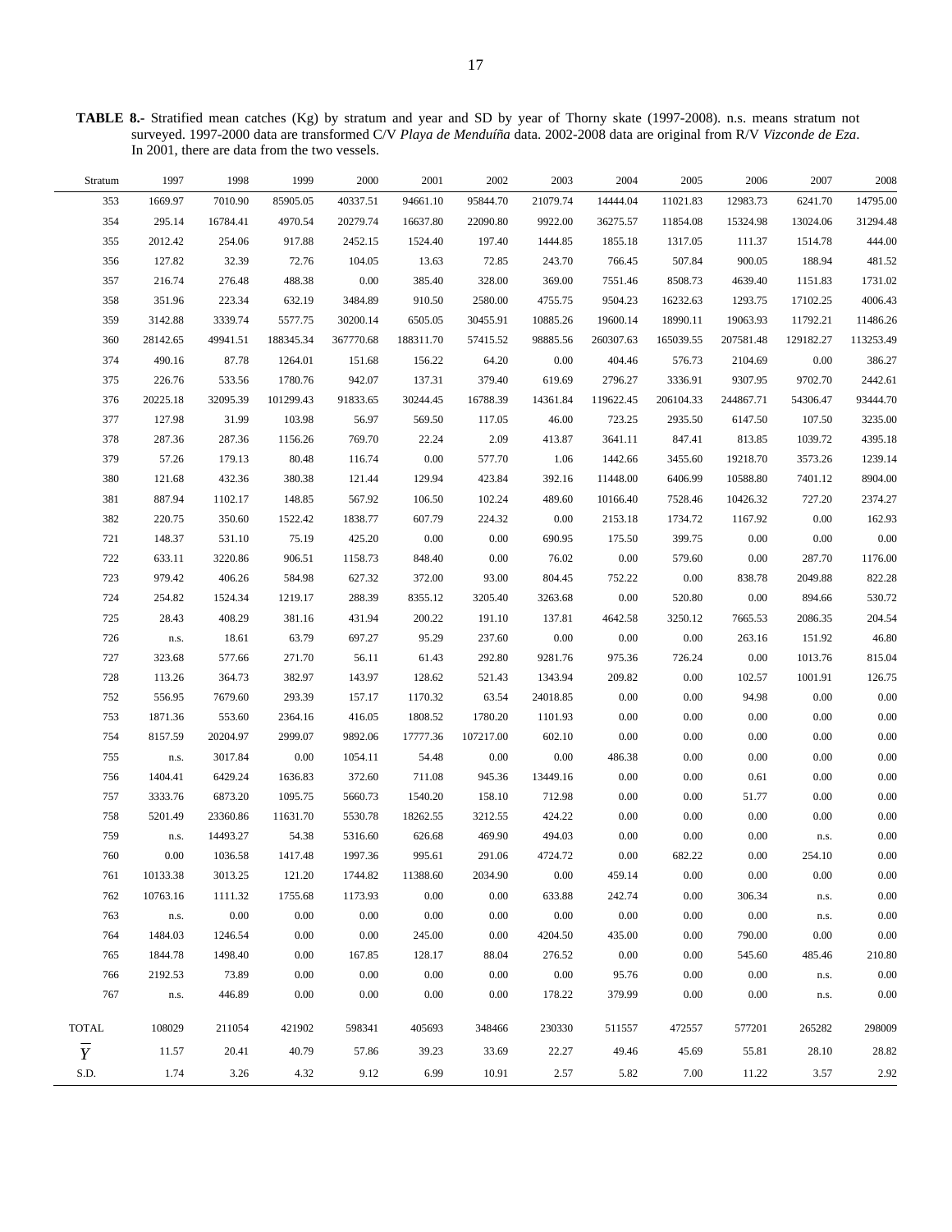**TABLE 8.-** Stratified mean catches (Kg) by stratum and year and SD by year of Thorny skate (1997-2008). n.s. means stratum not surveyed. 1997-2000 data are transformed C/V *Playa de Menduíña* data. 2002-2008 data are original from R/V *Vizconde de Eza*. In 2001, there are data from the two vessels.

| Stratum | 1997 | 1998 | 1999 | 2000 | 2001 | 2002 | 2003 | 2004 | 2005 | 2006 | 2007 | 2008 |
|---|---|---|---|---|---|---|---|---|---|---|---|---|
| 353 | 1669.97 | 7010.90 | 85905.05 | 40337.51 | 94661.10 | 95844.70 | 21079.74 | 14444.04 | 11021.83 | 12983.73 | 6241.70 | 14795.00 |
| 354 | 295.14 | 16784.41 | 4970.54 | 20279.74 | 16637.80 | 22090.80 | 9922.00 | 36275.57 | 11854.08 | 15324.98 | 13024.06 | 31294.48 |
| 355 | 2012.42 | 254.06 | 917.88 | 2452.15 | 1524.40 | 197.40 | 1444.85 | 1855.18 | 1317.05 | 111.37 | 1514.78 | 444.00 |
| 356 | 127.82 | 32.39 | 72.76 | 104.05 | 13.63 | 72.85 | 243.70 | 766.45 | 507.84 | 900.05 | 188.94 | 481.52 |
| 357 | 216.74 | 276.48 | 488.38 | 0.00 | 385.40 | 328.00 | 369.00 | 7551.46 | 8508.73 | 4639.40 | 1151.83 | 1731.02 |
| 358 | 351.96 | 223.34 | 632.19 | 3484.89 | 910.50 | 2580.00 | 4755.75 | 9504.23 | 16232.63 | 1293.75 | 17102.25 | 4006.43 |
| 359 | 3142.88 | 3339.74 | 5577.75 | 30200.14 | 6505.05 | 30455.91 | 10885.26 | 19600.14 | 18990.11 | 19063.93 | 11792.21 | 11486.26 |
| 360 | 28142.65 | 49941.51 | 188345.34 | 367770.68 | 188311.70 | 57415.52 | 98885.56 | 260307.63 | 165039.55 | 207581.48 | 129182.27 | 113253.49 |
| 374 | 490.16 | 87.78 | 1264.01 | 151.68 | 156.22 | 64.20 | 0.00 | 404.46 | 576.73 | 2104.69 | 0.00 | 386.27 |
| 375 | 226.76 | 533.56 | 1780.76 | 942.07 | 137.31 | 379.40 | 619.69 | 2796.27 | 3336.91 | 9307.95 | 9702.70 | 2442.61 |
| 376 | 20225.18 | 32095.39 | 101299.43 | 91833.65 | 30244.45 | 16788.39 | 14361.84 | 119622.45 | 206104.33 | 244867.71 | 54306.47 | 93444.70 |
| 377 | 127.98 | 31.99 | 103.98 | 56.97 | 569.50 | 117.05 | 46.00 | 723.25 | 2935.50 | 6147.50 | 107.50 | 3235.00 |
| 378 | 287.36 | 287.36 | 1156.26 | 769.70 | 22.24 | 2.09 | 413.87 | 3641.11 | 847.41 | 813.85 | 1039.72 | 4395.18 |
| 379 | 57.26 | 179.13 | 80.48 | 116.74 | 0.00 | 577.70 | 1.06 | 1442.66 | 3455.60 | 19218.70 | 3573.26 | 1239.14 |
| 380 | 121.68 | 432.36 | 380.38 | 121.44 | 129.94 | 423.84 | 392.16 | 11448.00 | 6406.99 | 10588.80 | 7401.12 | 8904.00 |
| 381 | 887.94 | 1102.17 | 148.85 | 567.92 | 106.50 | 102.24 | 489.60 | 10166.40 | 7528.46 | 10426.32 | 727.20 | 2374.27 |
| 382 | 220.75 | 350.60 | 1522.42 | 1838.77 | 607.79 | 224.32 | 0.00 | 2153.18 | 1734.72 | 1167.92 | 0.00 | 162.93 |
| 721 | 148.37 | 531.10 | 75.19 | 425.20 | 0.00 | 0.00 | 690.95 | 175.50 | 399.75 | 0.00 | 0.00 | 0.00 |
| 722 | 633.11 | 3220.86 | 906.51 | 1158.73 | 848.40 | 0.00 | 76.02 | 0.00 | 579.60 | 0.00 | 287.70 | 1176.00 |
| 723 | 979.42 | 406.26 | 584.98 | 627.32 | 372.00 | 93.00 | 804.45 | 752.22 | 0.00 | 838.78 | 2049.88 | 822.28 |
| 724 | 254.82 | 1524.34 | 1219.17 | 288.39 | 8355.12 | 3205.40 | 3263.68 | 0.00 | 520.80 | 0.00 | 894.66 | 530.72 |
| 725 | 28.43 | 408.29 | 381.16 | 431.94 | 200.22 | 191.10 | 137.81 | 4642.58 | 3250.12 | 7665.53 | 2086.35 | 204.54 |
| 726 | n.s. | 18.61 | 63.79 | 697.27 | 95.29 | 237.60 | 0.00 | 0.00 | 0.00 | 263.16 | 151.92 | 46.80 |
| 727 | 323.68 | 577.66 | 271.70 | 56.11 | 61.43 | 292.80 | 9281.76 | 975.36 | 726.24 | 0.00 | 1013.76 | 815.04 |
| 728 | 113.26 | 364.73 | 382.97 | 143.97 | 128.62 | 521.43 | 1343.94 | 209.82 | 0.00 | 102.57 | 1001.91 | 126.75 |
| 752 | 556.95 | 7679.60 | 293.39 | 157.17 | 1170.32 | 63.54 | 24018.85 | 0.00 | 0.00 | 94.98 | 0.00 | 0.00 |
| 753 | 1871.36 | 553.60 | 2364.16 | 416.05 | 1808.52 | 1780.20 | 1101.93 | 0.00 | 0.00 | 0.00 | 0.00 | 0.00 |
| 754 | 8157.59 | 20204.97 | 2999.07 | 9892.06 | 17777.36 | 107217.00 | 602.10 | 0.00 | 0.00 | 0.00 | 0.00 | 0.00 |
| 755 | n.s. | 3017.84 | 0.00 | 1054.11 | 54.48 | 0.00 | 0.00 | 486.38 | 0.00 | 0.00 | 0.00 | 0.00 |
| 756 | 1404.41 | 6429.24 | 1636.83 | 372.60 | 711.08 | 945.36 | 13449.16 | 0.00 | 0.00 | 0.61 | 0.00 | 0.00 |
| 757 | 3333.76 | 6873.20 | 1095.75 | 5660.73 | 1540.20 | 158.10 | 712.98 | 0.00 | 0.00 | 51.77 | 0.00 | 0.00 |
| 758 | 5201.49 | 23360.86 | 11631.70 | 5530.78 | 18262.55 | 3212.55 | 424.22 | 0.00 | 0.00 | 0.00 | 0.00 | 0.00 |
| 759 | n.s. | 14493.27 | 54.38 | 5316.60 | 626.68 | 469.90 | 494.03 | 0.00 | 0.00 | 0.00 | n.s. | 0.00 |
| 760 | 0.00 | 1036.58 | 1417.48 | 1997.36 | 995.61 | 291.06 | 4724.72 | 0.00 | 682.22 | 0.00 | 254.10 | 0.00 |
| 761 | 10133.38 | 3013.25 | 121.20 | 1744.82 | 11388.60 | 2034.90 | 0.00 | 459.14 | 0.00 | 0.00 | 0.00 | 0.00 |
| 762 | 10763.16 | 1111.32 | 1755.68 | 1173.93 | 0.00 | 0.00 | 633.88 | 242.74 | 0.00 | 306.34 | n.s. | 0.00 |
| 763 | n.s. | 0.00 | 0.00 | 0.00 | 0.00 | 0.00 | 0.00 | 0.00 | 0.00 | 0.00 | n.s. | 0.00 |
| 764 | 1484.03 | 1246.54 | 0.00 | 0.00 | 245.00 | 0.00 | 4204.50 | 435.00 | 0.00 | 790.00 | 0.00 | 0.00 |
| 765 | 1844.78 | 1498.40 | 0.00 | 167.85 | 128.17 | 88.04 | 276.52 | 0.00 | 0.00 | 545.60 | 485.46 | 210.80 |
| 766 | 2192.53 | 73.89 | 0.00 | 0.00 | 0.00 | 0.00 | 0.00 | 95.76 | 0.00 | 0.00 | n.s. | 0.00 |
| 767 | n.s. | 446.89 | 0.00 | 0.00 | 0.00 | 0.00 | 178.22 | 379.99 | 0.00 | 0.00 | n.s. | 0.00 |
| TOTAL | 108029 | 211054 | 421902 | 598341 | 405693 | 348466 | 230330 | 511557 | 472557 | 577201 | 265282 | 298009 |
| $\overline{Y}$ | 11.57 | 20.41 | 40.79 | 57.86 | 39.23 | 33.69 | 22.27 | 49.46 | 45.69 | 55.81 | 28.10 | 28.82 |
| S.D. | 1.74 | 3.26 | 4.32 | 9.12 | 6.99 | 10.91 | 2.57 | 5.82 | 7.00 | 11.22 | 3.57 | 2.92 |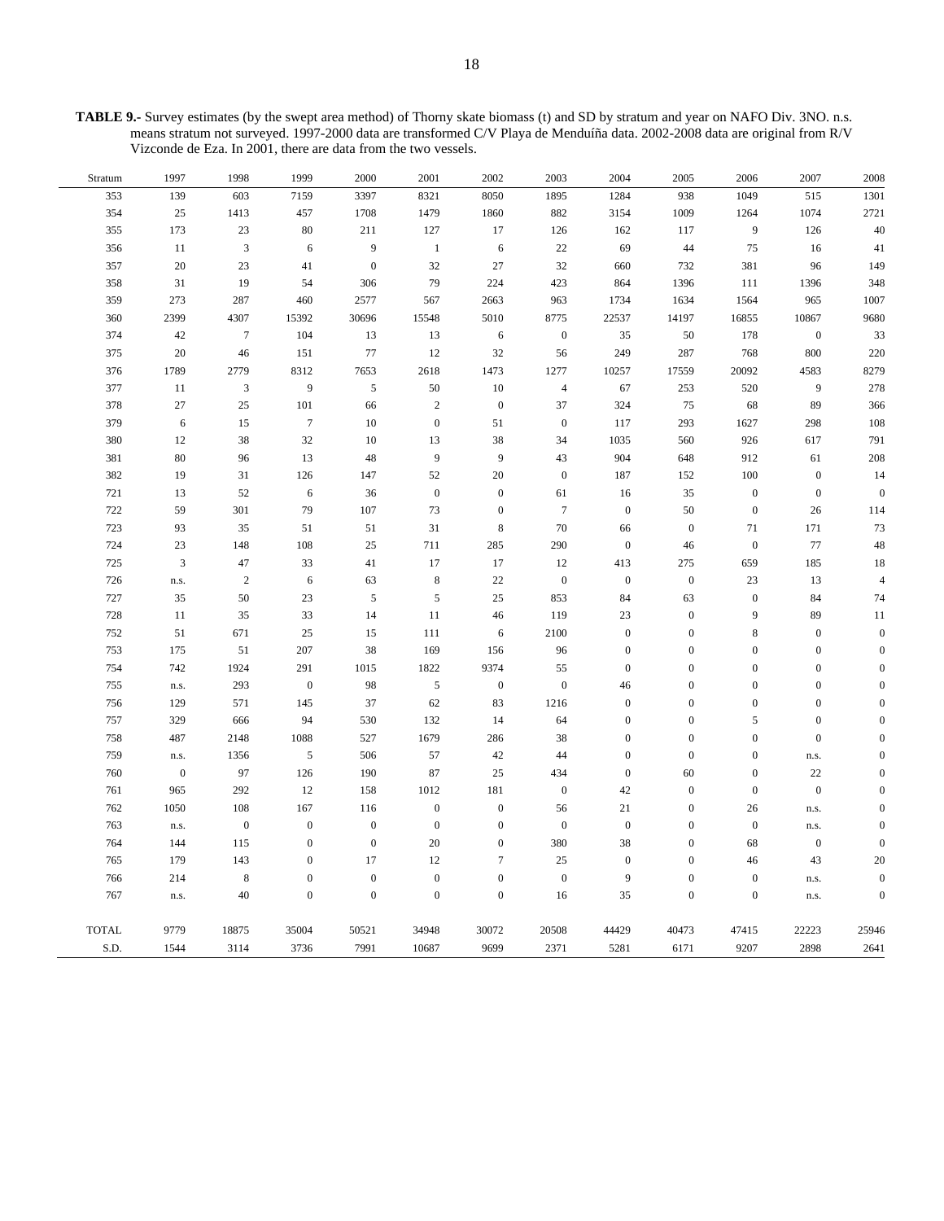**TABLE 9.-** Survey estimates (by the swept area method) of Thorny skate biomass (t) and SD by stratum and year on NAFO Div. 3NO. n.s. means stratum not surveyed. 1997-2000 data are transformed C/V Playa de Menduíña data. 2002-2008 data are original from R/V Vizconde de Eza. In 2001, there are data from the two vessels.

| Stratum | 1997 | 1998 | 1999 | 2000 | 2001 | 2002 | 2003 | 2004 | 2005 | 2006 | 2007 | 2008 |
|---|---|---|---|---|---|---|---|---|---|---|---|---|
| 353 | 139 | 603 | 7159 | 3397 | 8321 | 8050 | 1895 | 1284 | 938 | 1049 | 515 | 1301 |
| 354 | 25 | 1413 | 457 | 1708 | 1479 | 1860 | 882 | 3154 | 1009 | 1264 | 1074 | 2721 |
| 355 | 173 | 23 | 80 | 211 | 127 | 17 | 126 | 162 | 117 | 9 | 126 | 40 |
| 356 | 11 | 3 | 6 | 9 | 1 | 6 | 22 | 69 | 44 | 75 | 16 | 41 |
| 357 | 20 | 23 | 41 | 0 | 32 | 27 | 32 | 660 | 732 | 381 | 96 | 149 |
| 358 | 31 | 19 | 54 | 306 | 79 | 224 | 423 | 864 | 1396 | 111 | 1396 | 348 |
| 359 | 273 | 287 | 460 | 2577 | 567 | 2663 | 963 | 1734 | 1634 | 1564 | 965 | 1007 |
| 360 | 2399 | 4307 | 15392 | 30696 | 15548 | 5010 | 8775 | 22537 | 14197 | 16855 | 10867 | 9680 |
| 374 | 42 | 7 | 104 | 13 | 13 | 6 | 0 | 35 | 50 | 178 | 0 | 33 |
| 375 | 20 | 46 | 151 | 77 | 12 | 32 | 56 | 249 | 287 | 768 | 800 | 220 |
| 376 | 1789 | 2779 | 8312 | 7653 | 2618 | 1473 | 1277 | 10257 | 17559 | 20092 | 4583 | 8279 |
| 377 | 11 | 3 | 9 | 5 | 50 | 10 | 4 | 67 | 253 | 520 | 9 | 278 |
| 378 | 27 | 25 | 101 | 66 | 2 | 0 | 37 | 324 | 75 | 68 | 89 | 366 |
| 379 | 6 | 15 | 7 | 10 | 0 | 51 | 0 | 117 | 293 | 1627 | 298 | 108 |
| 380 | 12 | 38 | 32 | 10 | 13 | 38 | 34 | 1035 | 560 | 926 | 617 | 791 |
| 381 | 80 | 96 | 13 | 48 | 9 | 9 | 43 | 904 | 648 | 912 | 61 | 208 |
| 382 | 19 | 31 | 126 | 147 | 52 | 20 | 0 | 187 | 152 | 100 | 0 | 14 |
| 721 | 13 | 52 | 6 | 36 | 0 | 0 | 61 | 16 | 35 | 0 | 0 | 0 |
| 722 | 59 | 301 | 79 | 107 | 73 | 0 | 7 | 0 | 50 | 0 | 26 | 114 |
| 723 | 93 | 35 | 51 | 51 | 31 | 8 | 70 | 66 | 0 | 71 | 171 | 73 |
| 724 | 23 | 148 | 108 | 25 | 711 | 285 | 290 | 0 | 46 | 0 | 77 | 48 |
| 725 | 3 | 47 | 33 | 41 | 17 | 17 | 12 | 413 | 275 | 659 | 185 | 18 |
| 726 | n.s. | 2 | 6 | 63 | 8 | 22 | 0 | 0 | 0 | 23 | 13 | 4 |
| 727 | 35 | 50 | 23 | 5 | 5 | 25 | 853 | 84 | 63 | 0 | 84 | 74 |
| 728 | 11 | 35 | 33 | 14 | 11 | 46 | 119 | 23 | 0 | 9 | 89 | 11 |
| 752 | 51 | 671 | 25 | 15 | 111 | 6 | 2100 | 0 | 0 | 8 | 0 | 0 |
| 753 | 175 | 51 | 207 | 38 | 169 | 156 | 96 | 0 | 0 | 0 | 0 | 0 |
| 754 | 742 | 1924 | 291 | 1015 | 1822 | 9374 | 55 | 0 | 0 | 0 | 0 | 0 |
| 755 | n.s. | 293 | 0 | 98 | 5 | 0 | 0 | 46 | 0 | 0 | 0 | 0 |
| 756 | 129 | 571 | 145 | 37 | 62 | 83 | 1216 | 0 | 0 | 0 | 0 | 0 |
| 757 | 329 | 666 | 94 | 530 | 132 | 14 | 64 | 0 | 0 | 5 | 0 | 0 |
| 758 | 487 | 2148 | 1088 | 527 | 1679 | 286 | 38 | 0 | 0 | 0 | 0 | 0 |
| 759 | n.s. | 1356 | 5 | 506 | 57 | 42 | 44 | 0 | 0 | 0 | n.s. | 0 |
| 760 | 0 | 97 | 126 | 190 | 87 | 25 | 434 | 0 | 60 | 0 | 22 | 0 |
| 761 | 965 | 292 | 12 | 158 | 1012 | 181 | 0 | 42 | 0 | 0 | 0 | 0 |
| 762 | 1050 | 108 | 167 | 116 | 0 | 0 | 56 | 21 | 0 | 26 | n.s. | 0 |
| 763 | n.s. | 0 | 0 | 0 | 0 | 0 | 0 | 0 | 0 | 0 | n.s. | 0 |
| 764 | 144 | 115 | 0 | 0 | 20 | 0 | 380 | 38 | 0 | 68 | 0 | 0 |
| 765 | 179 | 143 | 0 | 17 | 12 | 7 | 25 | 0 | 0 | 46 | 43 | 20 |
| 766 | 214 | 8 | 0 | 0 | 0 | 0 | 0 | 9 | 0 | 0 | n.s. | 0 |
| 767 | n.s. | 40 | 0 | 0 | 0 | 0 | 16 | 35 | 0 | 0 | n.s. | 0 |
| TOTAL | 9779 | 18875 | 35004 | 50521 | 34948 | 30072 | 20508 | 44429 | 40473 | 47415 | 22223 | 25946 |
| S.D. | 1544 | 3114 | 3736 | 7991 | 10687 | 9699 | 2371 | 5281 | 6171 | 9207 | 2898 | 2641 |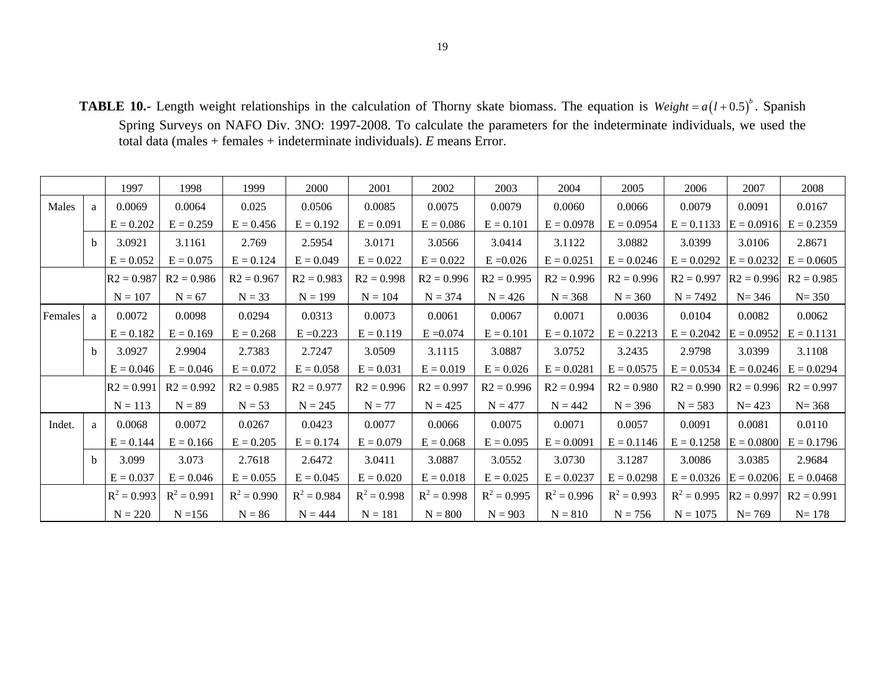**TABLE 10.-** Length weight relationships in the calculation of Thorny skate biomass. The equation is $Weight = a(l+0.5)^b$. Spanish Spring Surveys on NAFO Div. 3NO: 1997-2008. To calculate the parameters for the indeterminate individuals, we used the total data (males + females + indeterminate individuals). *E* means Error.

| | | 1997 | 1998 | 1999 | 2000 | 2001 | 2002 | 2003 | 2004 | 2005 | 2006 | 2007 | 2008 |
|---|---|---|---|---|---|---|---|---|---|---|---|---|---|
| Males | a | 0.0069 | 0.0064 | 0.025 | 0.0506 | 0.0085 | 0.0075 | 0.0079 | 0.0060 | 0.0066 | 0.0079 | 0.0091 | 0.0167 |
| | | E = 0.202 | E = 0.259 | E = 0.456 | E = 0.192 | E = 0.091 | E = 0.086 | E = 0.101 | E = 0.0978 | E = 0.0954 | E = 0.1133 | E = 0.0916 | E = 0.2359 |
| | b | 3.0921 | 3.1161 | 2.769 | 2.5954 | 3.0171 | 3.0566 | 3.0414 | 3.1122 | 3.0882 | 3.0399 | 3.0106 | 2.8671 |
| | | E = 0.052 | E = 0.075 | E = 0.124 | E = 0.049 | E = 0.022 | E = 0.022 | E =0.026 | E = 0.0251 | E = 0.0246 | E = 0.0292 | E = 0.0232 | E = 0.0605 |
| | | R2 = 0.987 | R2 = 0.986 | R2 = 0.967 | R2 = 0.983 | R2 = 0.998 | R2 = 0.996 | R2 = 0.995 | R2 = 0.996 | R2 = 0.996 | R2 = 0.997 | R2 = 0.996 | R2 = 0.985 |
| | | N = 107 | N = 67 | N = 33 | N = 199 | N = 104 | N = 374 | N = 426 | N = 368 | N = 360 | N = 7492 | N= 346 | N= 350 |
| Females | a | 0.0072 | 0.0098 | 0.0294 | 0.0313 | 0.0073 | 0.0061 | 0.0067 | 0.0071 | 0.0036 | 0.0104 | 0.0082 | 0.0062 |
| | | E = 0.182 | E = 0.169 | E = 0.268 | E =0.223 | E = 0.119 | E =0.074 | E = 0.101 | E = 0.1072 | E = 0.2213 | E = 0.2042 | E = 0.0952 | E = 0.1131 |
| | b | 3.0927 | 2.9904 | 2.7383 | 2.7247 | 3.0509 | 3.1115 | 3.0887 | 3.0752 | 3.2435 | 2.9798 | 3.0399 | 3.1108 |
| | | E = 0.046 | E = 0.046 | E = 0.072 | E = 0.058 | E = 0.031 | E = 0.019 | E = 0.026 | E = 0.0281 | E = 0.0575 | E = 0.0534 | E = 0.0246 | E = 0.0294 |
| | | R2 = 0.991 | R2 = 0.992 | R2 = 0.985 | R2 = 0.977 | R2 = 0.996 | R2 = 0.997 | R2 = 0.996 | R2 = 0.994 | R2 = 0.980 | R2 = 0.990 | R2 = 0.996 | R2 = 0.997 |
| | | N = 113 | N = 89 | N = 53 | N = 245 | N = 77 | N = 425 | N = 477 | N = 442 | N = 396 | N = 583 | N= 423 | N= 368 |
| Indet. | a | 0.0068 | 0.0072 | 0.0267 | 0.0423 | 0.0077 | 0.0066 | 0.0075 | 0.0071 | 0.0057 | 0.0091 | 0.0081 | 0.0110 |
| | | E = 0.144 | E = 0.166 | E = 0.205 | E = 0.174 | E = 0.079 | E = 0.068 | E = 0.095 | E = 0.0091 | E = 0.1146 | E = 0.1258 | E = 0.0800 | E = 0.1796 |
| | b | 3.099 | 3.073 | 2.7618 | 2.6472 | 3.0411 | 3.0887 | 3.0552 | 3.0730 | 3.1287 | 3.0086 | 3.0385 | 2.9684 |
| | | E = 0.037 | E = 0.046 | E = 0.055 | E = 0.045 | E = 0.020 | E = 0.018 | E = 0.025 | E = 0.0237 | E = 0.0298 | E = 0.0326 | E = 0.0206 | E = 0.0468 |
| | | $R^2$ = 0.993 | $R^2$ = 0.991 | $R^2$ = 0.990 | $R^2$ = 0.984 | $R^2$ = 0.998 | $R^2$ = 0.998 | $R^2$ = 0.995 | $R^2$ = 0.996 | $R^2$ = 0.993 | $R^2$ = 0.995 | R2 = 0.997 | R2 = 0.991 |
| | | N = 220 | N =156 | N = 86 | N = 444 | N = 181 | N = 800 | N = 903 | N = 810 | N = 756 | N = 1075 | N= 769 | N= 178 |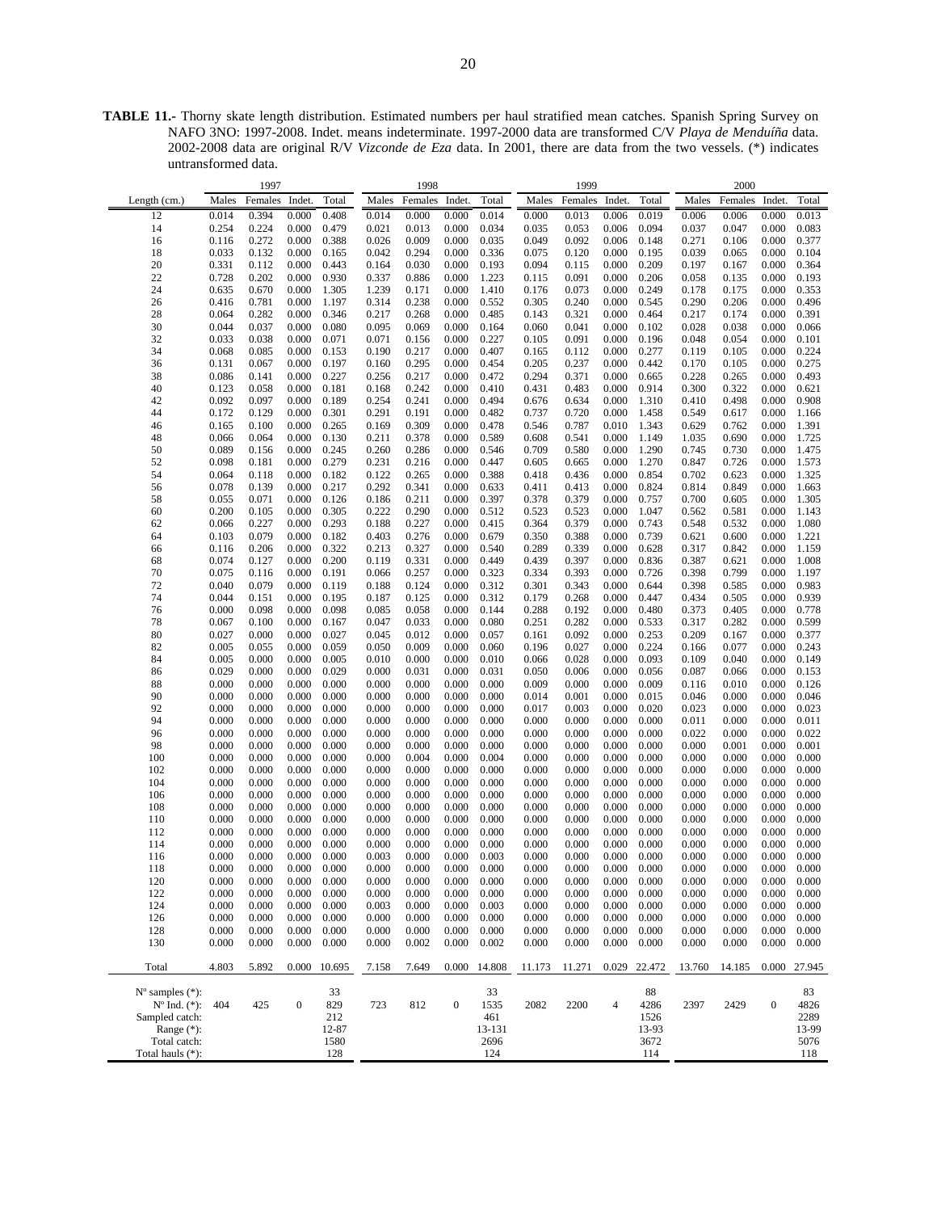**TABLE 11.-** Thorny skate length distribution. Estimated numbers per haul stratified mean catches. Spanish Spring Survey on NAFO 3NO: 1997-2008. Indet. means indeterminate. 1997-2000 data are transformed C/V *Playa de Menduíña* data. 2002-2008 data are original R/V *Vizconde de Eza* data. In 2001, there are data from the two vessels. (*) indicates untransformed data.

| | 1997 | | | | 1998 | | | | 1999 | | | | 2000 | | | |
|---|---|---|---|---|---|---|---|---|---|---|---|---|---|---|---|---|
| Length (cm.) | Males | Females | Indet. | Total | Males | Females | Indet. | Total | Males | Females | Indet. | Total | Males | Females | Indet. | Total |
| 12 | 0.014 | 0.394 | 0.000 | 0.408 | 0.014 | 0.000 | 0.000 | 0.014 | 0.000 | 0.013 | 0.006 | 0.019 | 0.006 | 0.006 | 0.000 | 0.013 |
| 14 | 0.254 | 0.224 | 0.000 | 0.479 | 0.021 | 0.013 | 0.000 | 0.034 | 0.035 | 0.053 | 0.006 | 0.094 | 0.037 | 0.047 | 0.000 | 0.083 |
| 16 | 0.116 | 0.272 | 0.000 | 0.388 | 0.026 | 0.009 | 0.000 | 0.035 | 0.049 | 0.092 | 0.006 | 0.148 | 0.271 | 0.106 | 0.000 | 0.377 |
| 18 | 0.033 | 0.132 | 0.000 | 0.165 | 0.042 | 0.294 | 0.000 | 0.336 | 0.075 | 0.120 | 0.000 | 0.195 | 0.039 | 0.065 | 0.000 | 0.104 |
| 20 | 0.331 | 0.112 | 0.000 | 0.443 | 0.164 | 0.030 | 0.000 | 0.193 | 0.094 | 0.115 | 0.000 | 0.209 | 0.197 | 0.167 | 0.000 | 0.364 |
| 22 | 0.728 | 0.202 | 0.000 | 0.930 | 0.337 | 0.886 | 0.000 | 1.223 | 0.115 | 0.091 | 0.000 | 0.206 | 0.058 | 0.135 | 0.000 | 0.193 |
| 24 | 0.635 | 0.670 | 0.000 | 1.305 | 1.239 | 0.171 | 0.000 | 1.410 | 0.176 | 0.073 | 0.000 | 0.249 | 0.178 | 0.175 | 0.000 | 0.353 |
| 26 | 0.416 | 0.781 | 0.000 | 1.197 | 0.314 | 0.238 | 0.000 | 0.552 | 0.305 | 0.240 | 0.000 | 0.545 | 0.290 | 0.206 | 0.000 | 0.496 |
| 28 | 0.064 | 0.282 | 0.000 | 0.346 | 0.217 | 0.268 | 0.000 | 0.485 | 0.143 | 0.321 | 0.000 | 0.464 | 0.217 | 0.174 | 0.000 | 0.391 |
| 30 | 0.044 | 0.037 | 0.000 | 0.080 | 0.095 | 0.069 | 0.000 | 0.164 | 0.060 | 0.041 | 0.000 | 0.102 | 0.028 | 0.038 | 0.000 | 0.066 |
| 32 | 0.033 | 0.038 | 0.000 | 0.071 | 0.071 | 0.156 | 0.000 | 0.227 | 0.105 | 0.091 | 0.000 | 0.196 | 0.048 | 0.054 | 0.000 | 0.101 |
| 34 | 0.068 | 0.085 | 0.000 | 0.153 | 0.190 | 0.217 | 0.000 | 0.407 | 0.165 | 0.112 | 0.000 | 0.277 | 0.119 | 0.105 | 0.000 | 0.224 |
| 36 | 0.131 | 0.067 | 0.000 | 0.197 | 0.160 | 0.295 | 0.000 | 0.454 | 0.205 | 0.237 | 0.000 | 0.442 | 0.170 | 0.105 | 0.000 | 0.275 |
| 38 | 0.086 | 0.141 | 0.000 | 0.227 | 0.256 | 0.217 | 0.000 | 0.472 | 0.294 | 0.371 | 0.000 | 0.665 | 0.228 | 0.265 | 0.000 | 0.493 |
| 40 | 0.123 | 0.058 | 0.000 | 0.181 | 0.168 | 0.242 | 0.000 | 0.410 | 0.431 | 0.483 | 0.000 | 0.914 | 0.300 | 0.322 | 0.000 | 0.621 |
| 42 | 0.092 | 0.097 | 0.000 | 0.189 | 0.254 | 0.241 | 0.000 | 0.494 | 0.676 | 0.634 | 0.000 | 1.310 | 0.410 | 0.498 | 0.000 | 0.908 |
| 44 | 0.172 | 0.129 | 0.000 | 0.301 | 0.291 | 0.191 | 0.000 | 0.482 | 0.737 | 0.720 | 0.000 | 1.458 | 0.549 | 0.617 | 0.000 | 1.166 |
| 46 | 0.165 | 0.100 | 0.000 | 0.265 | 0.169 | 0.309 | 0.000 | 0.478 | 0.546 | 0.787 | 0.010 | 1.343 | 0.629 | 0.762 | 0.000 | 1.391 |
| 48 | 0.066 | 0.064 | 0.000 | 0.130 | 0.211 | 0.378 | 0.000 | 0.589 | 0.608 | 0.541 | 0.000 | 1.149 | 1.035 | 0.690 | 0.000 | 1.725 |
| 50 | 0.089 | 0.156 | 0.000 | 0.245 | 0.260 | 0.286 | 0.000 | 0.546 | 0.709 | 0.580 | 0.000 | 1.290 | 0.745 | 0.730 | 0.000 | 1.475 |
| 52 | 0.098 | 0.181 | 0.000 | 0.279 | 0.231 | 0.216 | 0.000 | 0.447 | 0.605 | 0.665 | 0.000 | 1.270 | 0.847 | 0.726 | 0.000 | 1.573 |
| 54 | 0.064 | 0.118 | 0.000 | 0.182 | 0.122 | 0.265 | 0.000 | 0.388 | 0.418 | 0.436 | 0.000 | 0.854 | 0.702 | 0.623 | 0.000 | 1.325 |
| 56 | 0.078 | 0.139 | 0.000 | 0.217 | 0.292 | 0.341 | 0.000 | 0.633 | 0.411 | 0.413 | 0.000 | 0.824 | 0.814 | 0.849 | 0.000 | 1.663 |
| 58 | 0.055 | 0.071 | 0.000 | 0.126 | 0.186 | 0.211 | 0.000 | 0.397 | 0.378 | 0.379 | 0.000 | 0.757 | 0.700 | 0.605 | 0.000 | 1.305 |
| 60 | 0.200 | 0.105 | 0.000 | 0.305 | 0.222 | 0.290 | 0.000 | 0.512 | 0.523 | 0.523 | 0.000 | 1.047 | 0.562 | 0.581 | 0.000 | 1.143 |
| 62 | 0.066 | 0.227 | 0.000 | 0.293 | 0.188 | 0.227 | 0.000 | 0.415 | 0.364 | 0.379 | 0.000 | 0.743 | 0.548 | 0.532 | 0.000 | 1.080 |
| 64 | 0.103 | 0.079 | 0.000 | 0.182 | 0.403 | 0.276 | 0.000 | 0.679 | 0.350 | 0.388 | 0.000 | 0.739 | 0.621 | 0.600 | 0.000 | 1.221 |
| 66 | 0.116 | 0.206 | 0.000 | 0.322 | 0.213 | 0.327 | 0.000 | 0.540 | 0.289 | 0.339 | 0.000 | 0.628 | 0.317 | 0.842 | 0.000 | 1.159 |
| 68 | 0.074 | 0.127 | 0.000 | 0.200 | 0.119 | 0.331 | 0.000 | 0.449 | 0.439 | 0.397 | 0.000 | 0.836 | 0.387 | 0.621 | 0.000 | 1.008 |
| 70 | 0.075 | 0.116 | 0.000 | 0.191 | 0.066 | 0.257 | 0.000 | 0.323 | 0.334 | 0.393 | 0.000 | 0.726 | 0.398 | 0.799 | 0.000 | 1.197 |
| 72 | 0.040 | 0.079 | 0.000 | 0.119 | 0.188 | 0.124 | 0.000 | 0.312 | 0.301 | 0.343 | 0.000 | 0.644 | 0.398 | 0.585 | 0.000 | 0.983 |
| 74 | 0.044 | 0.151 | 0.000 | 0.195 | 0.187 | 0.125 | 0.000 | 0.312 | 0.179 | 0.268 | 0.000 | 0.447 | 0.434 | 0.505 | 0.000 | 0.939 |
| 76 | 0.000 | 0.098 | 0.000 | 0.098 | 0.085 | 0.058 | 0.000 | 0.144 | 0.288 | 0.192 | 0.000 | 0.480 | 0.373 | 0.405 | 0.000 | 0.778 |
| 78 | 0.067 | 0.100 | 0.000 | 0.167 | 0.047 | 0.033 | 0.000 | 0.080 | 0.251 | 0.282 | 0.000 | 0.533 | 0.317 | 0.282 | 0.000 | 0.599 |
| 80 | 0.027 | 0.000 | 0.000 | 0.027 | 0.045 | 0.012 | 0.000 | 0.057 | 0.161 | 0.092 | 0.000 | 0.253 | 0.209 | 0.167 | 0.000 | 0.377 |
| 82 | 0.005 | 0.055 | 0.000 | 0.059 | 0.050 | 0.009 | 0.000 | 0.060 | 0.196 | 0.027 | 0.000 | 0.224 | 0.166 | 0.077 | 0.000 | 0.243 |
| 84 | 0.005 | 0.000 | 0.000 | 0.005 | 0.010 | 0.000 | 0.000 | 0.010 | 0.066 | 0.028 | 0.000 | 0.093 | 0.109 | 0.040 | 0.000 | 0.149 |
| 86 | 0.029 | 0.000 | 0.000 | 0.029 | 0.000 | 0.031 | 0.000 | 0.031 | 0.050 | 0.006 | 0.000 | 0.056 | 0.087 | 0.066 | 0.000 | 0.153 |
| 88 | 0.000 | 0.000 | 0.000 | 0.000 | 0.000 | 0.000 | 0.000 | 0.000 | 0.009 | 0.000 | 0.000 | 0.009 | 0.116 | 0.010 | 0.000 | 0.126 |
| 90 | 0.000 | 0.000 | 0.000 | 0.000 | 0.000 | 0.000 | 0.000 | 0.000 | 0.014 | 0.001 | 0.000 | 0.015 | 0.046 | 0.000 | 0.000 | 0.046 |
| 92 | 0.000 | 0.000 | 0.000 | 0.000 | 0.000 | 0.000 | 0.000 | 0.000 | 0.017 | 0.003 | 0.000 | 0.020 | 0.023 | 0.000 | 0.000 | 0.023 |
| 94 | 0.000 | 0.000 | 0.000 | 0.000 | 0.000 | 0.000 | 0.000 | 0.000 | 0.000 | 0.000 | 0.000 | 0.000 | 0.011 | 0.000 | 0.000 | 0.011 |
| 96 | 0.000 | 0.000 | 0.000 | 0.000 | 0.000 | 0.000 | 0.000 | 0.000 | 0.000 | 0.000 | 0.000 | 0.000 | 0.022 | 0.000 | 0.000 | 0.022 |
| 98 | 0.000 | 0.000 | 0.000 | 0.000 | 0.000 | 0.000 | 0.000 | 0.000 | 0.000 | 0.000 | 0.000 | 0.000 | 0.000 | 0.001 | 0.000 | 0.001 |
| 100 | 0.000 | 0.000 | 0.000 | 0.000 | 0.000 | 0.004 | 0.000 | 0.004 | 0.000 | 0.000 | 0.000 | 0.000 | 0.000 | 0.000 | 0.000 | 0.000 |
| 102 | 0.000 | 0.000 | 0.000 | 0.000 | 0.000 | 0.000 | 0.000 | 0.000 | 0.000 | 0.000 | 0.000 | 0.000 | 0.000 | 0.000 | 0.000 | 0.000 |
| 104 | 0.000 | 0.000 | 0.000 | 0.000 | 0.000 | 0.000 | 0.000 | 0.000 | 0.000 | 0.000 | 0.000 | 0.000 | 0.000 | 0.000 | 0.000 | 0.000 |
| 106 | 0.000 | 0.000 | 0.000 | 0.000 | 0.000 | 0.000 | 0.000 | 0.000 | 0.000 | 0.000 | 0.000 | 0.000 | 0.000 | 0.000 | 0.000 | 0.000 |
| 108 | 0.000 | 0.000 | 0.000 | 0.000 | 0.000 | 0.000 | 0.000 | 0.000 | 0.000 | 0.000 | 0.000 | 0.000 | 0.000 | 0.000 | 0.000 | 0.000 |
| 110 | 0.000 | 0.000 | 0.000 | 0.000 | 0.000 | 0.000 | 0.000 | 0.000 | 0.000 | 0.000 | 0.000 | 0.000 | 0.000 | 0.000 | 0.000 | 0.000 |
| 112 | 0.000 | 0.000 | 0.000 | 0.000 | 0.000 | 0.000 | 0.000 | 0.000 | 0.000 | 0.000 | 0.000 | 0.000 | 0.000 | 0.000 | 0.000 | 0.000 |
| 114 | 0.000 | 0.000 | 0.000 | 0.000 | 0.000 | 0.000 | 0.000 | 0.000 | 0.000 | 0.000 | 0.000 | 0.000 | 0.000 | 0.000 | 0.000 | 0.000 |
| 116 | 0.000 | 0.000 | 0.000 | 0.000 | 0.003 | 0.000 | 0.000 | 0.003 | 0.000 | 0.000 | 0.000 | 0.000 | 0.000 | 0.000 | 0.000 | 0.000 |
| 118 | 0.000 | 0.000 | 0.000 | 0.000 | 0.000 | 0.000 | 0.000 | 0.000 | 0.000 | 0.000 | 0.000 | 0.000 | 0.000 | 0.000 | 0.000 | 0.000 |
| 120 | 0.000 | 0.000 | 0.000 | 0.000 | 0.000 | 0.000 | 0.000 | 0.000 | 0.000 | 0.000 | 0.000 | 0.000 | 0.000 | 0.000 | 0.000 | 0.000 |
| 122 | 0.000 | 0.000 | 0.000 | 0.000 | 0.000 | 0.000 | 0.000 | 0.000 | 0.000 | 0.000 | 0.000 | 0.000 | 0.000 | 0.000 | 0.000 | 0.000 |
| 124 | 0.000 | 0.000 | 0.000 | 0.000 | 0.003 | 0.000 | 0.000 | 0.003 | 0.000 | 0.000 | 0.000 | 0.000 | 0.000 | 0.000 | 0.000 | 0.000 |
| 126 | 0.000 | 0.000 | 0.000 | 0.000 | 0.000 | 0.000 | 0.000 | 0.000 | 0.000 | 0.000 | 0.000 | 0.000 | 0.000 | 0.000 | 0.000 | 0.000 |
| 128 | 0.000 | 0.000 | 0.000 | 0.000 | 0.000 | 0.000 | 0.000 | 0.000 | 0.000 | 0.000 | 0.000 | 0.000 | 0.000 | 0.000 | 0.000 | 0.000 |
| 130 | 0.000 | 0.000 | 0.000 | 0.000 | 0.000 | 0.002 | 0.000 | 0.002 | 0.000 | 0.000 | 0.000 | 0.000 | 0.000 | 0.000 | 0.000 | 0.000 |
| Total | 4.803 | 5.892 | 0.000 | 10.695 | 7.158 | 7.649 | 0.000 | 14.808 | 11.173 | 11.271 | 0.029 | 22.472 | 13.760 | 14.185 | 0.000 | 27.945 |
| Nº samples (*): | | | | 33 | | | | 33 | | | | 88 | | | | 83 |
| Nº Ind. (*): | 404 | 425 | 0 | 829 | 723 | 812 | 0 | 1535 | 2082 | 2200 | 4 | 4286 | 2397 | 2429 | 0 | 4826 |
| Sampled catch: | | | | 212 | | | | 461 | | | | 1526 | | | | 2289 |
| Range (*): | | | | 12-87 | | | | 13-131 | | | | 13-93 | | | | 13-99 |
| Total catch: | | | | 1580 | | | | 2696 | | | | 3672 | | | | 5076 |
| Total hauls (*): | | | | 128 | | | | 124 | | | | 114 | | | | 118 |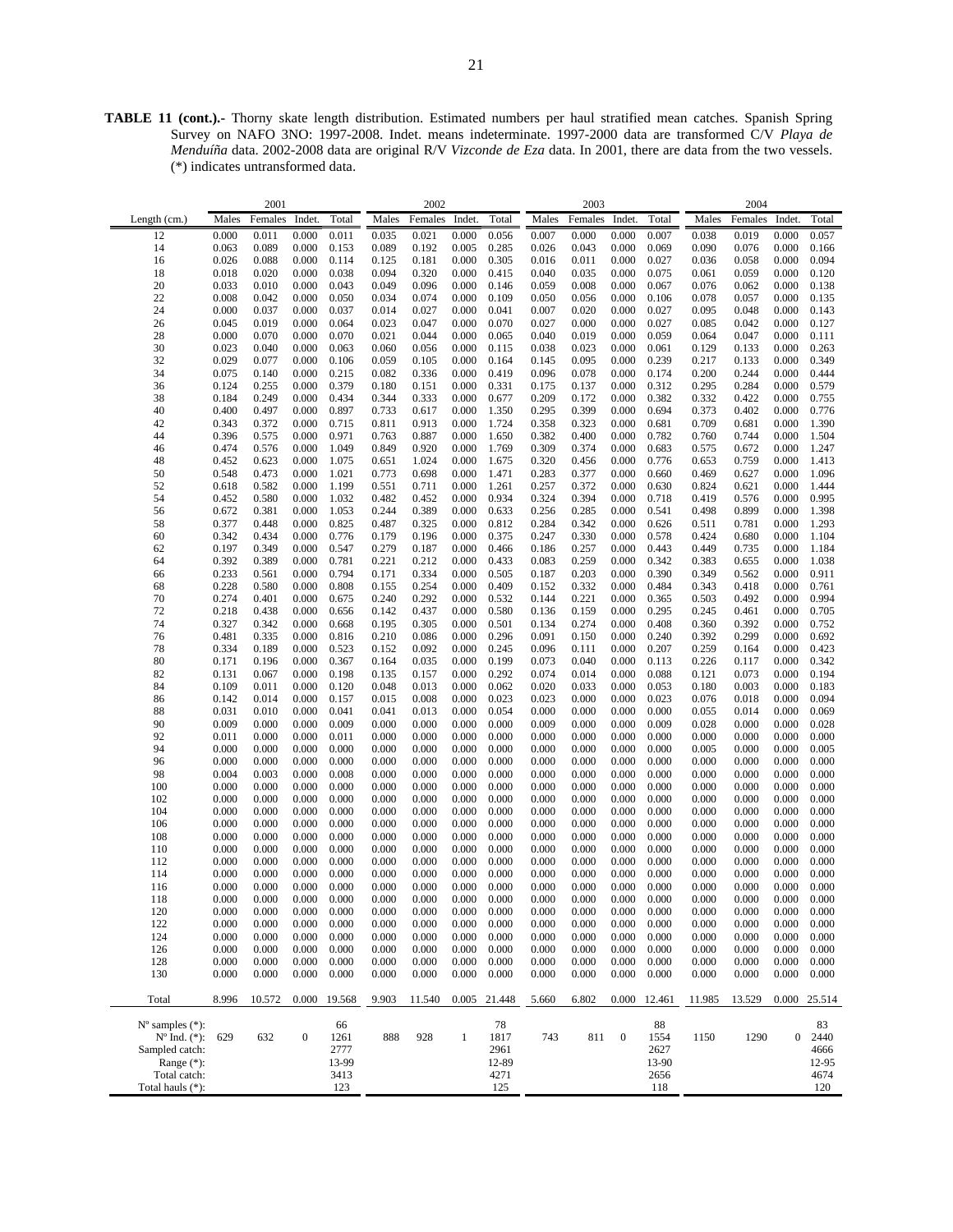**TABLE 11 (cont.).-** Thorny skate length distribution. Estimated numbers per haul stratified mean catches. Spanish Spring Survey on NAFO 3NO: 1997-2008. Indet. means indeterminate. 1997-2000 data are transformed C/V *Playa de Menduíña* data. 2002-2008 data are original R/V *Vizconde de Eza* data. In 2001, there are data from the two vessels. (*) indicates untransformed data.

| | 2001 | | | | 2002 | | | | 2003 | | | | 2004 | | | |
|---|---|---|---|---|---|---|---|---|---|---|---|---|---|---|---|---|
| Length (cm.) | Males | Females | Indet. | Total | Males | Females | Indet. | Total | Males | Females | Indet. | Total | Males | Females | Indet. | Total |
| 12 | 0.000 | 0.011 | 0.000 | 0.011 | 0.035 | 0.021 | 0.000 | 0.056 | 0.007 | 0.000 | 0.000 | 0.007 | 0.038 | 0.019 | 0.000 | 0.057 |
| 14 | 0.063 | 0.089 | 0.000 | 0.153 | 0.089 | 0.192 | 0.005 | 0.285 | 0.026 | 0.043 | 0.000 | 0.069 | 0.090 | 0.076 | 0.000 | 0.166 |
| 16 | 0.026 | 0.088 | 0.000 | 0.114 | 0.125 | 0.181 | 0.000 | 0.305 | 0.016 | 0.011 | 0.000 | 0.027 | 0.036 | 0.058 | 0.000 | 0.094 |
| 18 | 0.018 | 0.020 | 0.000 | 0.038 | 0.094 | 0.320 | 0.000 | 0.415 | 0.040 | 0.035 | 0.000 | 0.075 | 0.061 | 0.059 | 0.000 | 0.120 |
| 20 | 0.033 | 0.010 | 0.000 | 0.043 | 0.049 | 0.096 | 0.000 | 0.146 | 0.059 | 0.008 | 0.000 | 0.067 | 0.076 | 0.062 | 0.000 | 0.138 |
| 22 | 0.008 | 0.042 | 0.000 | 0.050 | 0.034 | 0.074 | 0.000 | 0.109 | 0.050 | 0.056 | 0.000 | 0.106 | 0.078 | 0.057 | 0.000 | 0.135 |
| 24 | 0.000 | 0.037 | 0.000 | 0.037 | 0.014 | 0.027 | 0.000 | 0.041 | 0.007 | 0.020 | 0.000 | 0.027 | 0.095 | 0.048 | 0.000 | 0.143 |
| 26 | 0.045 | 0.019 | 0.000 | 0.064 | 0.023 | 0.047 | 0.000 | 0.070 | 0.027 | 0.000 | 0.000 | 0.027 | 0.085 | 0.042 | 0.000 | 0.127 |
| 28 | 0.000 | 0.070 | 0.000 | 0.070 | 0.021 | 0.044 | 0.000 | 0.065 | 0.040 | 0.019 | 0.000 | 0.059 | 0.064 | 0.047 | 0.000 | 0.111 |
| 30 | 0.023 | 0.040 | 0.000 | 0.063 | 0.060 | 0.056 | 0.000 | 0.115 | 0.038 | 0.023 | 0.000 | 0.061 | 0.129 | 0.133 | 0.000 | 0.263 |
| 32 | 0.029 | 0.077 | 0.000 | 0.106 | 0.059 | 0.105 | 0.000 | 0.164 | 0.145 | 0.095 | 0.000 | 0.239 | 0.217 | 0.133 | 0.000 | 0.349 |
| 34 | 0.075 | 0.140 | 0.000 | 0.215 | 0.082 | 0.336 | 0.000 | 0.419 | 0.096 | 0.078 | 0.000 | 0.174 | 0.200 | 0.244 | 0.000 | 0.444 |
| 36 | 0.124 | 0.255 | 0.000 | 0.379 | 0.180 | 0.151 | 0.000 | 0.331 | 0.175 | 0.137 | 0.000 | 0.312 | 0.295 | 0.284 | 0.000 | 0.579 |
| 38 | 0.184 | 0.249 | 0.000 | 0.434 | 0.344 | 0.333 | 0.000 | 0.677 | 0.209 | 0.172 | 0.000 | 0.382 | 0.332 | 0.422 | 0.000 | 0.755 |
| 40 | 0.400 | 0.497 | 0.000 | 0.897 | 0.733 | 0.617 | 0.000 | 1.350 | 0.295 | 0.399 | 0.000 | 0.694 | 0.373 | 0.402 | 0.000 | 0.776 |
| 42 | 0.343 | 0.372 | 0.000 | 0.715 | 0.811 | 0.913 | 0.000 | 1.724 | 0.358 | 0.323 | 0.000 | 0.681 | 0.709 | 0.681 | 0.000 | 1.390 |
| 44 | 0.396 | 0.575 | 0.000 | 0.971 | 0.763 | 0.887 | 0.000 | 1.650 | 0.382 | 0.400 | 0.000 | 0.782 | 0.760 | 0.744 | 0.000 | 1.504 |
| 46 | 0.474 | 0.576 | 0.000 | 1.049 | 0.849 | 0.920 | 0.000 | 1.769 | 0.309 | 0.374 | 0.000 | 0.683 | 0.575 | 0.672 | 0.000 | 1.247 |
| 48 | 0.452 | 0.623 | 0.000 | 1.075 | 0.651 | 1.024 | 0.000 | 1.675 | 0.320 | 0.456 | 0.000 | 0.776 | 0.653 | 0.759 | 0.000 | 1.413 |
| 50 | 0.548 | 0.473 | 0.000 | 1.021 | 0.773 | 0.698 | 0.000 | 1.471 | 0.283 | 0.377 | 0.000 | 0.660 | 0.469 | 0.627 | 0.000 | 1.096 |
| 52 | 0.618 | 0.582 | 0.000 | 1.199 | 0.551 | 0.711 | 0.000 | 1.261 | 0.257 | 0.372 | 0.000 | 0.630 | 0.824 | 0.621 | 0.000 | 1.444 |
| 54 | 0.452 | 0.580 | 0.000 | 1.032 | 0.482 | 0.452 | 0.000 | 0.934 | 0.324 | 0.394 | 0.000 | 0.718 | 0.419 | 0.576 | 0.000 | 0.995 |
| 56 | 0.672 | 0.381 | 0.000 | 1.053 | 0.244 | 0.389 | 0.000 | 0.633 | 0.256 | 0.285 | 0.000 | 0.541 | 0.498 | 0.899 | 0.000 | 1.398 |
| 58 | 0.377 | 0.448 | 0.000 | 0.825 | 0.487 | 0.325 | 0.000 | 0.812 | 0.284 | 0.342 | 0.000 | 0.626 | 0.511 | 0.781 | 0.000 | 1.293 |
| 60 | 0.342 | 0.434 | 0.000 | 0.776 | 0.179 | 0.196 | 0.000 | 0.375 | 0.247 | 0.330 | 0.000 | 0.578 | 0.424 | 0.680 | 0.000 | 1.104 |
| 62 | 0.197 | 0.349 | 0.000 | 0.547 | 0.279 | 0.187 | 0.000 | 0.466 | 0.186 | 0.257 | 0.000 | 0.443 | 0.449 | 0.735 | 0.000 | 1.184 |
| 64 | 0.392 | 0.389 | 0.000 | 0.781 | 0.221 | 0.212 | 0.000 | 0.433 | 0.083 | 0.259 | 0.000 | 0.342 | 0.383 | 0.655 | 0.000 | 1.038 |
| 66 | 0.233 | 0.561 | 0.000 | 0.794 | 0.171 | 0.334 | 0.000 | 0.505 | 0.187 | 0.203 | 0.000 | 0.390 | 0.349 | 0.562 | 0.000 | 0.911 |
| 68 | 0.228 | 0.580 | 0.000 | 0.808 | 0.155 | 0.254 | 0.000 | 0.409 | 0.152 | 0.332 | 0.000 | 0.484 | 0.343 | 0.418 | 0.000 | 0.761 |
| 70 | 0.274 | 0.401 | 0.000 | 0.675 | 0.240 | 0.292 | 0.000 | 0.532 | 0.144 | 0.221 | 0.000 | 0.365 | 0.503 | 0.492 | 0.000 | 0.994 |
| 72 | 0.218 | 0.438 | 0.000 | 0.656 | 0.142 | 0.437 | 0.000 | 0.580 | 0.136 | 0.159 | 0.000 | 0.295 | 0.245 | 0.461 | 0.000 | 0.705 |
| 74 | 0.327 | 0.342 | 0.000 | 0.668 | 0.195 | 0.305 | 0.000 | 0.501 | 0.134 | 0.274 | 0.000 | 0.408 | 0.360 | 0.392 | 0.000 | 0.752 |
| 76 | 0.481 | 0.335 | 0.000 | 0.816 | 0.210 | 0.086 | 0.000 | 0.296 | 0.091 | 0.150 | 0.000 | 0.240 | 0.392 | 0.299 | 0.000 | 0.692 |
| 78 | 0.334 | 0.189 | 0.000 | 0.523 | 0.152 | 0.092 | 0.000 | 0.245 | 0.096 | 0.111 | 0.000 | 0.207 | 0.259 | 0.164 | 0.000 | 0.423 |
| 80 | 0.171 | 0.196 | 0.000 | 0.367 | 0.164 | 0.035 | 0.000 | 0.199 | 0.073 | 0.040 | 0.000 | 0.113 | 0.226 | 0.117 | 0.000 | 0.342 |
| 82 | 0.131 | 0.067 | 0.000 | 0.198 | 0.135 | 0.157 | 0.000 | 0.292 | 0.074 | 0.014 | 0.000 | 0.088 | 0.121 | 0.073 | 0.000 | 0.194 |
| 84 | 0.109 | 0.011 | 0.000 | 0.120 | 0.048 | 0.013 | 0.000 | 0.062 | 0.020 | 0.033 | 0.000 | 0.053 | 0.180 | 0.003 | 0.000 | 0.183 |
| 86 | 0.142 | 0.014 | 0.000 | 0.157 | 0.015 | 0.008 | 0.000 | 0.023 | 0.023 | 0.000 | 0.000 | 0.023 | 0.076 | 0.018 | 0.000 | 0.094 |
| 88 | 0.031 | 0.010 | 0.000 | 0.041 | 0.041 | 0.013 | 0.000 | 0.054 | 0.000 | 0.000 | 0.000 | 0.000 | 0.055 | 0.014 | 0.000 | 0.069 |
| 90 | 0.009 | 0.000 | 0.000 | 0.009 | 0.000 | 0.000 | 0.000 | 0.000 | 0.009 | 0.000 | 0.000 | 0.009 | 0.028 | 0.000 | 0.000 | 0.028 |
| 92 | 0.011 | 0.000 | 0.000 | 0.011 | 0.000 | 0.000 | 0.000 | 0.000 | 0.000 | 0.000 | 0.000 | 0.000 | 0.000 | 0.000 | 0.000 | 0.000 |
| 94 | 0.000 | 0.000 | 0.000 | 0.000 | 0.000 | 0.000 | 0.000 | 0.000 | 0.000 | 0.000 | 0.000 | 0.000 | 0.005 | 0.000 | 0.000 | 0.005 |
| 96 | 0.000 | 0.000 | 0.000 | 0.000 | 0.000 | 0.000 | 0.000 | 0.000 | 0.000 | 0.000 | 0.000 | 0.000 | 0.000 | 0.000 | 0.000 | 0.000 |
| 98 | 0.004 | 0.003 | 0.000 | 0.008 | 0.000 | 0.000 | 0.000 | 0.000 | 0.000 | 0.000 | 0.000 | 0.000 | 0.000 | 0.000 | 0.000 | 0.000 |
| 100 | 0.000 | 0.000 | 0.000 | 0.000 | 0.000 | 0.000 | 0.000 | 0.000 | 0.000 | 0.000 | 0.000 | 0.000 | 0.000 | 0.000 | 0.000 | 0.000 |
| 102 | 0.000 | 0.000 | 0.000 | 0.000 | 0.000 | 0.000 | 0.000 | 0.000 | 0.000 | 0.000 | 0.000 | 0.000 | 0.000 | 0.000 | 0.000 | 0.000 |
| 104 | 0.000 | 0.000 | 0.000 | 0.000 | 0.000 | 0.000 | 0.000 | 0.000 | 0.000 | 0.000 | 0.000 | 0.000 | 0.000 | 0.000 | 0.000 | 0.000 |
| 106 | 0.000 | 0.000 | 0.000 | 0.000 | 0.000 | 0.000 | 0.000 | 0.000 | 0.000 | 0.000 | 0.000 | 0.000 | 0.000 | 0.000 | 0.000 | 0.000 |
| 108 | 0.000 | 0.000 | 0.000 | 0.000 | 0.000 | 0.000 | 0.000 | 0.000 | 0.000 | 0.000 | 0.000 | 0.000 | 0.000 | 0.000 | 0.000 | 0.000 |
| 110 | 0.000 | 0.000 | 0.000 | 0.000 | 0.000 | 0.000 | 0.000 | 0.000 | 0.000 | 0.000 | 0.000 | 0.000 | 0.000 | 0.000 | 0.000 | 0.000 |
| 112 | 0.000 | 0.000 | 0.000 | 0.000 | 0.000 | 0.000 | 0.000 | 0.000 | 0.000 | 0.000 | 0.000 | 0.000 | 0.000 | 0.000 | 0.000 | 0.000 |
| 114 | 0.000 | 0.000 | 0.000 | 0.000 | 0.000 | 0.000 | 0.000 | 0.000 | 0.000 | 0.000 | 0.000 | 0.000 | 0.000 | 0.000 | 0.000 | 0.000 |
| 116 | 0.000 | 0.000 | 0.000 | 0.000 | 0.000 | 0.000 | 0.000 | 0.000 | 0.000 | 0.000 | 0.000 | 0.000 | 0.000 | 0.000 | 0.000 | 0.000 |
| 118 | 0.000 | 0.000 | 0.000 | 0.000 | 0.000 | 0.000 | 0.000 | 0.000 | 0.000 | 0.000 | 0.000 | 0.000 | 0.000 | 0.000 | 0.000 | 0.000 |
| 120 | 0.000 | 0.000 | 0.000 | 0.000 | 0.000 | 0.000 | 0.000 | 0.000 | 0.000 | 0.000 | 0.000 | 0.000 | 0.000 | 0.000 | 0.000 | 0.000 |
| 122 | 0.000 | 0.000 | 0.000 | 0.000 | 0.000 | 0.000 | 0.000 | 0.000 | 0.000 | 0.000 | 0.000 | 0.000 | 0.000 | 0.000 | 0.000 | 0.000 |
| 124 | 0.000 | 0.000 | 0.000 | 0.000 | 0.000 | 0.000 | 0.000 | 0.000 | 0.000 | 0.000 | 0.000 | 0.000 | 0.000 | 0.000 | 0.000 | 0.000 |
| 126 | 0.000 | 0.000 | 0.000 | 0.000 | 0.000 | 0.000 | 0.000 | 0.000 | 0.000 | 0.000 | 0.000 | 0.000 | 0.000 | 0.000 | 0.000 | 0.000 |
| 128 | 0.000 | 0.000 | 0.000 | 0.000 | 0.000 | 0.000 | 0.000 | 0.000 | 0.000 | 0.000 | 0.000 | 0.000 | 0.000 | 0.000 | 0.000 | 0.000 |
| 130 | 0.000 | 0.000 | 0.000 | 0.000 | 0.000 | 0.000 | 0.000 | 0.000 | 0.000 | 0.000 | 0.000 | 0.000 | 0.000 | 0.000 | 0.000 | 0.000 |
| Total | 8.996 | 10.572 | 0.000 | 19.568 | 9.903 | 11.540 | 0.005 | 21.448 | 5.660 | 6.802 | 0.000 | 12.461 | 11.985 | 13.529 | 0.000 | 25.514 |
| Nº samples (*): | | | | 66 | | | | 78 | | | | 88 | | | | 83 |
| Nº Ind. (*): | 629 | 632 | 0 | 1261 | 888 | 928 | 1 | 1817 | 743 | 811 | 0 | 1554 | 1150 | 1290 | 0 | 2440 |
| Sampled catch: | | | | 2777 | | | | 2961 | | | | 2627 | | | | 4666 |
| Range (*): | | | | 13-99 | | | | 12-89 | | | | 13-90 | | | | 12-95 |
| Total catch: | | | | 3413 | | | | 4271 | | | | 2656 | | | | 4674 |
| Total hauls (*): | | | | 123 | | | | 125 | | | | 118 | | | | 120 |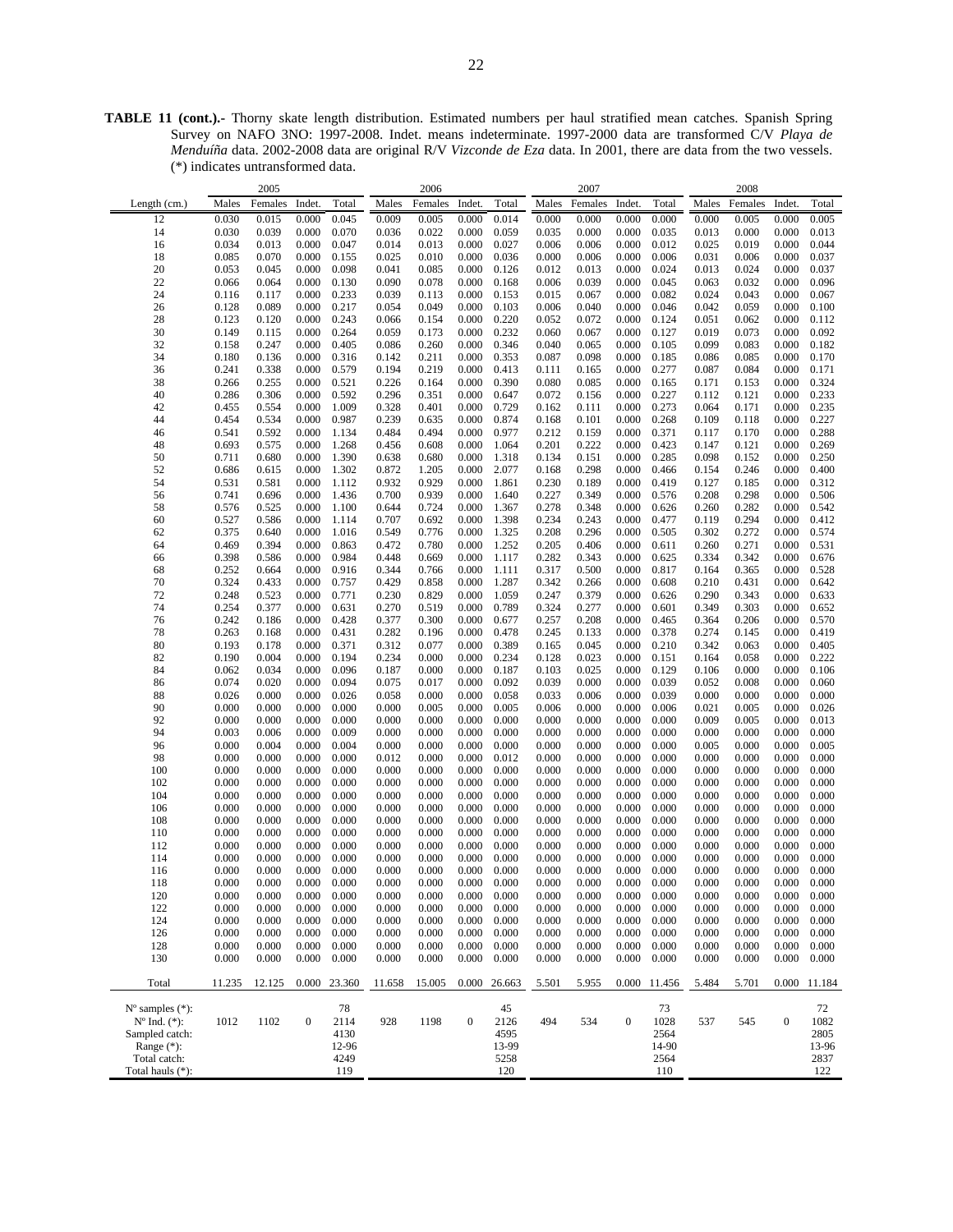**TABLE 11 (cont.).-** Thorny skate length distribution. Estimated numbers per haul stratified mean catches. Spanish Spring Survey on NAFO 3NO: 1997-2008. Indet. means indeterminate. 1997-2000 data are transformed C/V *Playa de Menduíña* data. 2002-2008 data are original R/V *Vizconde de Eza* data. In 2001, there are data from the two vessels. (*) indicates untransformed data.

| | 2005 | | | | 2006 | | | | 2007 | | | | 2008 | | | |
|---|---|---|---|---|---|---|---|---|---|---|---|---|---|---|---|---|
| Length (cm.) | Males | Females | Indet. | Total | Males | Females | Indet. | Total | Males | Females | Indet. | Total | Males | Females | Indet. | Total |
| 12 | 0.030 | 0.015 | 0.000 | 0.045 | 0.009 | 0.005 | 0.000 | 0.014 | 0.000 | 0.000 | 0.000 | 0.000 | 0.000 | 0.005 | 0.000 | 0.005 |
| 14 | 0.030 | 0.039 | 0.000 | 0.070 | 0.036 | 0.022 | 0.000 | 0.059 | 0.035 | 0.000 | 0.000 | 0.035 | 0.013 | 0.000 | 0.000 | 0.013 |
| 16 | 0.034 | 0.013 | 0.000 | 0.047 | 0.014 | 0.013 | 0.000 | 0.027 | 0.006 | 0.006 | 0.000 | 0.012 | 0.025 | 0.019 | 0.000 | 0.044 |
| 18 | 0.085 | 0.070 | 0.000 | 0.155 | 0.025 | 0.010 | 0.000 | 0.036 | 0.000 | 0.006 | 0.000 | 0.006 | 0.031 | 0.006 | 0.000 | 0.037 |
| 20 | 0.053 | 0.045 | 0.000 | 0.098 | 0.041 | 0.085 | 0.000 | 0.126 | 0.012 | 0.013 | 0.000 | 0.024 | 0.013 | 0.024 | 0.000 | 0.037 |
| 22 | 0.066 | 0.064 | 0.000 | 0.130 | 0.090 | 0.078 | 0.000 | 0.168 | 0.006 | 0.039 | 0.000 | 0.045 | 0.063 | 0.032 | 0.000 | 0.096 |
| 24 | 0.116 | 0.117 | 0.000 | 0.233 | 0.039 | 0.113 | 0.000 | 0.153 | 0.015 | 0.067 | 0.000 | 0.082 | 0.024 | 0.043 | 0.000 | 0.067 |
| 26 | 0.128 | 0.089 | 0.000 | 0.217 | 0.054 | 0.049 | 0.000 | 0.103 | 0.006 | 0.040 | 0.000 | 0.046 | 0.042 | 0.059 | 0.000 | 0.100 |
| 28 | 0.123 | 0.120 | 0.000 | 0.243 | 0.066 | 0.154 | 0.000 | 0.220 | 0.052 | 0.072 | 0.000 | 0.124 | 0.051 | 0.062 | 0.000 | 0.112 |
| 30 | 0.149 | 0.115 | 0.000 | 0.264 | 0.059 | 0.173 | 0.000 | 0.232 | 0.060 | 0.067 | 0.000 | 0.127 | 0.019 | 0.073 | 0.000 | 0.092 |
| 32 | 0.158 | 0.247 | 0.000 | 0.405 | 0.086 | 0.260 | 0.000 | 0.346 | 0.040 | 0.065 | 0.000 | 0.105 | 0.099 | 0.083 | 0.000 | 0.182 |
| 34 | 0.180 | 0.136 | 0.000 | 0.316 | 0.142 | 0.211 | 0.000 | 0.353 | 0.087 | 0.098 | 0.000 | 0.185 | 0.086 | 0.085 | 0.000 | 0.170 |
| 36 | 0.241 | 0.338 | 0.000 | 0.579 | 0.194 | 0.219 | 0.000 | 0.413 | 0.111 | 0.165 | 0.000 | 0.277 | 0.087 | 0.084 | 0.000 | 0.171 |
| 38 | 0.266 | 0.255 | 0.000 | 0.521 | 0.226 | 0.164 | 0.000 | 0.390 | 0.080 | 0.085 | 0.000 | 0.165 | 0.171 | 0.153 | 0.000 | 0.324 |
| 40 | 0.286 | 0.306 | 0.000 | 0.592 | 0.296 | 0.351 | 0.000 | 0.647 | 0.072 | 0.156 | 0.000 | 0.227 | 0.112 | 0.121 | 0.000 | 0.233 |
| 42 | 0.455 | 0.554 | 0.000 | 1.009 | 0.328 | 0.401 | 0.000 | 0.729 | 0.162 | 0.111 | 0.000 | 0.273 | 0.064 | 0.171 | 0.000 | 0.235 |
| 44 | 0.454 | 0.534 | 0.000 | 0.987 | 0.239 | 0.635 | 0.000 | 0.874 | 0.168 | 0.101 | 0.000 | 0.268 | 0.109 | 0.118 | 0.000 | 0.227 |
| 46 | 0.541 | 0.592 | 0.000 | 1.134 | 0.484 | 0.494 | 0.000 | 0.977 | 0.212 | 0.159 | 0.000 | 0.371 | 0.117 | 0.170 | 0.000 | 0.288 |
| 48 | 0.693 | 0.575 | 0.000 | 1.268 | 0.456 | 0.608 | 0.000 | 1.064 | 0.201 | 0.222 | 0.000 | 0.423 | 0.147 | 0.121 | 0.000 | 0.269 |
| 50 | 0.711 | 0.680 | 0.000 | 1.390 | 0.638 | 0.680 | 0.000 | 1.318 | 0.134 | 0.151 | 0.000 | 0.285 | 0.098 | 0.152 | 0.000 | 0.250 |
| 52 | 0.686 | 0.615 | 0.000 | 1.302 | 0.872 | 1.205 | 0.000 | 2.077 | 0.168 | 0.298 | 0.000 | 0.466 | 0.154 | 0.246 | 0.000 | 0.400 |
| 54 | 0.531 | 0.581 | 0.000 | 1.112 | 0.932 | 0.929 | 0.000 | 1.861 | 0.230 | 0.189 | 0.000 | 0.419 | 0.127 | 0.185 | 0.000 | 0.312 |
| 56 | 0.741 | 0.696 | 0.000 | 1.436 | 0.700 | 0.939 | 0.000 | 1.640 | 0.227 | 0.349 | 0.000 | 0.576 | 0.208 | 0.298 | 0.000 | 0.506 |
| 58 | 0.576 | 0.525 | 0.000 | 1.100 | 0.644 | 0.724 | 0.000 | 1.367 | 0.278 | 0.348 | 0.000 | 0.626 | 0.260 | 0.282 | 0.000 | 0.542 |
| 60 | 0.527 | 0.586 | 0.000 | 1.114 | 0.707 | 0.692 | 0.000 | 1.398 | 0.234 | 0.243 | 0.000 | 0.477 | 0.119 | 0.294 | 0.000 | 0.412 |
| 62 | 0.375 | 0.640 | 0.000 | 1.016 | 0.549 | 0.776 | 0.000 | 1.325 | 0.208 | 0.296 | 0.000 | 0.505 | 0.302 | 0.272 | 0.000 | 0.574 |
| 64 | 0.469 | 0.394 | 0.000 | 0.863 | 0.472 | 0.780 | 0.000 | 1.252 | 0.205 | 0.406 | 0.000 | 0.611 | 0.260 | 0.271 | 0.000 | 0.531 |
| 66 | 0.398 | 0.586 | 0.000 | 0.984 | 0.448 | 0.669 | 0.000 | 1.117 | 0.282 | 0.343 | 0.000 | 0.625 | 0.334 | 0.342 | 0.000 | 0.676 |
| 68 | 0.252 | 0.664 | 0.000 | 0.916 | 0.344 | 0.766 | 0.000 | 1.111 | 0.317 | 0.500 | 0.000 | 0.817 | 0.164 | 0.365 | 0.000 | 0.528 |
| 70 | 0.324 | 0.433 | 0.000 | 0.757 | 0.429 | 0.858 | 0.000 | 1.287 | 0.342 | 0.266 | 0.000 | 0.608 | 0.210 | 0.431 | 0.000 | 0.642 |
| 72 | 0.248 | 0.523 | 0.000 | 0.771 | 0.230 | 0.829 | 0.000 | 1.059 | 0.247 | 0.379 | 0.000 | 0.626 | 0.290 | 0.343 | 0.000 | 0.633 |
| 74 | 0.254 | 0.377 | 0.000 | 0.631 | 0.270 | 0.519 | 0.000 | 0.789 | 0.324 | 0.277 | 0.000 | 0.601 | 0.349 | 0.303 | 0.000 | 0.652 |
| 76 | 0.242 | 0.186 | 0.000 | 0.428 | 0.377 | 0.300 | 0.000 | 0.677 | 0.257 | 0.208 | 0.000 | 0.465 | 0.364 | 0.206 | 0.000 | 0.570 |
| 78 | 0.263 | 0.168 | 0.000 | 0.431 | 0.282 | 0.196 | 0.000 | 0.478 | 0.245 | 0.133 | 0.000 | 0.378 | 0.274 | 0.145 | 0.000 | 0.419 |
| 80 | 0.193 | 0.178 | 0.000 | 0.371 | 0.312 | 0.077 | 0.000 | 0.389 | 0.165 | 0.045 | 0.000 | 0.210 | 0.342 | 0.063 | 0.000 | 0.405 |
| 82 | 0.190 | 0.004 | 0.000 | 0.194 | 0.234 | 0.000 | 0.000 | 0.234 | 0.128 | 0.023 | 0.000 | 0.151 | 0.164 | 0.058 | 0.000 | 0.222 |
| 84 | 0.062 | 0.034 | 0.000 | 0.096 | 0.187 | 0.000 | 0.000 | 0.187 | 0.103 | 0.025 | 0.000 | 0.129 | 0.106 | 0.000 | 0.000 | 0.106 |
| 86 | 0.074 | 0.020 | 0.000 | 0.094 | 0.075 | 0.017 | 0.000 | 0.092 | 0.039 | 0.000 | 0.000 | 0.039 | 0.052 | 0.008 | 0.000 | 0.060 |
| 88 | 0.026 | 0.000 | 0.000 | 0.026 | 0.058 | 0.000 | 0.000 | 0.058 | 0.033 | 0.006 | 0.000 | 0.039 | 0.000 | 0.000 | 0.000 | 0.000 |
| 90 | 0.000 | 0.000 | 0.000 | 0.000 | 0.000 | 0.005 | 0.000 | 0.005 | 0.006 | 0.000 | 0.000 | 0.006 | 0.021 | 0.005 | 0.000 | 0.026 |
| 92 | 0.000 | 0.000 | 0.000 | 0.000 | 0.000 | 0.000 | 0.000 | 0.000 | 0.000 | 0.000 | 0.000 | 0.000 | 0.009 | 0.005 | 0.000 | 0.013 |
| 94 | 0.003 | 0.006 | 0.000 | 0.009 | 0.000 | 0.000 | 0.000 | 0.000 | 0.000 | 0.000 | 0.000 | 0.000 | 0.000 | 0.000 | 0.000 | 0.000 |
| 96 | 0.000 | 0.004 | 0.000 | 0.004 | 0.000 | 0.000 | 0.000 | 0.000 | 0.000 | 0.000 | 0.000 | 0.000 | 0.005 | 0.000 | 0.000 | 0.005 |
| 98 | 0.000 | 0.000 | 0.000 | 0.000 | 0.012 | 0.000 | 0.000 | 0.012 | 0.000 | 0.000 | 0.000 | 0.000 | 0.000 | 0.000 | 0.000 | 0.000 |
| 100 | 0.000 | 0.000 | 0.000 | 0.000 | 0.000 | 0.000 | 0.000 | 0.000 | 0.000 | 0.000 | 0.000 | 0.000 | 0.000 | 0.000 | 0.000 | 0.000 |
| 102 | 0.000 | 0.000 | 0.000 | 0.000 | 0.000 | 0.000 | 0.000 | 0.000 | 0.000 | 0.000 | 0.000 | 0.000 | 0.000 | 0.000 | 0.000 | 0.000 |
| 104 | 0.000 | 0.000 | 0.000 | 0.000 | 0.000 | 0.000 | 0.000 | 0.000 | 0.000 | 0.000 | 0.000 | 0.000 | 0.000 | 0.000 | 0.000 | 0.000 |
| 106 | 0.000 | 0.000 | 0.000 | 0.000 | 0.000 | 0.000 | 0.000 | 0.000 | 0.000 | 0.000 | 0.000 | 0.000 | 0.000 | 0.000 | 0.000 | 0.000 |
| 108 | 0.000 | 0.000 | 0.000 | 0.000 | 0.000 | 0.000 | 0.000 | 0.000 | 0.000 | 0.000 | 0.000 | 0.000 | 0.000 | 0.000 | 0.000 | 0.000 |
| 110 | 0.000 | 0.000 | 0.000 | 0.000 | 0.000 | 0.000 | 0.000 | 0.000 | 0.000 | 0.000 | 0.000 | 0.000 | 0.000 | 0.000 | 0.000 | 0.000 |
| 112 | 0.000 | 0.000 | 0.000 | 0.000 | 0.000 | 0.000 | 0.000 | 0.000 | 0.000 | 0.000 | 0.000 | 0.000 | 0.000 | 0.000 | 0.000 | 0.000 |
| 114 | 0.000 | 0.000 | 0.000 | 0.000 | 0.000 | 0.000 | 0.000 | 0.000 | 0.000 | 0.000 | 0.000 | 0.000 | 0.000 | 0.000 | 0.000 | 0.000 |
| 116 | 0.000 | 0.000 | 0.000 | 0.000 | 0.000 | 0.000 | 0.000 | 0.000 | 0.000 | 0.000 | 0.000 | 0.000 | 0.000 | 0.000 | 0.000 | 0.000 |
| 118 | 0.000 | 0.000 | 0.000 | 0.000 | 0.000 | 0.000 | 0.000 | 0.000 | 0.000 | 0.000 | 0.000 | 0.000 | 0.000 | 0.000 | 0.000 | 0.000 |
| 120 | 0.000 | 0.000 | 0.000 | 0.000 | 0.000 | 0.000 | 0.000 | 0.000 | 0.000 | 0.000 | 0.000 | 0.000 | 0.000 | 0.000 | 0.000 | 0.000 |
| 122 | 0.000 | 0.000 | 0.000 | 0.000 | 0.000 | 0.000 | 0.000 | 0.000 | 0.000 | 0.000 | 0.000 | 0.000 | 0.000 | 0.000 | 0.000 | 0.000 |
| 124 | 0.000 | 0.000 | 0.000 | 0.000 | 0.000 | 0.000 | 0.000 | 0.000 | 0.000 | 0.000 | 0.000 | 0.000 | 0.000 | 0.000 | 0.000 | 0.000 |
| 126 | 0.000 | 0.000 | 0.000 | 0.000 | 0.000 | 0.000 | 0.000 | 0.000 | 0.000 | 0.000 | 0.000 | 0.000 | 0.000 | 0.000 | 0.000 | 0.000 |
| 128 | 0.000 | 0.000 | 0.000 | 0.000 | 0.000 | 0.000 | 0.000 | 0.000 | 0.000 | 0.000 | 0.000 | 0.000 | 0.000 | 0.000 | 0.000 | 0.000 |
| 130 | 0.000 | 0.000 | 0.000 | 0.000 | 0.000 | 0.000 | 0.000 | 0.000 | 0.000 | 0.000 | 0.000 | 0.000 | 0.000 | 0.000 | 0.000 | 0.000 |
| Total | 11.235 | 12.125 | 0.000 | 23.360 | 11.658 | 15.005 | 0.000 | 26.663 | 5.501 | 5.955 | 0.000 | 11.456 | 5.484 | 5.701 | 0.000 | 11.184 |
| Nº samples (*): | | | | 78 | | | | 45 | | | | 73 | | | | 72 |
| Nº Ind. (*): | 1012 | 1102 | 0 | 2114 | 928 | 1198 | 0 | 2126 | 494 | 534 | 0 | 1028 | 537 | 545 | 0 | 1082 |
| Sampled catch: | | | | 4130 | | | | 4595 | | | | 2564 | | | | 2805 |
| Range (*): | | | | 12-96 | | | | 13-99 | | | | 14-90 | | | | 13-96 |
| Total catch: | | | | 4249 | | | | 5258 | | | | 2564 | | | | 2837 |
| Total hauls (*): | | | | 119 | | | | 120 | | | | 110 | | | | 122 |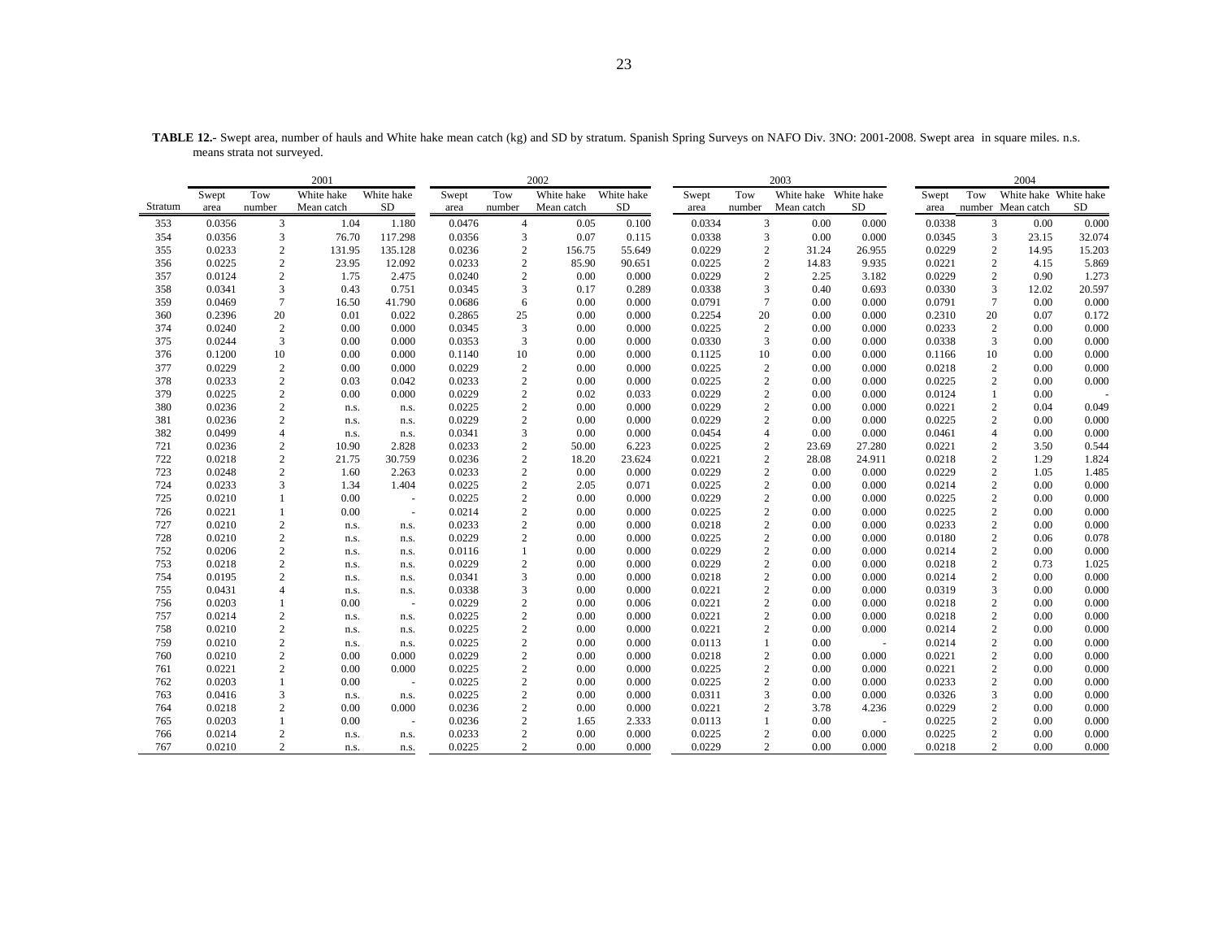**TABLE 12.-** Swept area, number of hauls and White hake mean catch (kg) and SD by stratum. Spanish Spring Surveys on NAFO Div. 3NO: 2001-2008. Swept area in square miles. n.s. means strata not surveyed.

| | 2001 | | | | 2002 | | | | 2003 | | | | 2004 | | | |
|---|---|---|---|---|---|---|---|---|---|---|---|---|---|---|---|---|
| Stratum | Swept area | Tow number | White hake Mean catch | White hake SD | Swept area | Tow number | White hake Mean catch | White hake SD | Swept area | Tow number | White hake Mean catch | White hake SD | Swept area | Tow number | White hake Mean catch | White hake SD |
| 353 | 0.0356 | 3 | 1.04 | 1.180 | 0.0476 | 4 | 0.05 | 0.100 | 0.0334 | 3 | 0.00 | 0.000 | 0.0338 | 3 | 0.00 | 0.000 |
| 354 | 0.0356 | 3 | 76.70 | 117.298 | 0.0356 | 3 | 0.07 | 0.115 | 0.0338 | 3 | 0.00 | 0.000 | 0.0345 | 3 | 23.15 | 32.074 |
| 355 | 0.0233 | 2 | 131.95 | 135.128 | 0.0236 | 2 | 156.75 | 55.649 | 0.0229 | 2 | 31.24 | 26.955 | 0.0229 | 2 | 14.95 | 15.203 |
| 356 | 0.0225 | 2 | 23.95 | 12.092 | 0.0233 | 2 | 85.90 | 90.651 | 0.0225 | 2 | 14.83 | 9.935 | 0.0221 | 2 | 4.15 | 5.869 |
| 357 | 0.0124 | 2 | 1.75 | 2.475 | 0.0240 | 2 | 0.00 | 0.000 | 0.0229 | 2 | 2.25 | 3.182 | 0.0229 | 2 | 0.90 | 1.273 |
| 358 | 0.0341 | 3 | 0.43 | 0.751 | 0.0345 | 3 | 0.17 | 0.289 | 0.0338 | 3 | 0.40 | 0.693 | 0.0330 | 3 | 12.02 | 20.597 |
| 359 | 0.0469 | 7 | 16.50 | 41.790 | 0.0686 | 6 | 0.00 | 0.000 | 0.0791 | 7 | 0.00 | 0.000 | 0.0791 | 7 | 0.00 | 0.000 |
| 360 | 0.2396 | 20 | 0.01 | 0.022 | 0.2865 | 25 | 0.00 | 0.000 | 0.2254 | 20 | 0.00 | 0.000 | 0.2310 | 20 | 0.07 | 0.172 |
| 374 | 0.0240 | 2 | 0.00 | 0.000 | 0.0345 | 3 | 0.00 | 0.000 | 0.0225 | 2 | 0.00 | 0.000 | 0.0233 | 2 | 0.00 | 0.000 |
| 375 | 0.0244 | 3 | 0.00 | 0.000 | 0.0353 | 3 | 0.00 | 0.000 | 0.0330 | 3 | 0.00 | 0.000 | 0.0338 | 3 | 0.00 | 0.000 |
| 376 | 0.1200 | 10 | 0.00 | 0.000 | 0.1140 | 10 | 0.00 | 0.000 | 0.1125 | 10 | 0.00 | 0.000 | 0.1166 | 10 | 0.00 | 0.000 |
| 377 | 0.0229 | 2 | 0.00 | 0.000 | 0.0229 | 2 | 0.00 | 0.000 | 0.0225 | 2 | 0.00 | 0.000 | 0.0218 | 2 | 0.00 | 0.000 |
| 378 | 0.0233 | 2 | 0.03 | 0.042 | 0.0233 | 2 | 0.00 | 0.000 | 0.0225 | 2 | 0.00 | 0.000 | 0.0225 | 2 | 0.00 | 0.000 |
| 379 | 0.0225 | 2 | 0.00 | 0.000 | 0.0229 | 2 | 0.02 | 0.033 | 0.0229 | 2 | 0.00 | 0.000 | 0.0124 | 1 | 0.00 | - |
| 380 | 0.0236 | 2 | n.s. | n.s. | 0.0225 | 2 | 0.00 | 0.000 | 0.0229 | 2 | 0.00 | 0.000 | 0.0221 | 2 | 0.04 | 0.049 |
| 381 | 0.0236 | 2 | n.s. | n.s. | 0.0229 | 2 | 0.00 | 0.000 | 0.0229 | 2 | 0.00 | 0.000 | 0.0225 | 2 | 0.00 | 0.000 |
| 382 | 0.0499 | 4 | n.s. | n.s. | 0.0341 | 3 | 0.00 | 0.000 | 0.0454 | 4 | 0.00 | 0.000 | 0.0461 | 4 | 0.00 | 0.000 |
| 721 | 0.0236 | 2 | 10.90 | 2.828 | 0.0233 | 2 | 50.00 | 6.223 | 0.0225 | 2 | 23.69 | 27.280 | 0.0221 | 2 | 3.50 | 0.544 |
| 722 | 0.0218 | 2 | 21.75 | 30.759 | 0.0236 | 2 | 18.20 | 23.624 | 0.0221 | 2 | 28.08 | 24.911 | 0.0218 | 2 | 1.29 | 1.824 |
| 723 | 0.0248 | 2 | 1.60 | 2.263 | 0.0233 | 2 | 0.00 | 0.000 | 0.0229 | 2 | 0.00 | 0.000 | 0.0229 | 2 | 1.05 | 1.485 |
| 724 | 0.0233 | 3 | 1.34 | 1.404 | 0.0225 | 2 | 2.05 | 0.071 | 0.0225 | 2 | 0.00 | 0.000 | 0.0214 | 2 | 0.00 | 0.000 |
| 725 | 0.0210 | 1 | 0.00 | - | 0.0225 | 2 | 0.00 | 0.000 | 0.0229 | 2 | 0.00 | 0.000 | 0.0225 | 2 | 0.00 | 0.000 |
| 726 | 0.0221 | 1 | 0.00 | - | 0.0214 | 2 | 0.00 | 0.000 | 0.0225 | 2 | 0.00 | 0.000 | 0.0225 | 2 | 0.00 | 0.000 |
| 727 | 0.0210 | 2 | n.s. | n.s. | 0.0233 | 2 | 0.00 | 0.000 | 0.0218 | 2 | 0.00 | 0.000 | 0.0233 | 2 | 0.00 | 0.000 |
| 728 | 0.0210 | 2 | n.s. | n.s. | 0.0229 | 2 | 0.00 | 0.000 | 0.0225 | 2 | 0.00 | 0.000 | 0.0180 | 2 | 0.06 | 0.078 |
| 752 | 0.0206 | 2 | n.s. | n.s. | 0.0116 | 1 | 0.00 | 0.000 | 0.0229 | 2 | 0.00 | 0.000 | 0.0214 | 2 | 0.00 | 0.000 |
| 753 | 0.0218 | 2 | n.s. | n.s. | 0.0229 | 2 | 0.00 | 0.000 | 0.0229 | 2 | 0.00 | 0.000 | 0.0218 | 2 | 0.73 | 1.025 |
| 754 | 0.0195 | 2 | n.s. | n.s. | 0.0341 | 3 | 0.00 | 0.000 | 0.0218 | 2 | 0.00 | 0.000 | 0.0214 | 2 | 0.00 | 0.000 |
| 755 | 0.0431 | 4 | n.s. | n.s. | 0.0338 | 3 | 0.00 | 0.000 | 0.0221 | 2 | 0.00 | 0.000 | 0.0319 | 3 | 0.00 | 0.000 |
| 756 | 0.0203 | 1 | 0.00 | - | 0.0229 | 2 | 0.00 | 0.006 | 0.0221 | 2 | 0.00 | 0.000 | 0.0218 | 2 | 0.00 | 0.000 |
| 757 | 0.0214 | 2 | n.s. | n.s. | 0.0225 | 2 | 0.00 | 0.000 | 0.0221 | 2 | 0.00 | 0.000 | 0.0218 | 2 | 0.00 | 0.000 |
| 758 | 0.0210 | 2 | n.s. | n.s. | 0.0225 | 2 | 0.00 | 0.000 | 0.0221 | 2 | 0.00 | 0.000 | 0.0214 | 2 | 0.00 | 0.000 |
| 759 | 0.0210 | 2 | n.s. | n.s. | 0.0225 | 2 | 0.00 | 0.000 | 0.0113 | 1 | 0.00 | - | 0.0214 | 2 | 0.00 | 0.000 |
| 760 | 0.0210 | 2 | 0.00 | 0.000 | 0.0229 | 2 | 0.00 | 0.000 | 0.0218 | 2 | 0.00 | 0.000 | 0.0221 | 2 | 0.00 | 0.000 |
| 761 | 0.0221 | 2 | 0.00 | 0.000 | 0.0225 | 2 | 0.00 | 0.000 | 0.0225 | 2 | 0.00 | 0.000 | 0.0221 | 2 | 0.00 | 0.000 |
| 762 | 0.0203 | 1 | 0.00 | - | 0.0225 | 2 | 0.00 | 0.000 | 0.0225 | 2 | 0.00 | 0.000 | 0.0233 | 2 | 0.00 | 0.000 |
| 763 | 0.0416 | 3 | n.s. | n.s. | 0.0225 | 2 | 0.00 | 0.000 | 0.0311 | 3 | 0.00 | 0.000 | 0.0326 | 3 | 0.00 | 0.000 |
| 764 | 0.0218 | 2 | 0.00 | 0.000 | 0.0236 | 2 | 0.00 | 0.000 | 0.0221 | 2 | 3.78 | 4.236 | 0.0229 | 2 | 0.00 | 0.000 |
| 765 | 0.0203 | 1 | 0.00 | - | 0.0236 | 2 | 1.65 | 2.333 | 0.0113 | 1 | 0.00 | - | 0.0225 | 2 | 0.00 | 0.000 |
| 766 | 0.0214 | 2 | n.s. | n.s. | 0.0233 | 2 | 0.00 | 0.000 | 0.0225 | 2 | 0.00 | 0.000 | 0.0225 | 2 | 0.00 | 0.000 |
| 767 | 0.0210 | 2 | n.s. | n.s. | 0.0225 | 2 | 0.00 | 0.000 | 0.0229 | 2 | 0.00 | 0.000 | 0.0218 | 2 | 0.00 | 0.000 |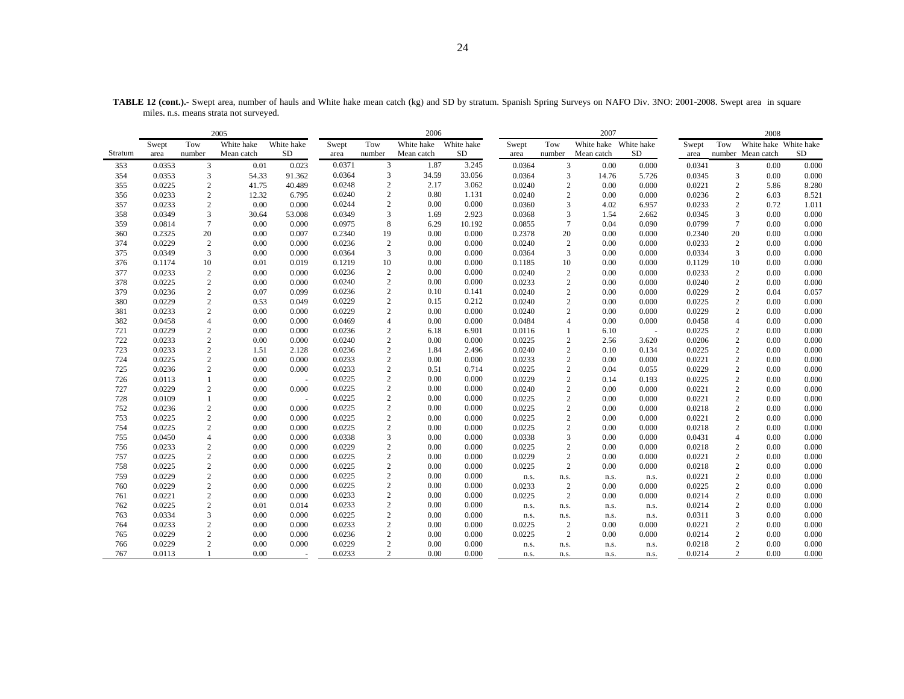**TABLE 12 (cont.).-** Swept area, number of hauls and White hake mean catch (kg) and SD by stratum. Spanish Spring Surveys on NAFO Div. 3NO: 2001-2008. Swept area in square miles. n.s. means strata not surveyed.

| | 2005 | | | | 2006 | | | | 2007 | | | | 2008 | | | |
|---|---|---|---|---|---|---|---|---|---|---|---|---|---|---|---|---|
| Stratum | Swept area | Tow number | White hake Mean catch | White hake SD | Swept area | Tow number | White hake Mean catch | White hake SD | Swept area | Tow number | White hake Mean catch | White hake SD | Swept area | Tow number | White hake Mean catch | White hake SD |
| 353 | 0.0353 | 3 | 0.01 | 0.023 | 0.0371 | 3 | 1.87 | 3.245 | 0.0364 | 3 | 0.00 | 0.000 | 0.0341 | 3 | 0.00 | 0.000 |
| 354 | 0.0353 | 3 | 54.33 | 91.362 | 0.0364 | 3 | 34.59 | 33.056 | 0.0364 | 3 | 14.76 | 5.726 | 0.0345 | 3 | 0.00 | 0.000 |
| 355 | 0.0225 | 2 | 41.75 | 40.489 | 0.0248 | 2 | 2.17 | 3.062 | 0.0240 | 2 | 0.00 | 0.000 | 0.0221 | 2 | 5.86 | 8.280 |
| 356 | 0.0233 | 2 | 12.32 | 6.795 | 0.0240 | 2 | 0.80 | 1.131 | 0.0240 | 2 | 0.00 | 0.000 | 0.0236 | 2 | 6.03 | 8.521 |
| 357 | 0.0233 | 2 | 0.00 | 0.000 | 0.0244 | 2 | 0.00 | 0.000 | 0.0360 | 3 | 4.02 | 6.957 | 0.0233 | 2 | 0.72 | 1.011 |
| 358 | 0.0349 | 3 | 30.64 | 53.008 | 0.0349 | 3 | 1.69 | 2.923 | 0.0368 | 3 | 1.54 | 2.662 | 0.0345 | 3 | 0.00 | 0.000 |
| 359 | 0.0814 | 7 | 0.00 | 0.000 | 0.0975 | 8 | 6.29 | 10.192 | 0.0855 | 7 | 0.04 | 0.090 | 0.0799 | 7 | 0.00 | 0.000 |
| 360 | 0.2325 | 20 | 0.00 | 0.007 | 0.2340 | 19 | 0.00 | 0.000 | 0.2378 | 20 | 0.00 | 0.000 | 0.2340 | 20 | 0.00 | 0.000 |
| 374 | 0.0229 | 2 | 0.00 | 0.000 | 0.0236 | 2 | 0.00 | 0.000 | 0.0240 | 2 | 0.00 | 0.000 | 0.0233 | 2 | 0.00 | 0.000 |
| 375 | 0.0349 | 3 | 0.00 | 0.000 | 0.0364 | 3 | 0.00 | 0.000 | 0.0364 | 3 | 0.00 | 0.000 | 0.0334 | 3 | 0.00 | 0.000 |
| 376 | 0.1174 | 10 | 0.01 | 0.019 | 0.1219 | 10 | 0.00 | 0.000 | 0.1185 | 10 | 0.00 | 0.000 | 0.1129 | 10 | 0.00 | 0.000 |
| 377 | 0.0233 | 2 | 0.00 | 0.000 | 0.0236 | 2 | 0.00 | 0.000 | 0.0240 | 2 | 0.00 | 0.000 | 0.0233 | 2 | 0.00 | 0.000 |
| 378 | 0.0225 | 2 | 0.00 | 0.000 | 0.0240 | 2 | 0.00 | 0.000 | 0.0233 | 2 | 0.00 | 0.000 | 0.0240 | 2 | 0.00 | 0.000 |
| 379 | 0.0236 | 2 | 0.07 | 0.099 | 0.0236 | 2 | 0.10 | 0.141 | 0.0240 | 2 | 0.00 | 0.000 | 0.0229 | 2 | 0.04 | 0.057 |
| 380 | 0.0229 | 2 | 0.53 | 0.049 | 0.0229 | 2 | 0.15 | 0.212 | 0.0240 | 2 | 0.00 | 0.000 | 0.0225 | 2 | 0.00 | 0.000 |
| 381 | 0.0233 | 2 | 0.00 | 0.000 | 0.0229 | 2 | 0.00 | 0.000 | 0.0240 | 2 | 0.00 | 0.000 | 0.0229 | 2 | 0.00 | 0.000 |
| 382 | 0.0458 | 4 | 0.00 | 0.000 | 0.0469 | 4 | 0.00 | 0.000 | 0.0484 | 4 | 0.00 | 0.000 | 0.0458 | 4 | 0.00 | 0.000 |
| 721 | 0.0229 | 2 | 0.00 | 0.000 | 0.0236 | 2 | 6.18 | 6.901 | 0.0116 | 1 | 6.10 | - | 0.0225 | 2 | 0.00 | 0.000 |
| 722 | 0.0233 | 2 | 0.00 | 0.000 | 0.0240 | 2 | 0.00 | 0.000 | 0.0225 | 2 | 2.56 | 3.620 | 0.0206 | 2 | 0.00 | 0.000 |
| 723 | 0.0233 | 2 | 1.51 | 2.128 | 0.0236 | 2 | 1.84 | 2.496 | 0.0240 | 2 | 0.10 | 0.134 | 0.0225 | 2 | 0.00 | 0.000 |
| 724 | 0.0225 | 2 | 0.00 | 0.000 | 0.0233 | 2 | 0.00 | 0.000 | 0.0233 | 2 | 0.00 | 0.000 | 0.0221 | 2 | 0.00 | 0.000 |
| 725 | 0.0236 | 2 | 0.00 | 0.000 | 0.0233 | 2 | 0.51 | 0.714 | 0.0225 | 2 | 0.04 | 0.055 | 0.0229 | 2 | 0.00 | 0.000 |
| 726 | 0.0113 | 1 | 0.00 | - | 0.0225 | 2 | 0.00 | 0.000 | 0.0229 | 2 | 0.14 | 0.193 | 0.0225 | 2 | 0.00 | 0.000 |
| 727 | 0.0229 | 2 | 0.00 | 0.000 | 0.0225 | 2 | 0.00 | 0.000 | 0.0240 | 2 | 0.00 | 0.000 | 0.0221 | 2 | 0.00 | 0.000 |
| 728 | 0.0109 | 1 | 0.00 | - | 0.0225 | 2 | 0.00 | 0.000 | 0.0225 | 2 | 0.00 | 0.000 | 0.0221 | 2 | 0.00 | 0.000 |
| 752 | 0.0236 | 2 | 0.00 | 0.000 | 0.0225 | 2 | 0.00 | 0.000 | 0.0225 | 2 | 0.00 | 0.000 | 0.0218 | 2 | 0.00 | 0.000 |
| 753 | 0.0225 | 2 | 0.00 | 0.000 | 0.0225 | 2 | 0.00 | 0.000 | 0.0225 | 2 | 0.00 | 0.000 | 0.0221 | 2 | 0.00 | 0.000 |
| 754 | 0.0225 | 2 | 0.00 | 0.000 | 0.0225 | 2 | 0.00 | 0.000 | 0.0225 | 2 | 0.00 | 0.000 | 0.0218 | 2 | 0.00 | 0.000 |
| 755 | 0.0450 | 4 | 0.00 | 0.000 | 0.0338 | 3 | 0.00 | 0.000 | 0.0338 | 3 | 0.00 | 0.000 | 0.0431 | 4 | 0.00 | 0.000 |
| 756 | 0.0233 | 2 | 0.00 | 0.000 | 0.0229 | 2 | 0.00 | 0.000 | 0.0225 | 2 | 0.00 | 0.000 | 0.0218 | 2 | 0.00 | 0.000 |
| 757 | 0.0225 | 2 | 0.00 | 0.000 | 0.0225 | 2 | 0.00 | 0.000 | 0.0229 | 2 | 0.00 | 0.000 | 0.0221 | 2 | 0.00 | 0.000 |
| 758 | 0.0225 | 2 | 0.00 | 0.000 | 0.0225 | 2 | 0.00 | 0.000 | 0.0225 | 2 | 0.00 | 0.000 | 0.0218 | 2 | 0.00 | 0.000 |
| 759 | 0.0229 | 2 | 0.00 | 0.000 | 0.0225 | 2 | 0.00 | 0.000 | n.s. | n.s. | n.s. | n.s. | 0.0221 | 2 | 0.00 | 0.000 |
| 760 | 0.0229 | 2 | 0.00 | 0.000 | 0.0225 | 2 | 0.00 | 0.000 | 0.0233 | 2 | 0.00 | 0.000 | 0.0225 | 2 | 0.00 | 0.000 |
| 761 | 0.0221 | 2 | 0.00 | 0.000 | 0.0233 | 2 | 0.00 | 0.000 | 0.0225 | 2 | 0.00 | 0.000 | 0.0214 | 2 | 0.00 | 0.000 |
| 762 | 0.0225 | 2 | 0.01 | 0.014 | 0.0233 | 2 | 0.00 | 0.000 | n.s. | n.s. | n.s. | n.s. | 0.0214 | 2 | 0.00 | 0.000 |
| 763 | 0.0334 | 3 | 0.00 | 0.000 | 0.0225 | 2 | 0.00 | 0.000 | n.s. | n.s. | n.s. | n.s. | 0.0311 | 3 | 0.00 | 0.000 |
| 764 | 0.0233 | 2 | 0.00 | 0.000 | 0.0233 | 2 | 0.00 | 0.000 | 0.0225 | 2 | 0.00 | 0.000 | 0.0221 | 2 | 0.00 | 0.000 |
| 765 | 0.0229 | 2 | 0.00 | 0.000 | 0.0236 | 2 | 0.00 | 0.000 | 0.0225 | 2 | 0.00 | 0.000 | 0.0214 | 2 | 0.00 | 0.000 |
| 766 | 0.0229 | 2 | 0.00 | 0.000 | 0.0229 | 2 | 0.00 | 0.000 | n.s. | n.s. | n.s. | n.s. | 0.0218 | 2 | 0.00 | 0.000 |
| 767 | 0.0113 | 1 | 0.00 | - | 0.0233 | 2 | 0.00 | 0.000 | n.s. | n.s. | n.s. | n.s. | 0.0214 | 2 | 0.00 | 0.000 |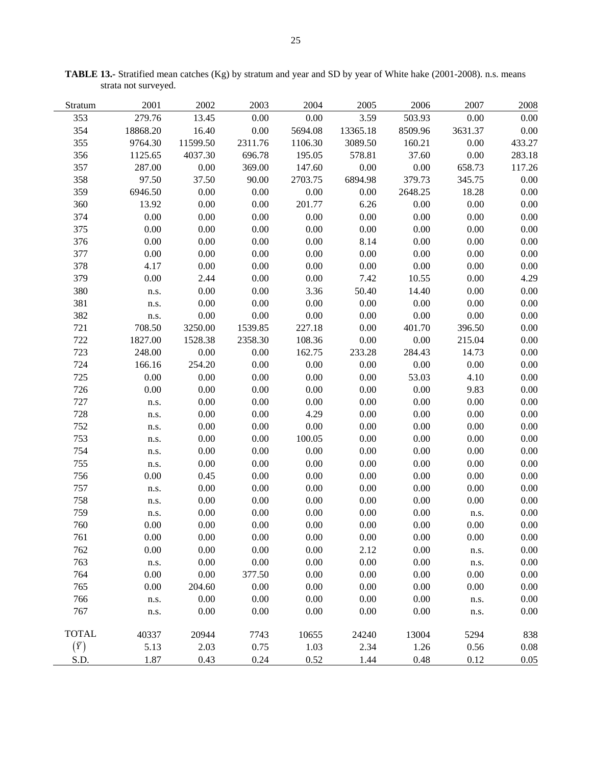**TABLE 13.-** Stratified mean catches (Kg) by stratum and year and SD by year of White hake (2001-2008). n.s. means strata not surveyed.

| Stratum | 2001 | 2002 | 2003 | 2004 | 2005 | 2006 | 2007 | 2008 |
|---|---|---|---|---|---|---|---|---|
| 353 | 279.76 | 13.45 | 0.00 | 0.00 | 3.59 | 503.93 | 0.00 | 0.00 |
| 354 | 18868.20 | 16.40 | 0.00 | 5694.08 | 13365.18 | 8509.96 | 3631.37 | 0.00 |
| 355 | 9764.30 | 11599.50 | 2311.76 | 1106.30 | 3089.50 | 160.21 | 0.00 | 433.27 |
| 356 | 1125.65 | 4037.30 | 696.78 | 195.05 | 578.81 | 37.60 | 0.00 | 283.18 |
| 357 | 287.00 | 0.00 | 369.00 | 147.60 | 0.00 | 0.00 | 658.73 | 117.26 |
| 358 | 97.50 | 37.50 | 90.00 | 2703.75 | 6894.98 | 379.73 | 345.75 | 0.00 |
| 359 | 6946.50 | 0.00 | 0.00 | 0.00 | 0.00 | 2648.25 | 18.28 | 0.00 |
| 360 | 13.92 | 0.00 | 0.00 | 201.77 | 6.26 | 0.00 | 0.00 | 0.00 |
| 374 | 0.00 | 0.00 | 0.00 | 0.00 | 0.00 | 0.00 | 0.00 | 0.00 |
| 375 | 0.00 | 0.00 | 0.00 | 0.00 | 0.00 | 0.00 | 0.00 | 0.00 |
| 376 | 0.00 | 0.00 | 0.00 | 0.00 | 8.14 | 0.00 | 0.00 | 0.00 |
| 377 | 0.00 | 0.00 | 0.00 | 0.00 | 0.00 | 0.00 | 0.00 | 0.00 |
| 378 | 4.17 | 0.00 | 0.00 | 0.00 | 0.00 | 0.00 | 0.00 | 0.00 |
| 379 | 0.00 | 2.44 | 0.00 | 0.00 | 7.42 | 10.55 | 0.00 | 4.29 |
| 380 | n.s. | 0.00 | 0.00 | 3.36 | 50.40 | 14.40 | 0.00 | 0.00 |
| 381 | n.s. | 0.00 | 0.00 | 0.00 | 0.00 | 0.00 | 0.00 | 0.00 |
| 382 | n.s. | 0.00 | 0.00 | 0.00 | 0.00 | 0.00 | 0.00 | 0.00 |
| 721 | 708.50 | 3250.00 | 1539.85 | 227.18 | 0.00 | 401.70 | 396.50 | 0.00 |
| 722 | 1827.00 | 1528.38 | 2358.30 | 108.36 | 0.00 | 0.00 | 215.04 | 0.00 |
| 723 | 248.00 | 0.00 | 0.00 | 162.75 | 233.28 | 284.43 | 14.73 | 0.00 |
| 724 | 166.16 | 254.20 | 0.00 | 0.00 | 0.00 | 0.00 | 0.00 | 0.00 |
| 725 | 0.00 | 0.00 | 0.00 | 0.00 | 0.00 | 53.03 | 4.10 | 0.00 |
| 726 | 0.00 | 0.00 | 0.00 | 0.00 | 0.00 | 0.00 | 9.83 | 0.00 |
| 727 | n.s. | 0.00 | 0.00 | 0.00 | 0.00 | 0.00 | 0.00 | 0.00 |
| 728 | n.s. | 0.00 | 0.00 | 4.29 | 0.00 | 0.00 | 0.00 | 0.00 |
| 752 | n.s. | 0.00 | 0.00 | 0.00 | 0.00 | 0.00 | 0.00 | 0.00 |
| 753 | n.s. | 0.00 | 0.00 | 100.05 | 0.00 | 0.00 | 0.00 | 0.00 |
| 754 | n.s. | 0.00 | 0.00 | 0.00 | 0.00 | 0.00 | 0.00 | 0.00 |
| 755 | n.s. | 0.00 | 0.00 | 0.00 | 0.00 | 0.00 | 0.00 | 0.00 |
| 756 | 0.00 | 0.45 | 0.00 | 0.00 | 0.00 | 0.00 | 0.00 | 0.00 |
| 757 | n.s. | 0.00 | 0.00 | 0.00 | 0.00 | 0.00 | 0.00 | 0.00 |
| 758 | n.s. | 0.00 | 0.00 | 0.00 | 0.00 | 0.00 | 0.00 | 0.00 |
| 759 | n.s. | 0.00 | 0.00 | 0.00 | 0.00 | 0.00 | n.s. | 0.00 |
| 760 | 0.00 | 0.00 | 0.00 | 0.00 | 0.00 | 0.00 | 0.00 | 0.00 |
| 761 | 0.00 | 0.00 | 0.00 | 0.00 | 0.00 | 0.00 | 0.00 | 0.00 |
| 762 | 0.00 | 0.00 | 0.00 | 0.00 | 2.12 | 0.00 | n.s. | 0.00 |
| 763 | n.s. | 0.00 | 0.00 | 0.00 | 0.00 | 0.00 | n.s. | 0.00 |
| 764 | 0.00 | 0.00 | 377.50 | 0.00 | 0.00 | 0.00 | 0.00 | 0.00 |
| 765 | 0.00 | 204.60 | 0.00 | 0.00 | 0.00 | 0.00 | 0.00 | 0.00 |
| 766 | n.s. | 0.00 | 0.00 | 0.00 | 0.00 | 0.00 | n.s. | 0.00 |
| 767 | n.s. | 0.00 | 0.00 | 0.00 | 0.00 | 0.00 | n.s. | 0.00 |
| TOTAL | 40337 | 20944 | 7743 | 10655 | 24240 | 13004 | 5294 | 838 |
| $(\overline{Y})$ | 5.13 | 2.03 | 0.75 | 1.03 | 2.34 | 1.26 | 0.56 | 0.08 |
| S.D. | 1.87 | 0.43 | 0.24 | 0.52 | 1.44 | 0.48 | 0.12 | 0.05 |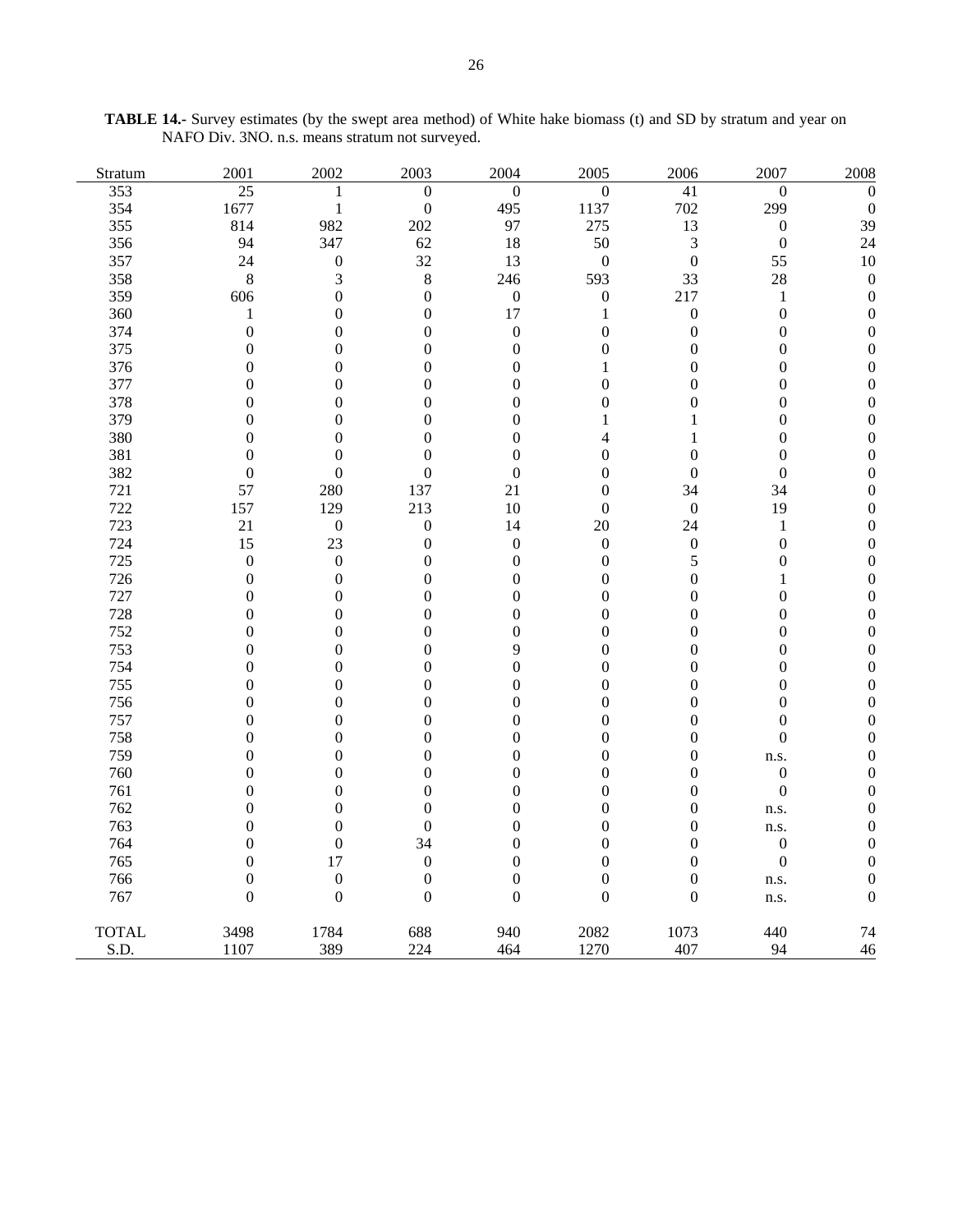**TABLE 14.-** Survey estimates (by the swept area method) of White hake biomass (t) and SD by stratum and year on NAFO Div. 3NO. n.s. means stratum not surveyed.

| Stratum | 2001 | 2002 | 2003 | 2004 | 2005 | 2006 | 2007 | 2008 |
|---|---|---|---|---|---|---|---|---|
| 353 | 25 | 1 | 0 | 0 | 0 | 41 | 0 | 0 |
| 354 | 1677 | 1 | 0 | 495 | 1137 | 702 | 299 | 0 |
| 355 | 814 | 982 | 202 | 97 | 275 | 13 | 0 | 39 |
| 356 | 94 | 347 | 62 | 18 | 50 | 3 | 0 | 24 |
| 357 | 24 | 0 | 32 | 13 | 0 | 0 | 55 | 10 |
| 358 | 8 | 3 | 8 | 246 | 593 | 33 | 28 | 0 |
| 359 | 606 | 0 | 0 | 0 | 0 | 217 | 1 | 0 |
| 360 | 1 | 0 | 0 | 17 | 1 | 0 | 0 | 0 |
| 374 | 0 | 0 | 0 | 0 | 0 | 0 | 0 | 0 |
| 375 | 0 | 0 | 0 | 0 | 0 | 0 | 0 | 0 |
| 376 | 0 | 0 | 0 | 0 | 1 | 0 | 0 | 0 |
| 377 | 0 | 0 | 0 | 0 | 0 | 0 | 0 | 0 |
| 378 | 0 | 0 | 0 | 0 | 0 | 0 | 0 | 0 |
| 379 | 0 | 0 | 0 | 0 | 1 | 1 | 0 | 0 |
| 380 | 0 | 0 | 0 | 0 | 4 | 1 | 0 | 0 |
| 381 | 0 | 0 | 0 | 0 | 0 | 0 | 0 | 0 |
| 382 | 0 | 0 | 0 | 0 | 0 | 0 | 0 | 0 |
| 721 | 57 | 280 | 137 | 21 | 0 | 34 | 34 | 0 |
| 722 | 157 | 129 | 213 | 10 | 0 | 0 | 19 | 0 |
| 723 | 21 | 0 | 0 | 14 | 20 | 24 | 1 | 0 |
| 724 | 15 | 23 | 0 | 0 | 0 | 0 | 0 | 0 |
| 725 | 0 | 0 | 0 | 0 | 0 | 5 | 0 | 0 |
| 726 | 0 | 0 | 0 | 0 | 0 | 0 | 1 | 0 |
| 727 | 0 | 0 | 0 | 0 | 0 | 0 | 0 | 0 |
| 728 | 0 | 0 | 0 | 0 | 0 | 0 | 0 | 0 |
| 752 | 0 | 0 | 0 | 0 | 0 | 0 | 0 | 0 |
| 753 | 0 | 0 | 0 | 9 | 0 | 0 | 0 | 0 |
| 754 | 0 | 0 | 0 | 0 | 0 | 0 | 0 | 0 |
| 755 | 0 | 0 | 0 | 0 | 0 | 0 | 0 | 0 |
| 756 | 0 | 0 | 0 | 0 | 0 | 0 | 0 | 0 |
| 757 | 0 | 0 | 0 | 0 | 0 | 0 | 0 | 0 |
| 758 | 0 | 0 | 0 | 0 | 0 | 0 | 0 | 0 |
| 759 | 0 | 0 | 0 | 0 | 0 | 0 | n.s. | 0 |
| 760 | 0 | 0 | 0 | 0 | 0 | 0 | 0 | 0 |
| 761 | 0 | 0 | 0 | 0 | 0 | 0 | 0 | 0 |
| 762 | 0 | 0 | 0 | 0 | 0 | 0 | n.s. | 0 |
| 763 | 0 | 0 | 0 | 0 | 0 | 0 | n.s. | 0 |
| 764 | 0 | 0 | 34 | 0 | 0 | 0 | 0 | 0 |
| 765 | 0 | 17 | 0 | 0 | 0 | 0 | 0 | 0 |
| 766 | 0 | 0 | 0 | 0 | 0 | 0 | n.s. | 0 |
| 767 | 0 | 0 | 0 | 0 | 0 | 0 | n.s. | 0 |
| TOTAL | 3498 | 1784 | 688 | 940 | 2082 | 1073 | 440 | 74 |
| S.D. | 1107 | 389 | 224 | 464 | 1270 | 407 | 94 | 46 |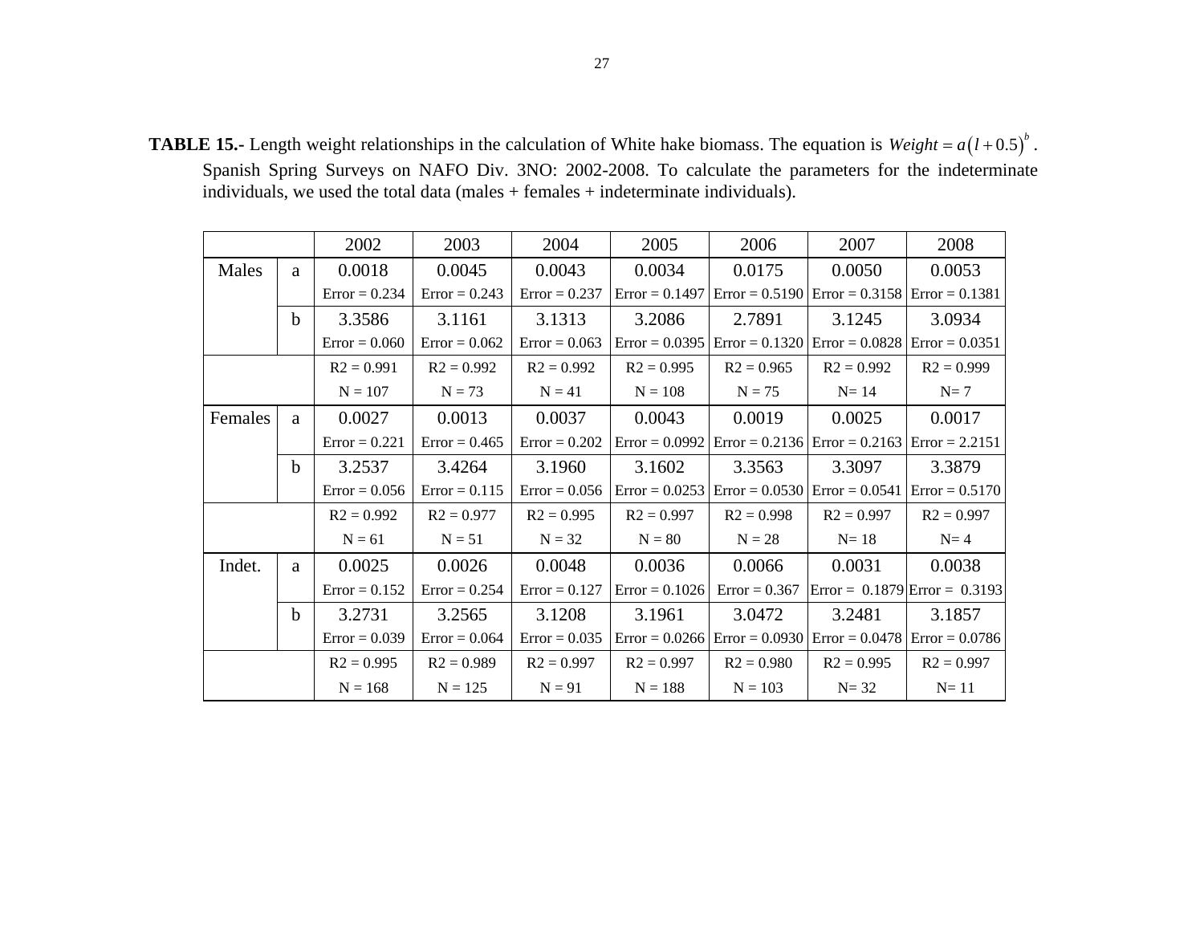**TABLE 15.-** Length weight relationships in the calculation of White hake biomass. The equation is $Weight = a(l + 0.5)^b$. Spanish Spring Surveys on NAFO Div. 3NO: 2002-2008. To calculate the parameters for the indeterminate individuals, we used the total data (males + females + indeterminate individuals).

| | | 2002 | 2003 | 2004 | 2005 | 2006 | 2007 | 2008 |
|---|---|---|---|---|---|---|---|---|
| Males | a | 0.0018 | 0.0045 | 0.0043 | 0.0034 | 0.0175 | 0.0050 | 0.0053 |
| | | Error = 0.234 | Error = 0.243 | Error = 0.237 | Error = 0.1497 | Error = 0.5190 | Error = 0.3158 | Error = 0.1381 |
| | b | 3.3586 | 3.1161 | 3.1313 | 3.2086 | 2.7891 | 3.1245 | 3.0934 |
| | | Error = 0.060 | Error = 0.062 | Error = 0.063 | Error = 0.0395 | Error = 0.1320 | Error = 0.0828 | Error = 0.0351 |
| | | R2 = 0.991 | R2 = 0.992 | R2 = 0.992 | R2 = 0.995 | R2 = 0.965 | R2 = 0.992 | R2 = 0.999 |
| | | N = 107 | N = 73 | N = 41 | N = 108 | N = 75 | N= 14 | N= 7 |
| Females | a | 0.0027 | 0.0013 | 0.0037 | 0.0043 | 0.0019 | 0.0025 | 0.0017 |
| | | Error = 0.221 | Error = 0.465 | Error = 0.202 | Error = 0.0992 | Error = 0.2136 | Error = 0.2163 | Error = 2.2151 |
| | b | 3.2537 | 3.4264 | 3.1960 | 3.1602 | 3.3563 | 3.3097 | 3.3879 |
| | | Error = 0.056 | Error = 0.115 | Error = 0.056 | Error = 0.0253 | Error = 0.0530 | Error = 0.0541 | Error = 0.5170 |
| | | R2 = 0.992 | R2 = 0.977 | R2 = 0.995 | R2 = 0.997 | R2 = 0.998 | R2 = 0.997 | R2 = 0.997 |
| | | N = 61 | N = 51 | N = 32 | N = 80 | N = 28 | N= 18 | N= 4 |
| Indet. | a | 0.0025 | 0.0026 | 0.0048 | 0.0036 | 0.0066 | 0.0031 | 0.0038 |
| | | Error = 0.152 | Error = 0.254 | Error = 0.127 | Error = 0.1026 | Error = 0.367 | Error = 0.1879 | Error = 0.3193 |
| | b | 3.2731 | 3.2565 | 3.1208 | 3.1961 | 3.0472 | 3.2481 | 3.1857 |
| | | Error = 0.039 | Error = 0.064 | Error = 0.035 | Error = 0.0266 | Error = 0.0930 | Error = 0.0478 | Error = 0.0786 |
| | | R2 = 0.995 | R2 = 0.989 | R2 = 0.997 | R2 = 0.997 | R2 = 0.980 | R2 = 0.995 | R2 = 0.997 |
| | | N = 168 | N = 125 | N = 91 | N = 188 | N = 103 | N= 32 | N= 11 |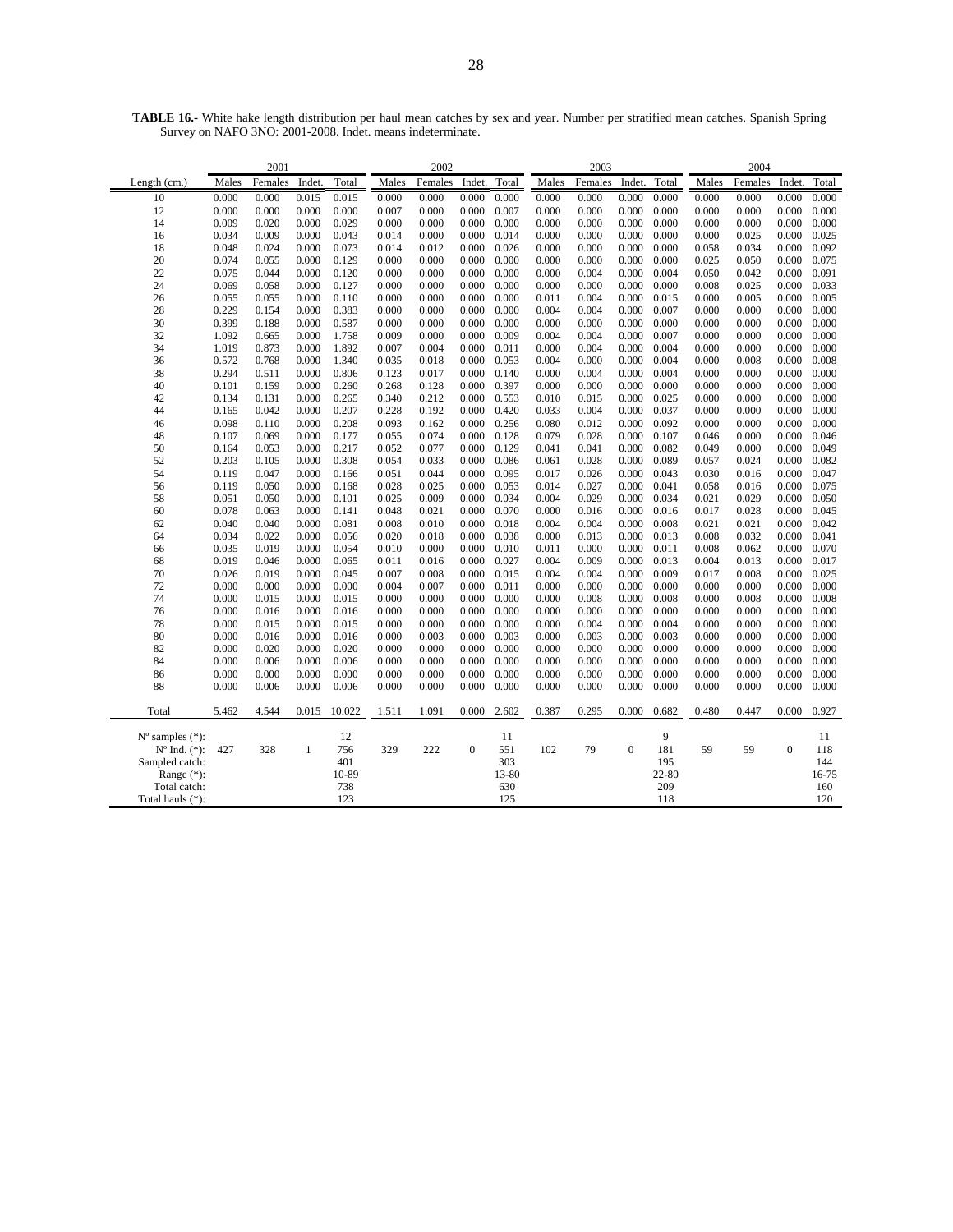**TABLE 16.-** White hake length distribution per haul mean catches by sex and year. Number per stratified mean catches. Spanish Spring Survey on NAFO 3NO: 2001-2008. Indet. means indeterminate.

| | 2001 | | | | 2002 | | | | 2003 | | | | 2004 | | | |
|---|---|---|---|---|---|---|---|---|---|---|---|---|---|---|---|---|
| Length (cm.) | Males | Females | Indet. | Total | Males | Females | Indet. | Total | Males | Females | Indet. | Total | Males | Females | Indet. | Total |
| 10 | 0.000 | 0.000 | 0.015 | 0.015 | 0.000 | 0.000 | 0.000 | 0.000 | 0.000 | 0.000 | 0.000 | 0.000 | 0.000 | 0.000 | 0.000 | 0.000 |
| 12 | 0.000 | 0.000 | 0.000 | 0.000 | 0.007 | 0.000 | 0.000 | 0.007 | 0.000 | 0.000 | 0.000 | 0.000 | 0.000 | 0.000 | 0.000 | 0.000 |
| 14 | 0.009 | 0.020 | 0.000 | 0.029 | 0.000 | 0.000 | 0.000 | 0.000 | 0.000 | 0.000 | 0.000 | 0.000 | 0.000 | 0.000 | 0.000 | 0.000 |
| 16 | 0.034 | 0.009 | 0.000 | 0.043 | 0.014 | 0.000 | 0.000 | 0.014 | 0.000 | 0.000 | 0.000 | 0.000 | 0.000 | 0.025 | 0.000 | 0.025 |
| 18 | 0.048 | 0.024 | 0.000 | 0.073 | 0.014 | 0.012 | 0.000 | 0.026 | 0.000 | 0.000 | 0.000 | 0.000 | 0.058 | 0.034 | 0.000 | 0.092 |
| 20 | 0.074 | 0.055 | 0.000 | 0.129 | 0.000 | 0.000 | 0.000 | 0.000 | 0.000 | 0.000 | 0.000 | 0.000 | 0.025 | 0.050 | 0.000 | 0.075 |
| 22 | 0.075 | 0.044 | 0.000 | 0.120 | 0.000 | 0.000 | 0.000 | 0.000 | 0.000 | 0.004 | 0.000 | 0.004 | 0.050 | 0.042 | 0.000 | 0.091 |
| 24 | 0.069 | 0.058 | 0.000 | 0.127 | 0.000 | 0.000 | 0.000 | 0.000 | 0.000 | 0.000 | 0.000 | 0.000 | 0.008 | 0.025 | 0.000 | 0.033 |
| 26 | 0.055 | 0.055 | 0.000 | 0.110 | 0.000 | 0.000 | 0.000 | 0.000 | 0.011 | 0.004 | 0.000 | 0.015 | 0.000 | 0.005 | 0.000 | 0.005 |
| 28 | 0.229 | 0.154 | 0.000 | 0.383 | 0.000 | 0.000 | 0.000 | 0.000 | 0.004 | 0.004 | 0.000 | 0.007 | 0.000 | 0.000 | 0.000 | 0.000 |
| 30 | 0.399 | 0.188 | 0.000 | 0.587 | 0.000 | 0.000 | 0.000 | 0.000 | 0.000 | 0.000 | 0.000 | 0.000 | 0.000 | 0.000 | 0.000 | 0.000 |
| 32 | 1.092 | 0.665 | 0.000 | 1.758 | 0.009 | 0.000 | 0.000 | 0.009 | 0.004 | 0.004 | 0.000 | 0.007 | 0.000 | 0.000 | 0.000 | 0.000 |
| 34 | 1.019 | 0.873 | 0.000 | 1.892 | 0.007 | 0.004 | 0.000 | 0.011 | 0.000 | 0.004 | 0.000 | 0.004 | 0.000 | 0.000 | 0.000 | 0.000 |
| 36 | 0.572 | 0.768 | 0.000 | 1.340 | 0.035 | 0.018 | 0.000 | 0.053 | 0.004 | 0.000 | 0.000 | 0.004 | 0.000 | 0.008 | 0.000 | 0.008 |
| 38 | 0.294 | 0.511 | 0.000 | 0.806 | 0.123 | 0.017 | 0.000 | 0.140 | 0.000 | 0.004 | 0.000 | 0.004 | 0.000 | 0.000 | 0.000 | 0.000 |
| 40 | 0.101 | 0.159 | 0.000 | 0.260 | 0.268 | 0.128 | 0.000 | 0.397 | 0.000 | 0.000 | 0.000 | 0.000 | 0.000 | 0.000 | 0.000 | 0.000 |
| 42 | 0.134 | 0.131 | 0.000 | 0.265 | 0.340 | 0.212 | 0.000 | 0.553 | 0.010 | 0.015 | 0.000 | 0.025 | 0.000 | 0.000 | 0.000 | 0.000 |
| 44 | 0.165 | 0.042 | 0.000 | 0.207 | 0.228 | 0.192 | 0.000 | 0.420 | 0.033 | 0.004 | 0.000 | 0.037 | 0.000 | 0.000 | 0.000 | 0.000 |
| 46 | 0.098 | 0.110 | 0.000 | 0.208 | 0.093 | 0.162 | 0.000 | 0.256 | 0.080 | 0.012 | 0.000 | 0.092 | 0.000 | 0.000 | 0.000 | 0.000 |
| 48 | 0.107 | 0.069 | 0.000 | 0.177 | 0.055 | 0.074 | 0.000 | 0.128 | 0.079 | 0.028 | 0.000 | 0.107 | 0.046 | 0.000 | 0.000 | 0.046 |
| 50 | 0.164 | 0.053 | 0.000 | 0.217 | 0.052 | 0.077 | 0.000 | 0.129 | 0.041 | 0.041 | 0.000 | 0.082 | 0.049 | 0.000 | 0.000 | 0.049 |
| 52 | 0.203 | 0.105 | 0.000 | 0.308 | 0.054 | 0.033 | 0.000 | 0.086 | 0.061 | 0.028 | 0.000 | 0.089 | 0.057 | 0.024 | 0.000 | 0.082 |
| 54 | 0.119 | 0.047 | 0.000 | 0.166 | 0.051 | 0.044 | 0.000 | 0.095 | 0.017 | 0.026 | 0.000 | 0.043 | 0.030 | 0.016 | 0.000 | 0.047 |
| 56 | 0.119 | 0.050 | 0.000 | 0.168 | 0.028 | 0.025 | 0.000 | 0.053 | 0.014 | 0.027 | 0.000 | 0.041 | 0.058 | 0.016 | 0.000 | 0.075 |
| 58 | 0.051 | 0.050 | 0.000 | 0.101 | 0.025 | 0.009 | 0.000 | 0.034 | 0.004 | 0.029 | 0.000 | 0.034 | 0.021 | 0.029 | 0.000 | 0.050 |
| 60 | 0.078 | 0.063 | 0.000 | 0.141 | 0.048 | 0.021 | 0.000 | 0.070 | 0.000 | 0.016 | 0.000 | 0.016 | 0.017 | 0.028 | 0.000 | 0.045 |
| 62 | 0.040 | 0.040 | 0.000 | 0.081 | 0.008 | 0.010 | 0.000 | 0.018 | 0.004 | 0.004 | 0.000 | 0.008 | 0.021 | 0.021 | 0.000 | 0.042 |
| 64 | 0.034 | 0.022 | 0.000 | 0.056 | 0.020 | 0.018 | 0.000 | 0.038 | 0.000 | 0.013 | 0.000 | 0.013 | 0.008 | 0.032 | 0.000 | 0.041 |
| 66 | 0.035 | 0.019 | 0.000 | 0.054 | 0.010 | 0.000 | 0.000 | 0.010 | 0.011 | 0.000 | 0.000 | 0.011 | 0.008 | 0.062 | 0.000 | 0.070 |
| 68 | 0.019 | 0.046 | 0.000 | 0.065 | 0.011 | 0.016 | 0.000 | 0.027 | 0.004 | 0.009 | 0.000 | 0.013 | 0.004 | 0.013 | 0.000 | 0.017 |
| 70 | 0.026 | 0.019 | 0.000 | 0.045 | 0.007 | 0.008 | 0.000 | 0.015 | 0.004 | 0.004 | 0.000 | 0.009 | 0.017 | 0.008 | 0.000 | 0.025 |
| 72 | 0.000 | 0.000 | 0.000 | 0.000 | 0.004 | 0.007 | 0.000 | 0.011 | 0.000 | 0.000 | 0.000 | 0.000 | 0.000 | 0.000 | 0.000 | 0.000 |
| 74 | 0.000 | 0.015 | 0.000 | 0.015 | 0.000 | 0.000 | 0.000 | 0.000 | 0.000 | 0.008 | 0.000 | 0.008 | 0.000 | 0.008 | 0.000 | 0.008 |
| 76 | 0.000 | 0.016 | 0.000 | 0.016 | 0.000 | 0.000 | 0.000 | 0.000 | 0.000 | 0.000 | 0.000 | 0.000 | 0.000 | 0.000 | 0.000 | 0.000 |
| 78 | 0.000 | 0.015 | 0.000 | 0.015 | 0.000 | 0.000 | 0.000 | 0.000 | 0.000 | 0.004 | 0.000 | 0.004 | 0.000 | 0.000 | 0.000 | 0.000 |
| 80 | 0.000 | 0.016 | 0.000 | 0.016 | 0.000 | 0.003 | 0.000 | 0.003 | 0.000 | 0.003 | 0.000 | 0.003 | 0.000 | 0.000 | 0.000 | 0.000 |
| 82 | 0.000 | 0.020 | 0.000 | 0.020 | 0.000 | 0.000 | 0.000 | 0.000 | 0.000 | 0.000 | 0.000 | 0.000 | 0.000 | 0.000 | 0.000 | 0.000 |
| 84 | 0.000 | 0.006 | 0.000 | 0.006 | 0.000 | 0.000 | 0.000 | 0.000 | 0.000 | 0.000 | 0.000 | 0.000 | 0.000 | 0.000 | 0.000 | 0.000 |
| 86 | 0.000 | 0.000 | 0.000 | 0.000 | 0.000 | 0.000 | 0.000 | 0.000 | 0.000 | 0.000 | 0.000 | 0.000 | 0.000 | 0.000 | 0.000 | 0.000 |
| 88 | 0.000 | 0.006 | 0.000 | 0.006 | 0.000 | 0.000 | 0.000 | 0.000 | 0.000 | 0.000 | 0.000 | 0.000 | 0.000 | 0.000 | 0.000 | 0.000 |
| Total | 5.462 | 4.544 | 0.015 | 10.022 | 1.511 | 1.091 | 0.000 | 2.602 | 0.387 | 0.295 | 0.000 | 0.682 | 0.480 | 0.447 | 0.000 | 0.927 |
| Nº samples (*): | | | | 12 | | | | 11 | | | | 9 | | | | 11 |
| Nº Ind. (*): | 427 | 328 | 1 | 756 | 329 | 222 | 0 | 551 | 102 | 79 | 0 | 181 | 59 | 59 | 0 | 118 |
| Sampled catch: | | | | 401 | | | | 303 | | | | 195 | | | | 144 |
| Range (*): | | | | 10-89 | | | | 13-80 | | | | 22-80 | | | | 16-75 |
| Total catch: | | | | 738 | | | | 630 | | | | 209 | | | | 160 |
| Total hauls (*): | | | | 123 | | | | 125 | | | | 118 | | | | 120 |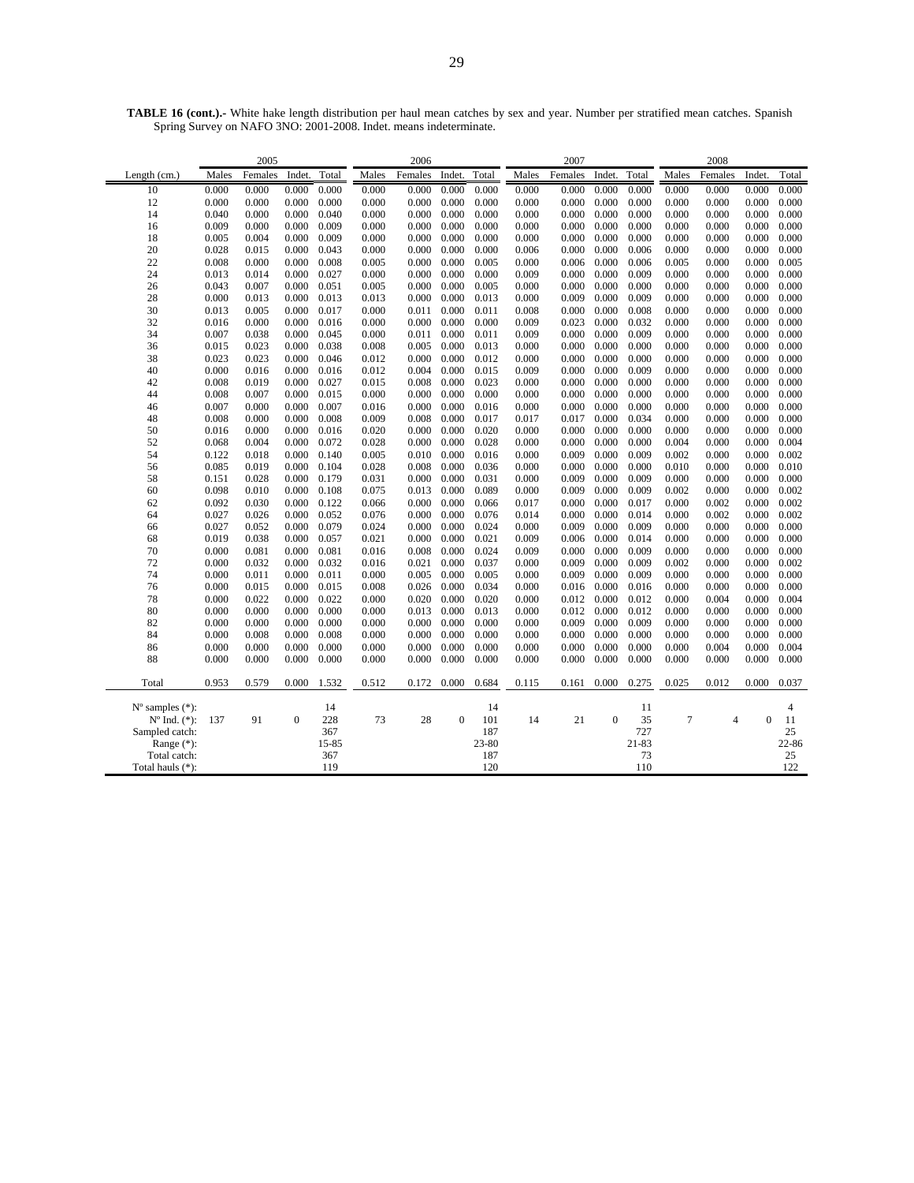**TABLE 16 (cont.).-** White hake length distribution per haul mean catches by sex and year. Number per stratified mean catches. Spanish Spring Survey on NAFO 3NO: 2001-2008. Indet. means indeterminate.

| | 2005 | | | | 2006 | | | | 2007 | | | | 2008 | | | |
|---|---|---|---|---|---|---|---|---|---|---|---|---|---|---|---|---|
| Length (cm.) | Males | Females | Indet. | Total | Males | Females | Indet. | Total | Males | Females | Indet. | Total | Males | Females | Indet. | Total |
| 10 | 0.000 | 0.000 | 0.000 | 0.000 | 0.000 | 0.000 | 0.000 | 0.000 | 0.000 | 0.000 | 0.000 | 0.000 | 0.000 | 0.000 | 0.000 | 0.000 |
| 12 | 0.000 | 0.000 | 0.000 | 0.000 | 0.000 | 0.000 | 0.000 | 0.000 | 0.000 | 0.000 | 0.000 | 0.000 | 0.000 | 0.000 | 0.000 | 0.000 |
| 14 | 0.040 | 0.000 | 0.000 | 0.040 | 0.000 | 0.000 | 0.000 | 0.000 | 0.000 | 0.000 | 0.000 | 0.000 | 0.000 | 0.000 | 0.000 | 0.000 |
| 16 | 0.009 | 0.000 | 0.000 | 0.009 | 0.000 | 0.000 | 0.000 | 0.000 | 0.000 | 0.000 | 0.000 | 0.000 | 0.000 | 0.000 | 0.000 | 0.000 |
| 18 | 0.005 | 0.004 | 0.000 | 0.009 | 0.000 | 0.000 | 0.000 | 0.000 | 0.000 | 0.000 | 0.000 | 0.000 | 0.000 | 0.000 | 0.000 | 0.000 |
| 20 | 0.028 | 0.015 | 0.000 | 0.043 | 0.000 | 0.000 | 0.000 | 0.000 | 0.006 | 0.000 | 0.000 | 0.006 | 0.000 | 0.000 | 0.000 | 0.000 |
| 22 | 0.008 | 0.000 | 0.000 | 0.008 | 0.005 | 0.000 | 0.000 | 0.005 | 0.000 | 0.006 | 0.000 | 0.006 | 0.005 | 0.000 | 0.000 | 0.005 |
| 24 | 0.013 | 0.014 | 0.000 | 0.027 | 0.000 | 0.000 | 0.000 | 0.000 | 0.009 | 0.000 | 0.000 | 0.009 | 0.000 | 0.000 | 0.000 | 0.000 |
| 26 | 0.043 | 0.007 | 0.000 | 0.051 | 0.005 | 0.000 | 0.000 | 0.005 | 0.000 | 0.000 | 0.000 | 0.000 | 0.000 | 0.000 | 0.000 | 0.000 |
| 28 | 0.000 | 0.013 | 0.000 | 0.013 | 0.013 | 0.000 | 0.000 | 0.013 | 0.000 | 0.009 | 0.000 | 0.009 | 0.000 | 0.000 | 0.000 | 0.000 |
| 30 | 0.013 | 0.005 | 0.000 | 0.017 | 0.000 | 0.011 | 0.000 | 0.011 | 0.008 | 0.000 | 0.000 | 0.008 | 0.000 | 0.000 | 0.000 | 0.000 |
| 32 | 0.016 | 0.000 | 0.000 | 0.016 | 0.000 | 0.000 | 0.000 | 0.000 | 0.009 | 0.023 | 0.000 | 0.032 | 0.000 | 0.000 | 0.000 | 0.000 |
| 34 | 0.007 | 0.038 | 0.000 | 0.045 | 0.000 | 0.011 | 0.000 | 0.011 | 0.009 | 0.000 | 0.000 | 0.009 | 0.000 | 0.000 | 0.000 | 0.000 |
| 36 | 0.015 | 0.023 | 0.000 | 0.038 | 0.008 | 0.005 | 0.000 | 0.013 | 0.000 | 0.000 | 0.000 | 0.000 | 0.000 | 0.000 | 0.000 | 0.000 |
| 38 | 0.023 | 0.023 | 0.000 | 0.046 | 0.012 | 0.000 | 0.000 | 0.012 | 0.000 | 0.000 | 0.000 | 0.000 | 0.000 | 0.000 | 0.000 | 0.000 |
| 40 | 0.000 | 0.016 | 0.000 | 0.016 | 0.012 | 0.004 | 0.000 | 0.015 | 0.009 | 0.000 | 0.000 | 0.009 | 0.000 | 0.000 | 0.000 | 0.000 |
| 42 | 0.008 | 0.019 | 0.000 | 0.027 | 0.015 | 0.008 | 0.000 | 0.023 | 0.000 | 0.000 | 0.000 | 0.000 | 0.000 | 0.000 | 0.000 | 0.000 |
| 44 | 0.008 | 0.007 | 0.000 | 0.015 | 0.000 | 0.000 | 0.000 | 0.000 | 0.000 | 0.000 | 0.000 | 0.000 | 0.000 | 0.000 | 0.000 | 0.000 |
| 46 | 0.007 | 0.000 | 0.000 | 0.007 | 0.016 | 0.000 | 0.000 | 0.016 | 0.000 | 0.000 | 0.000 | 0.000 | 0.000 | 0.000 | 0.000 | 0.000 |
| 48 | 0.008 | 0.000 | 0.000 | 0.008 | 0.009 | 0.008 | 0.000 | 0.017 | 0.017 | 0.017 | 0.000 | 0.034 | 0.000 | 0.000 | 0.000 | 0.000 |
| 50 | 0.016 | 0.000 | 0.000 | 0.016 | 0.020 | 0.000 | 0.000 | 0.020 | 0.000 | 0.000 | 0.000 | 0.000 | 0.000 | 0.000 | 0.000 | 0.000 |
| 52 | 0.068 | 0.004 | 0.000 | 0.072 | 0.028 | 0.000 | 0.000 | 0.028 | 0.000 | 0.000 | 0.000 | 0.000 | 0.004 | 0.000 | 0.000 | 0.004 |
| 54 | 0.122 | 0.018 | 0.000 | 0.140 | 0.005 | 0.010 | 0.000 | 0.016 | 0.000 | 0.009 | 0.000 | 0.009 | 0.002 | 0.000 | 0.000 | 0.002 |
| 56 | 0.085 | 0.019 | 0.000 | 0.104 | 0.028 | 0.008 | 0.000 | 0.036 | 0.000 | 0.000 | 0.000 | 0.000 | 0.010 | 0.000 | 0.000 | 0.010 |
| 58 | 0.151 | 0.028 | 0.000 | 0.179 | 0.031 | 0.000 | 0.000 | 0.031 | 0.000 | 0.009 | 0.000 | 0.009 | 0.000 | 0.000 | 0.000 | 0.000 |
| 60 | 0.098 | 0.010 | 0.000 | 0.108 | 0.075 | 0.013 | 0.000 | 0.089 | 0.000 | 0.009 | 0.000 | 0.009 | 0.002 | 0.000 | 0.000 | 0.002 |
| 62 | 0.092 | 0.030 | 0.000 | 0.122 | 0.066 | 0.000 | 0.000 | 0.066 | 0.017 | 0.000 | 0.000 | 0.017 | 0.000 | 0.002 | 0.000 | 0.002 |
| 64 | 0.027 | 0.026 | 0.000 | 0.052 | 0.076 | 0.000 | 0.000 | 0.076 | 0.014 | 0.000 | 0.000 | 0.014 | 0.000 | 0.002 | 0.000 | 0.002 |
| 66 | 0.027 | 0.052 | 0.000 | 0.079 | 0.024 | 0.000 | 0.000 | 0.024 | 0.000 | 0.009 | 0.000 | 0.009 | 0.000 | 0.000 | 0.000 | 0.000 |
| 68 | 0.019 | 0.038 | 0.000 | 0.057 | 0.021 | 0.000 | 0.000 | 0.021 | 0.009 | 0.006 | 0.000 | 0.014 | 0.000 | 0.000 | 0.000 | 0.000 |
| 70 | 0.000 | 0.081 | 0.000 | 0.081 | 0.016 | 0.008 | 0.000 | 0.024 | 0.009 | 0.000 | 0.000 | 0.009 | 0.000 | 0.000 | 0.000 | 0.000 |
| 72 | 0.000 | 0.032 | 0.000 | 0.032 | 0.016 | 0.021 | 0.000 | 0.037 | 0.000 | 0.009 | 0.000 | 0.009 | 0.002 | 0.000 | 0.000 | 0.002 |
| 74 | 0.000 | 0.011 | 0.000 | 0.011 | 0.000 | 0.005 | 0.000 | 0.005 | 0.000 | 0.009 | 0.000 | 0.009 | 0.000 | 0.000 | 0.000 | 0.000 |
| 76 | 0.000 | 0.015 | 0.000 | 0.015 | 0.008 | 0.026 | 0.000 | 0.034 | 0.000 | 0.016 | 0.000 | 0.016 | 0.000 | 0.000 | 0.000 | 0.000 |
| 78 | 0.000 | 0.022 | 0.000 | 0.022 | 0.000 | 0.020 | 0.000 | 0.020 | 0.000 | 0.012 | 0.000 | 0.012 | 0.000 | 0.004 | 0.000 | 0.004 |
| 80 | 0.000 | 0.000 | 0.000 | 0.000 | 0.000 | 0.013 | 0.000 | 0.013 | 0.000 | 0.012 | 0.000 | 0.012 | 0.000 | 0.000 | 0.000 | 0.000 |
| 82 | 0.000 | 0.000 | 0.000 | 0.000 | 0.000 | 0.000 | 0.000 | 0.000 | 0.000 | 0.009 | 0.000 | 0.009 | 0.000 | 0.000 | 0.000 | 0.000 |
| 84 | 0.000 | 0.008 | 0.000 | 0.008 | 0.000 | 0.000 | 0.000 | 0.000 | 0.000 | 0.000 | 0.000 | 0.000 | 0.000 | 0.000 | 0.000 | 0.000 |
| 86 | 0.000 | 0.000 | 0.000 | 0.000 | 0.000 | 0.000 | 0.000 | 0.000 | 0.000 | 0.000 | 0.000 | 0.000 | 0.000 | 0.004 | 0.000 | 0.004 |
| 88 | 0.000 | 0.000 | 0.000 | 0.000 | 0.000 | 0.000 | 0.000 | 0.000 | 0.000 | 0.000 | 0.000 | 0.000 | 0.000 | 0.000 | 0.000 | 0.000 |
| Total | 0.953 | 0.579 | 0.000 | 1.532 | 0.512 | 0.172 | 0.000 | 0.684 | 0.115 | 0.161 | 0.000 | 0.275 | 0.025 | 0.012 | 0.000 | 0.037 |
| Nº samples (*): | | | | 14 | | | | 14 | | | | 11 | | | | 4 |
| Nº Ind. (*): | 137 | 91 | 0 | 228 | 73 | 28 | 0 | 101 | 14 | 21 | 0 | 35 | 7 | 4 | 0 | 11 |
| Sampled catch: | | | | 367 | | | | 187 | | | | 727 | | | | 25 |
| Range (*): | | | | 15-85 | | | | 23-80 | | | | 21-83 | | | | 22-86 |
| Total catch: | | | | 367 | | | | 187 | | | | 73 | | | | 25 |
| Total hauls (*): | | | | 119 | | | | 120 | | | | 110 | | | | 122 |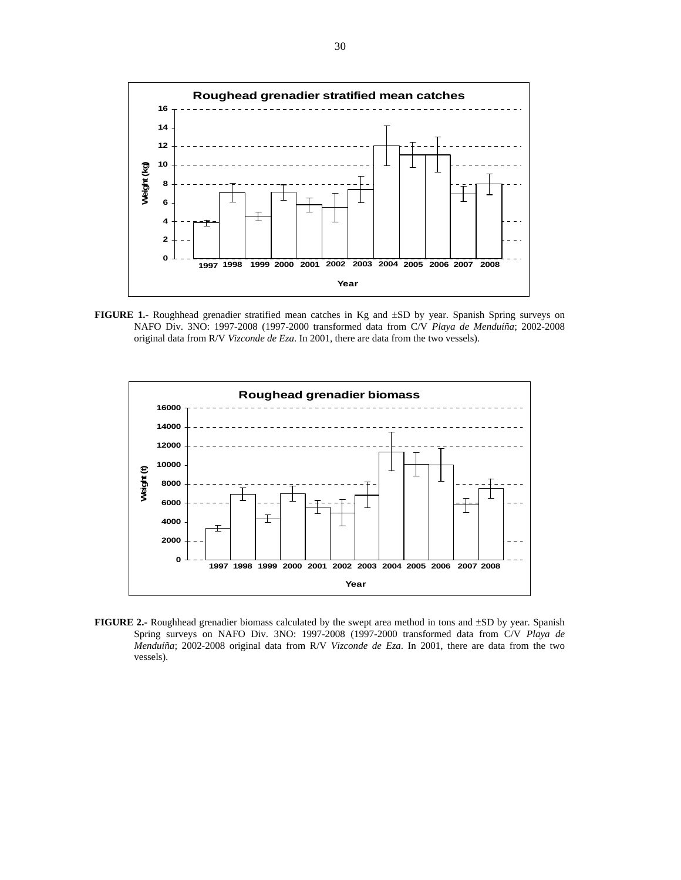**FIGURE 1.-** Roughhead grenadier stratified mean catches in Kg and ±SD by year. Spanish Spring surveys on NAFO Div. 3NO: 1997-2008 (1997-2000 transformed data from C/V *Playa de Menduíña*; 2002-2008 original data from R/V *Vizconde de Eza*. In 2001, there are data from the two vessels).

**FIGURE 2.-** Roughhead grenadier biomass calculated by the swept area method in tons and ±SD by year. Spanish Spring surveys on NAFO Div. 3NO: 1997-2008 (1997-2000 transformed data from C/V *Playa de Menduíña*; 2002-2008 original data from R/V *Vizconde de Eza*. In 2001, there are data from the two vessels).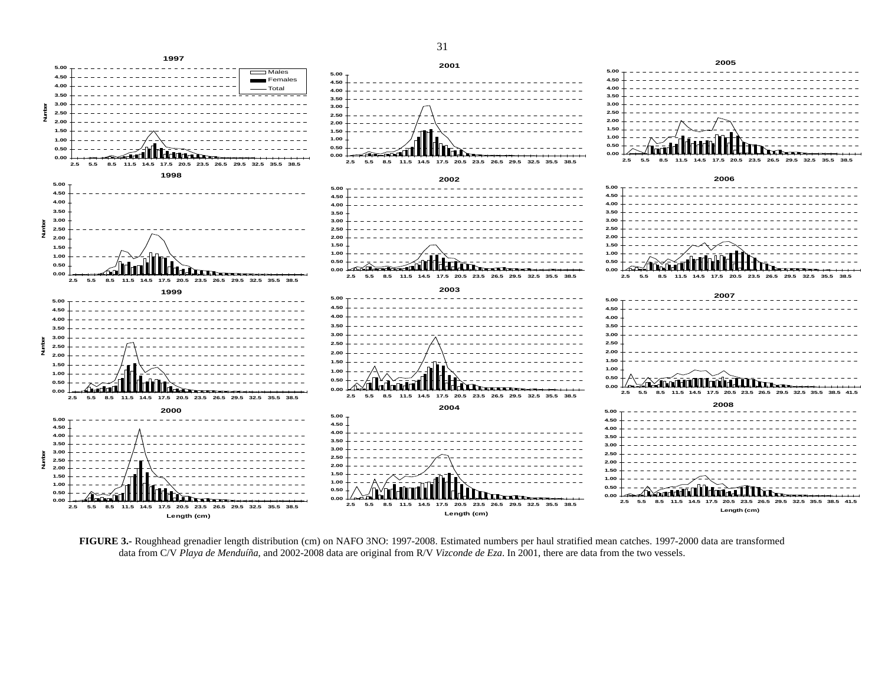**FIGURE 3.-** Roughhead grenadier length distribution (cm) on NAFO 3NO: 1997-2008. Estimated numbers per haul stratified mean catches. 1997-2000 data are transformed data from C/V *Playa de Menduíña*, and 2002-2008 data are original from R/V *Vizconde de Eza*. In 2001, there are data from the two vessels.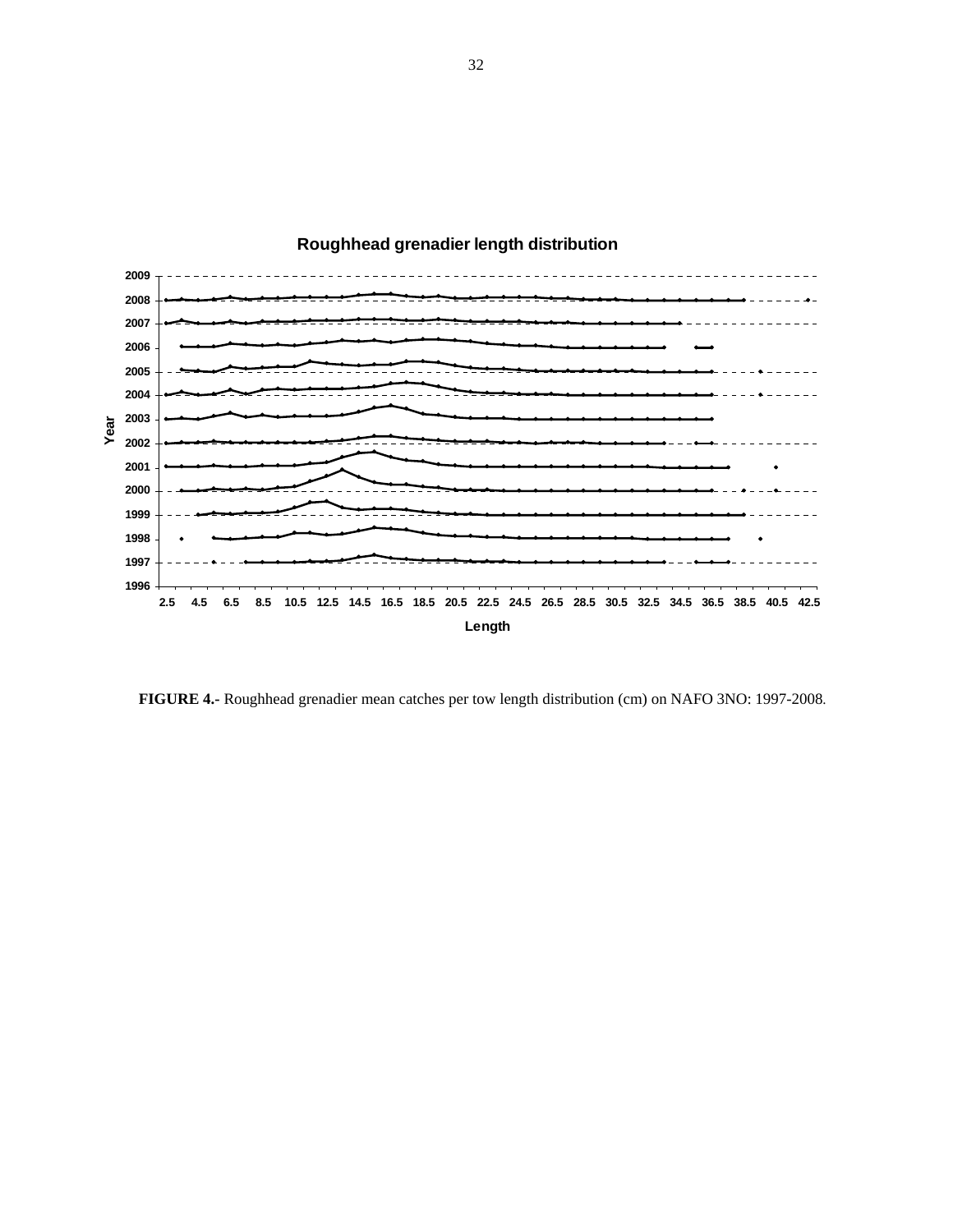**Roughhead grenadier length distribution**

Year

2009
2008
2007
2006
2005
2004
2003
2002
2001
2000
1999
1998
1997
1996

2.5 4.5 6.5 8.5 10.5 12.5 14.5 16.5 18.5 20.5 22.5 24.5 26.5 28.5 30.5 32.5 34.5 36.5 38.5 40.5 42.5

Length

**FIGURE 4.-** Roughhead grenadier mean catches per tow length distribution (cm) on NAFO 3NO: 1997-2008.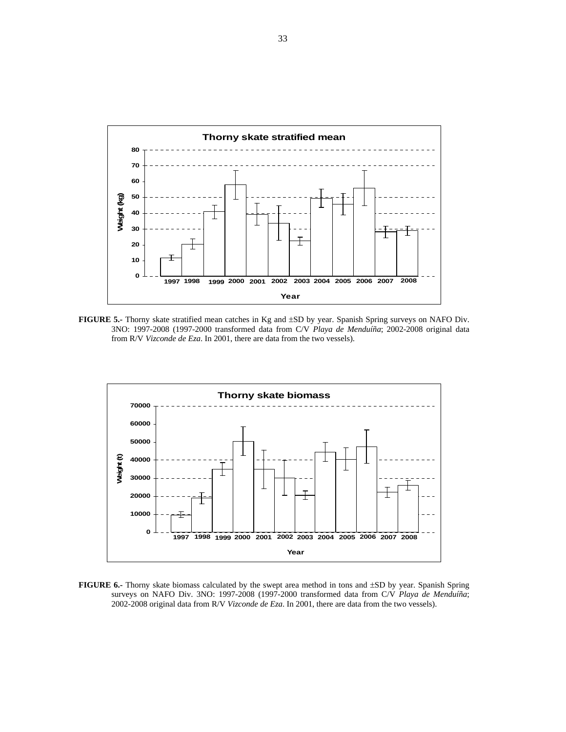**FIGURE 5.-** Thorny skate stratified mean catches in Kg and ±SD by year. Spanish Spring surveys on NAFO Div. 3NO: 1997-2008 (1997-2000 transformed data from C/V *Playa de Menduíña*; 2002-2008 original data from R/V *Vizconde de Eza*. In 2001, there are data from the two vessels).

**FIGURE 6.-** Thorny skate biomass calculated by the swept area method in tons and ±SD by year. Spanish Spring surveys on NAFO Div. 3NO: 1997-2008 (1997-2000 transformed data from C/V *Playa de Menduíña*; 2002-2008 original data from R/V *Vizconde de Eza*. In 2001, there are data from the two vessels).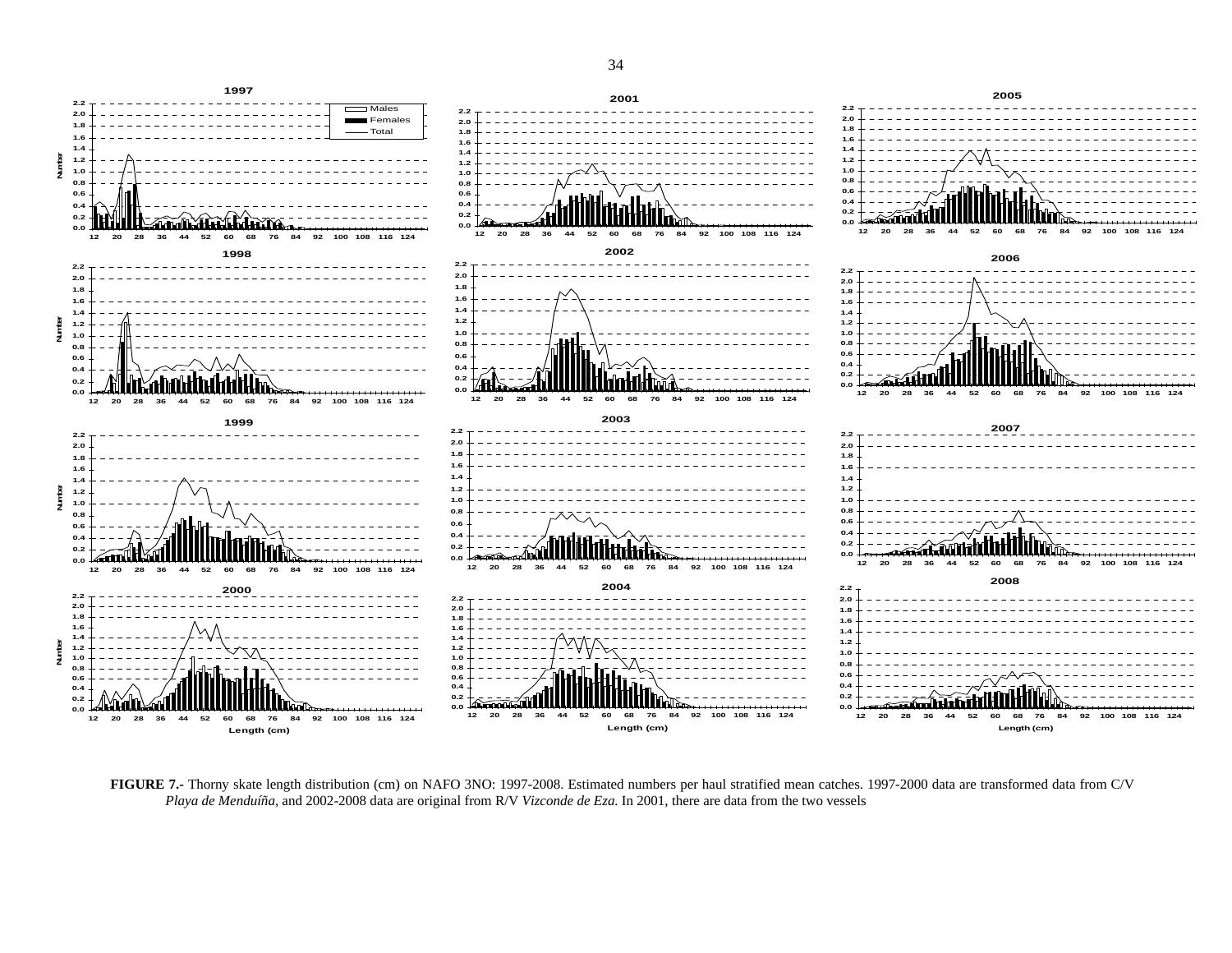**FIGURE 7.-** Thorny skate length distribution (cm) on NAFO 3NO: 1997-2008. Estimated numbers per haul stratified mean catches. 1997-2000 data are transformed data from C/V *Playa de Menduíña*, and 2002-2008 data are original from R/V *Vizconde de Eza*. In 2001, there are data from the two vessels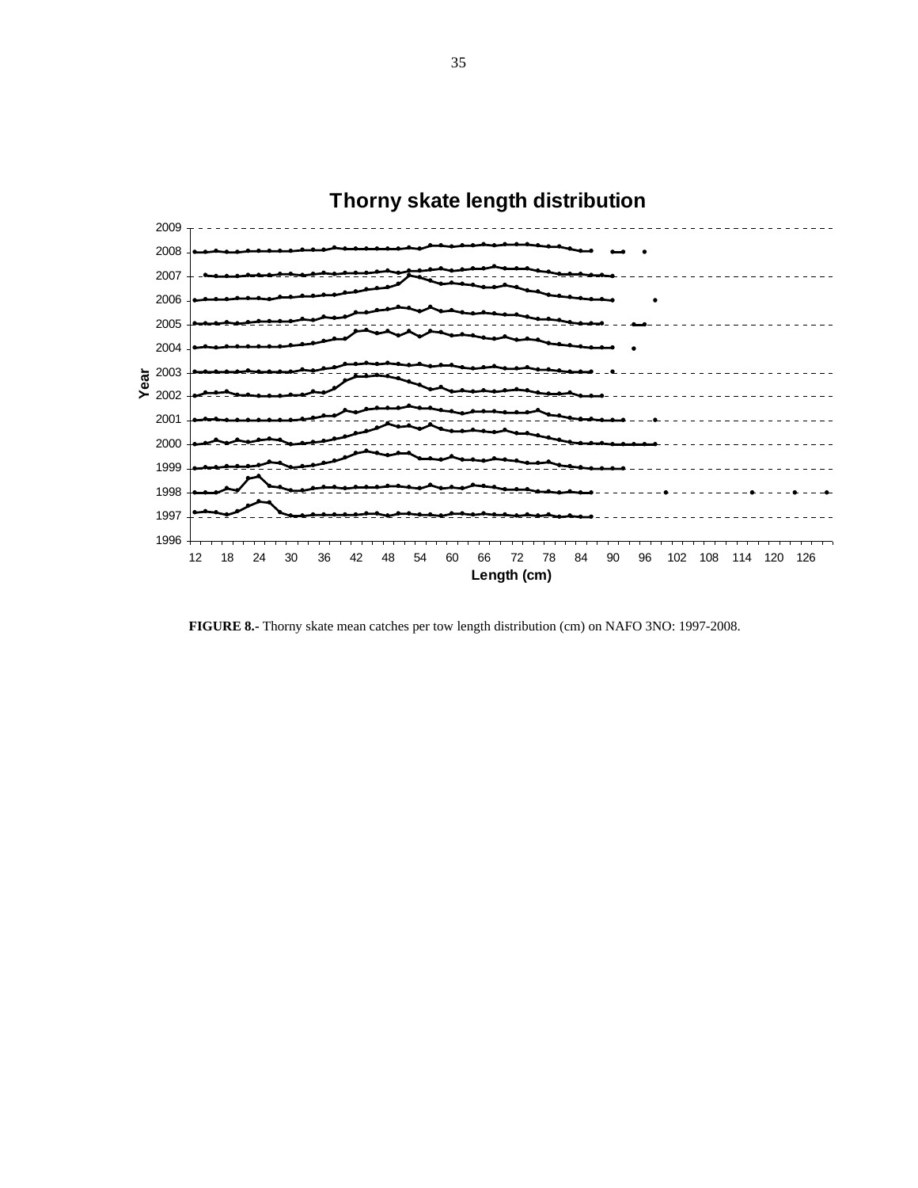**Thorny skate length distribution**

**FIGURE 8.-** Thorny skate mean catches per tow length distribution (cm) on NAFO 3NO: 1997-2008.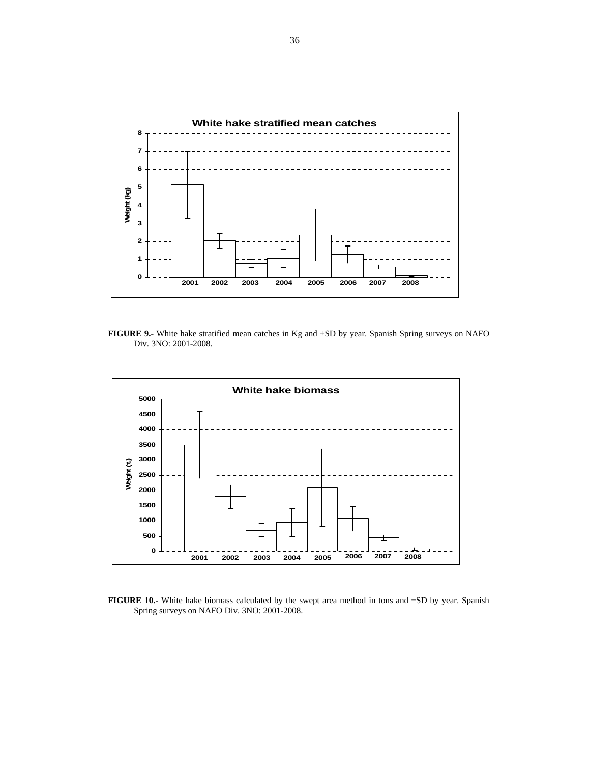**FIGURE 9.-** White hake stratified mean catches in Kg and ±SD by year. Spanish Spring surveys on NAFO Div. 3NO: 2001-2008.

**FIGURE 10.-** White hake biomass calculated by the swept area method in tons and ±SD by year. Spanish Spring surveys on NAFO Div. 3NO: 2001-2008.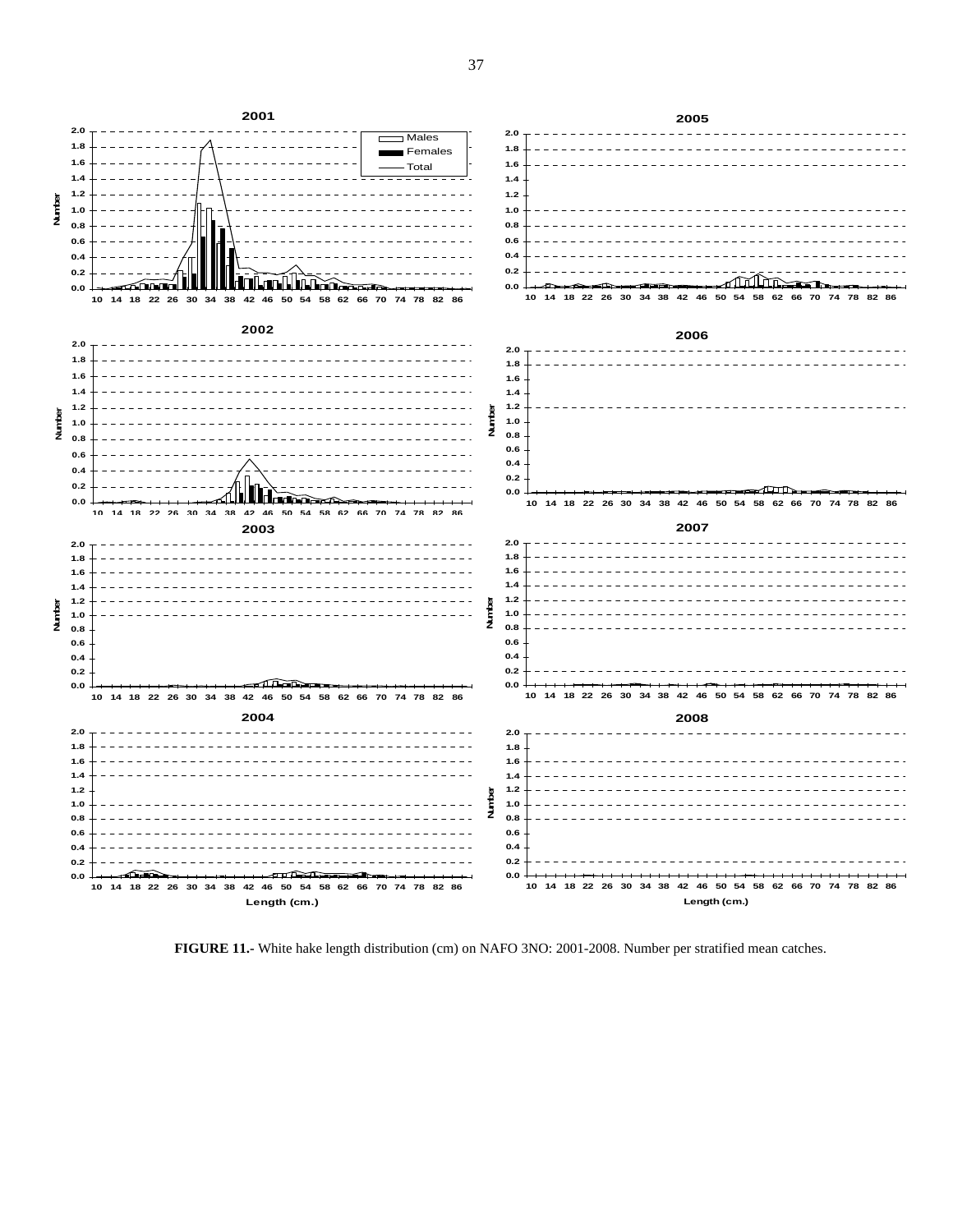**FIGURE 11.-** White hake length distribution (cm) on NAFO 3NO: 2001-2008. Number per stratified mean catches.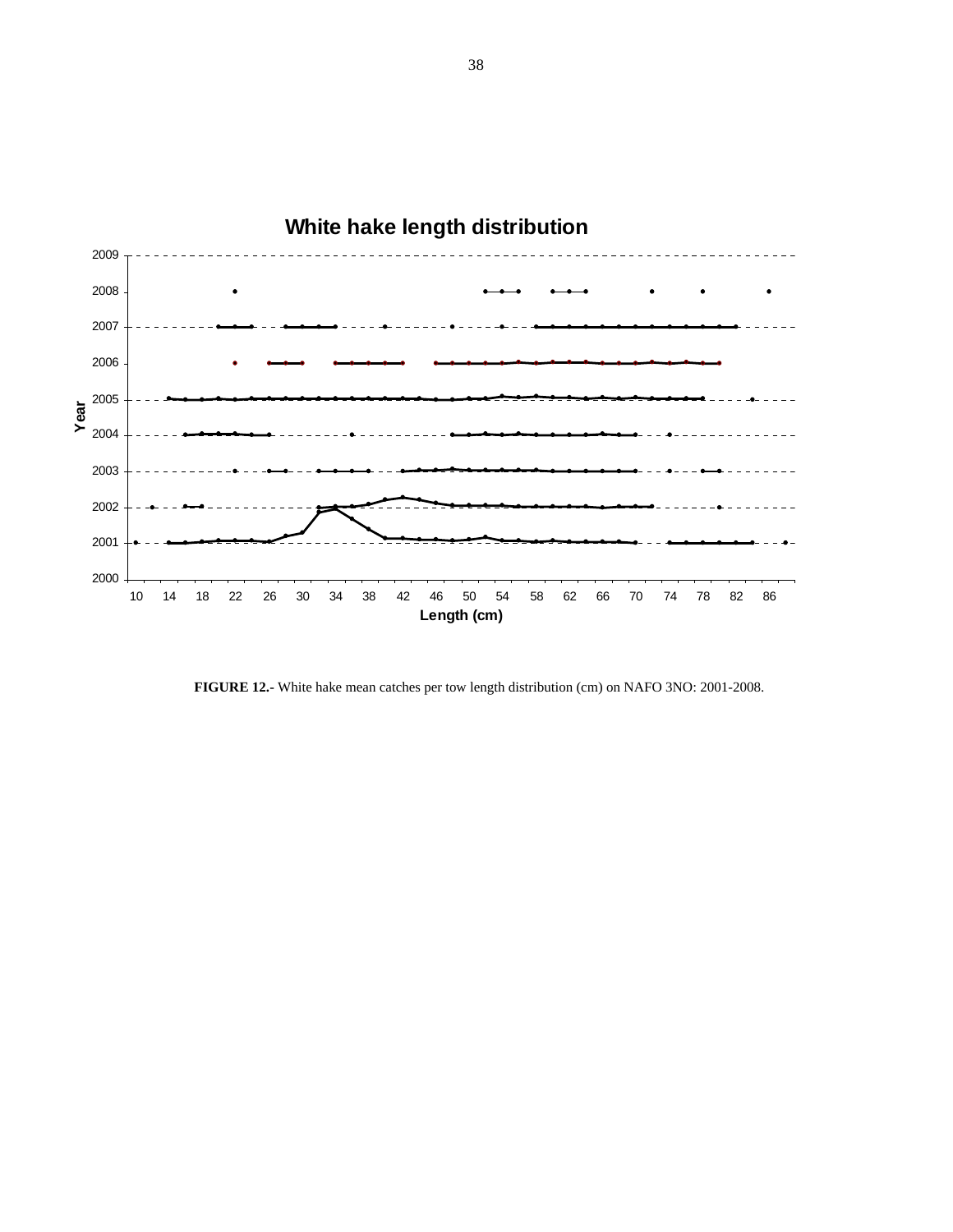White hake length distribution

2009
2008
2007
2006
2005
2004
2003
2002
2001
2000

Year

10 14 18 22 26 30 34 38 42 46 50 54 58 62 66 70 74 78 82 86

Length (cm)

**FIGURE 12.-** White hake mean catches per tow length distribution (cm) on NAFO 3NO: 2001-2008.